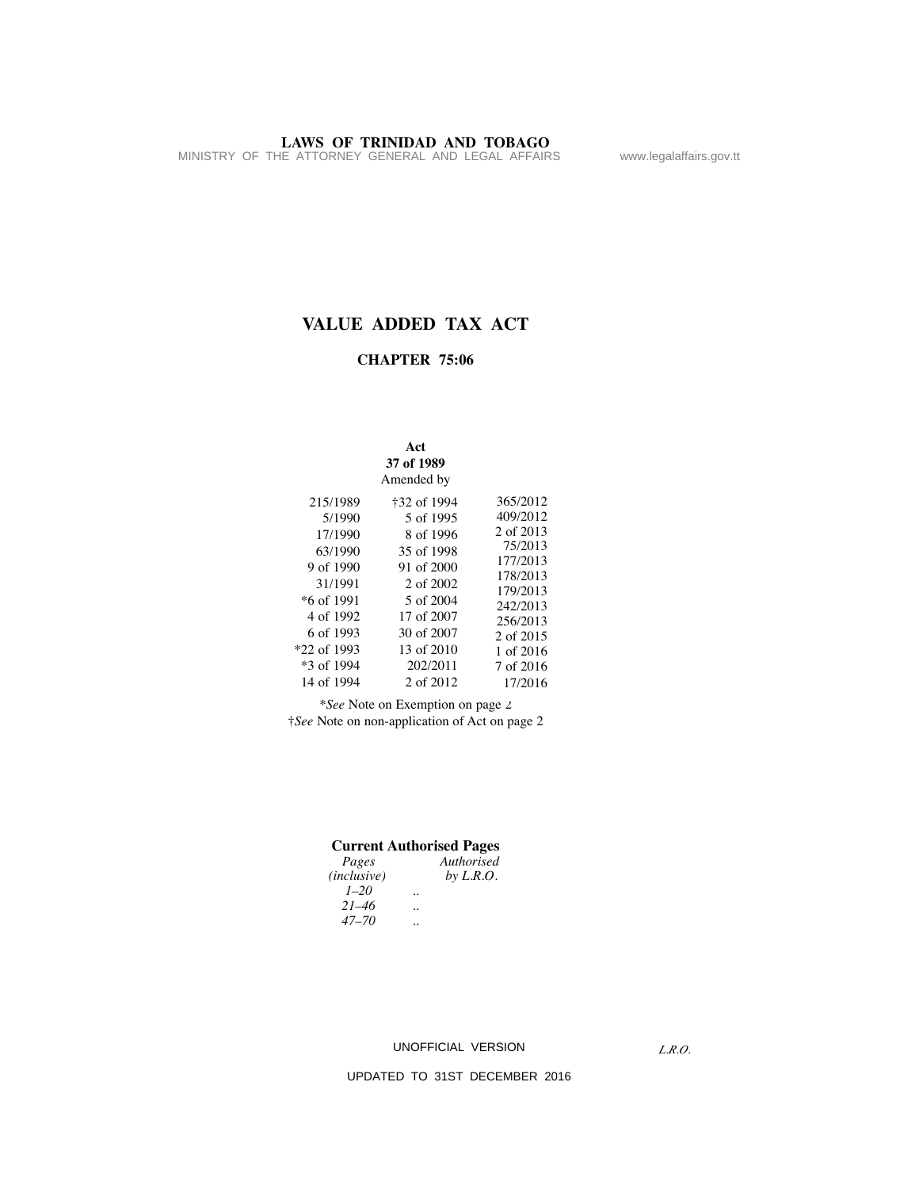# VALUE ADDED TAX ACT

## CHAPTER 75:06

**Act**
**37 of 1989**
Amended by

| | | |
|---|---|---|
| 215/1989 | †32 of 1994 | 365/2012 |
| 5/1990 | 5 of 1995 | 409/2012 |
| 17/1990 | 8 of 1996 | 2 of 2013 |
| 63/1990 | 35 of 1998 | 75/2013 |
| 9 of 1990 | 91 of 2000 | 177/2013 |
| 31/1991 | 2 of 2002 | 178/2013 |
| *6 of 1991 | 5 of 2004 | 179/2013 |
| 4 of 1992 | 17 of 2007 | 242/2013 |
| 6 of 1993 | 30 of 2007 | 256/2013 |
| *22 of 1993 | 13 of 2010 | 2 of 2015 |
| *3 of 1994 | 202/2011 | 1 of 2016 |
| 14 of 1994 | 2 of 2012 | 7 of 2016 |
| | | 17/2016 |

**See* Note on Exemption on page 2
†*See* Note on non-application of Act on page 2

**Current Authorised Pages**

| *Pages (inclusive)* | | *Authorised by L.R.O.* |
|---|---|---|
| *1–20* | .. | |
| *21–46* | .. | |
| *47–70* | .. | |

UNOFFICIAL VERSION

*L.R.O.*

UPDATED TO 31ST DECEMBER 2016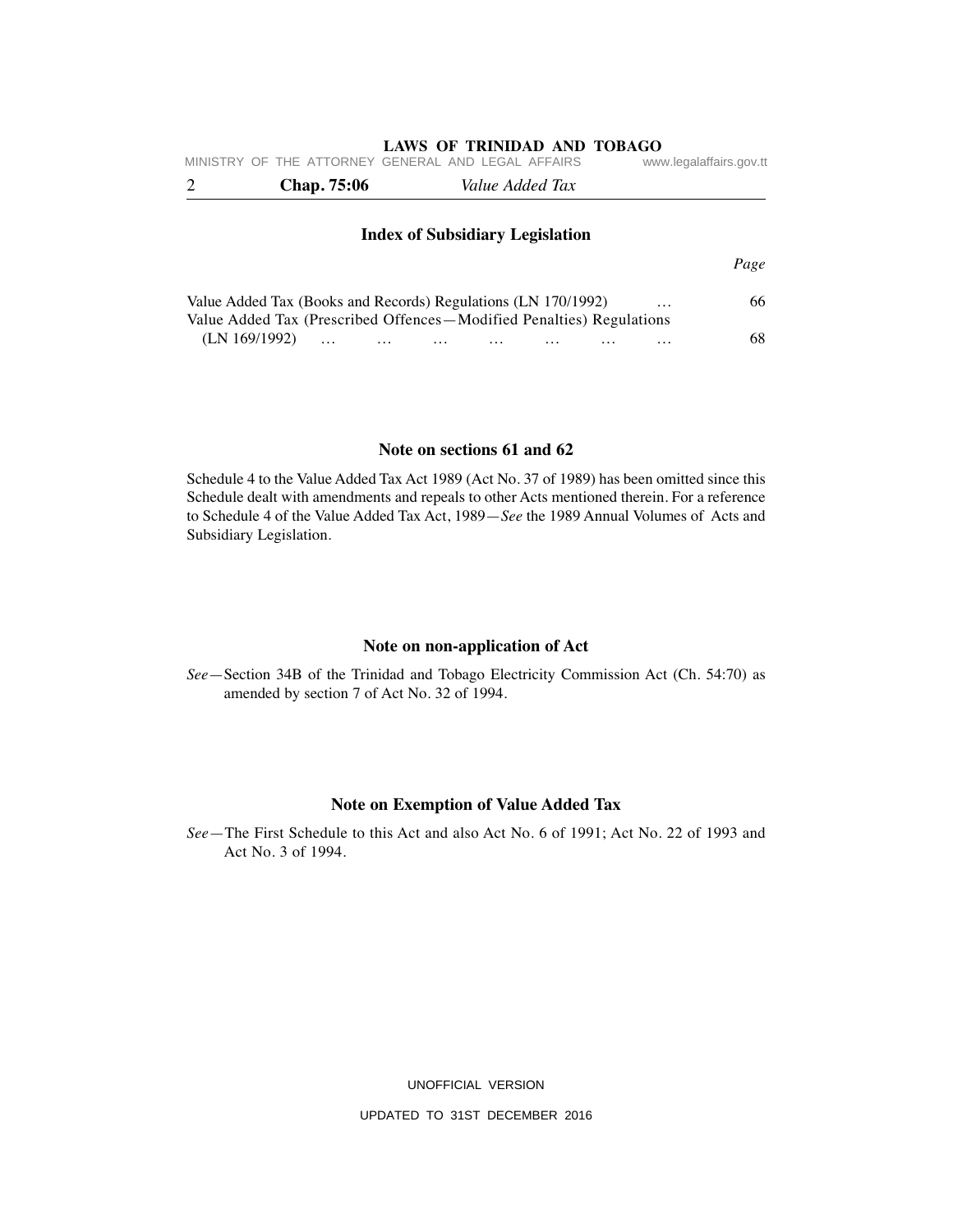## Index of Subsidiary Legislation

| | *Page* |
|---|---|
| Value Added Tax (Books and Records) Regulations (LN 170/1992) … | 66 |
| Value Added Tax (Prescribed Offences—Modified Penalties) Regulations (LN 169/1992) … … … … … … … | 68 |

## Note on sections 61 and 62

Schedule 4 to the Value Added Tax Act 1989 (Act No. 37 of 1989) has been omitted since this Schedule dealt with amendments and repeals to other Acts mentioned therein. For a reference to Schedule 4 of the Value Added Tax Act, 1989—*See* the 1989 Annual Volumes of Acts and Subsidiary Legislation.

## Note on non-application of Act

*See*—Section 34B of the Trinidad and Tobago Electricity Commission Act (Ch. 54:70) as amended by section 7 of Act No. 32 of 1994.

## Note on Exemption of Value Added Tax

*See*—The First Schedule to this Act and also Act No. 6 of 1991; Act No. 22 of 1993 and Act No. 3 of 1994.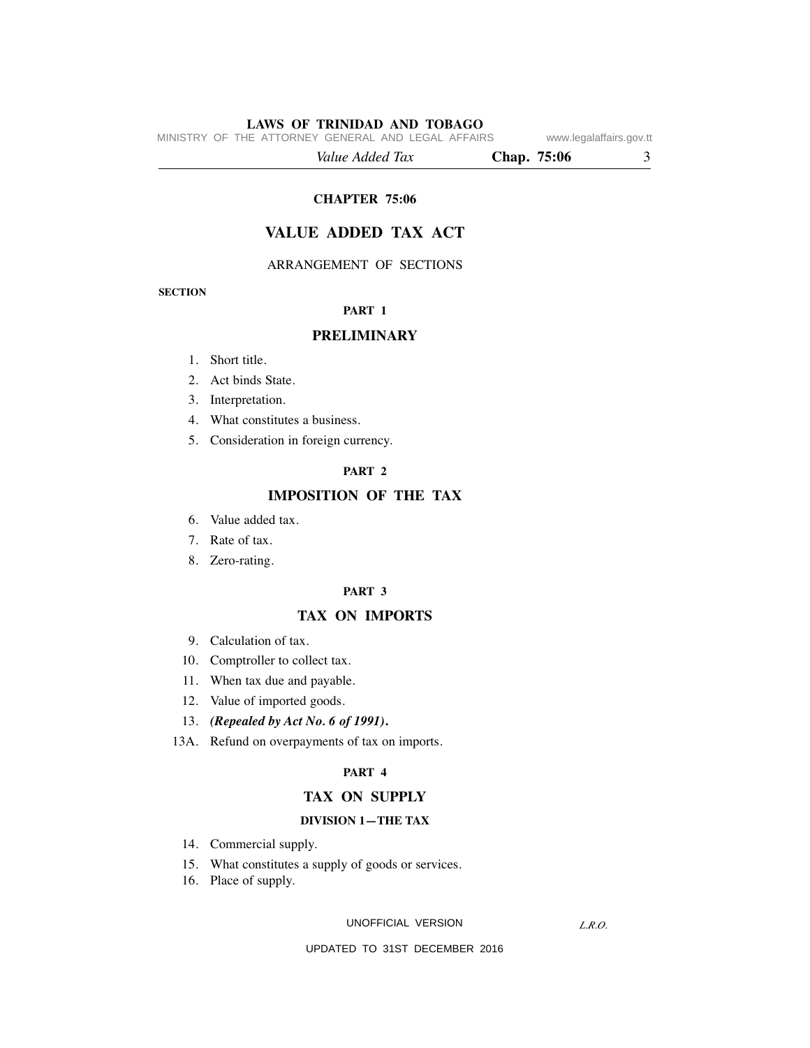# CHAPTER 75:06

# VALUE ADDED TAX ACT

ARRANGEMENT OF SECTIONS

**SECTION**

## PART 1

## PRELIMINARY

1. Short title.
2. Act binds State.
3. Interpretation.
4. What constitutes a business.
5. Consideration in foreign currency.

## PART 2

## IMPOSITION OF THE TAX

6. Value added tax.
7. Rate of tax.
8. Zero-rating.

## PART 3

## TAX ON IMPORTS

9. Calculation of tax.
10. Comptroller to collect tax.
11. When tax due and payable.
12. Value of imported goods.
13. ***(Repealed by Act No. 6 of 1991).***

13A. Refund on overpayments of tax on imports.

## PART 4

## TAX ON SUPPLY

### DIVISION 1—THE TAX

14. Commercial supply.
15. What constitutes a supply of goods or services.
16. Place of supply.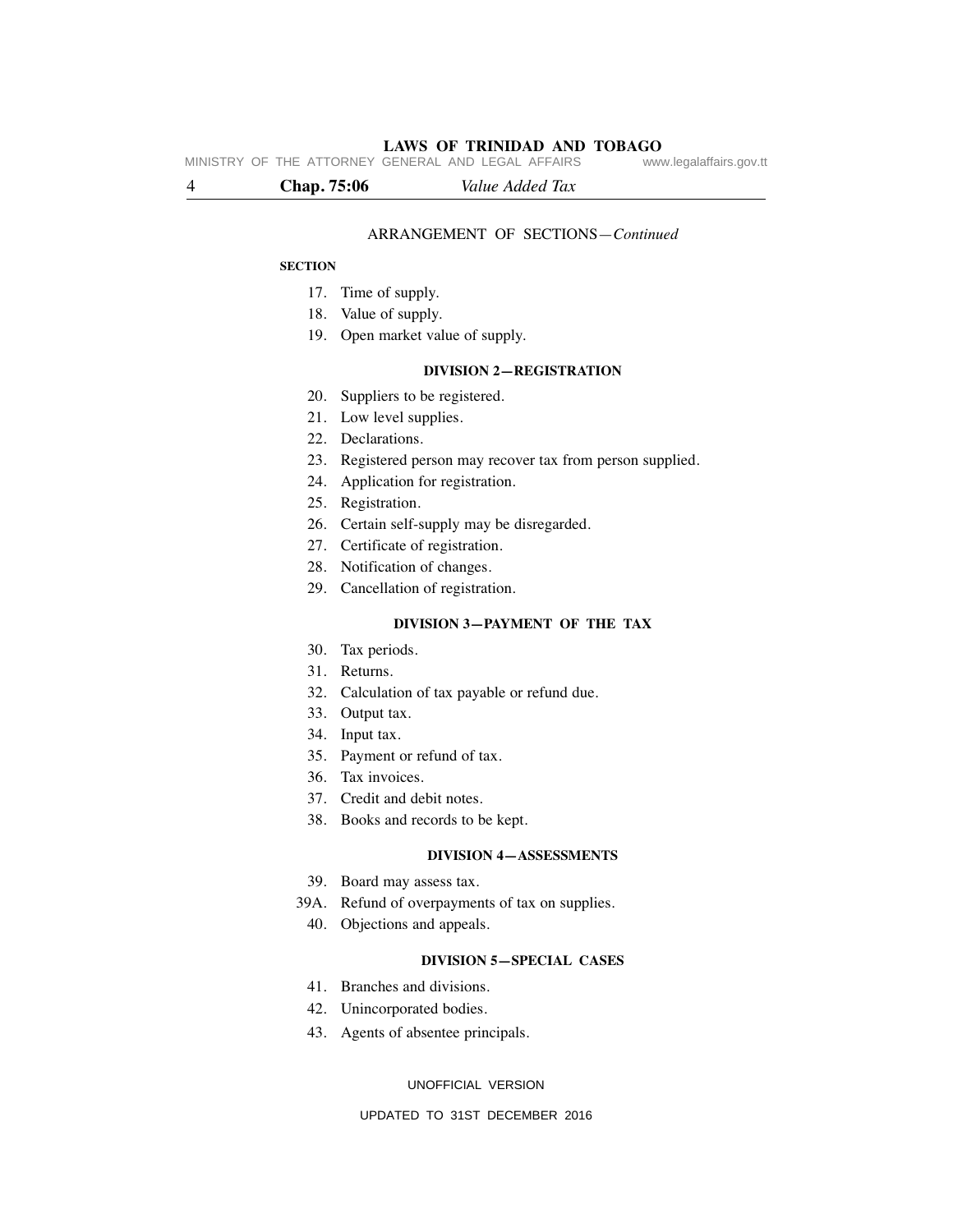ARRANGEMENT OF SECTIONS—*Continued*

**SECTION**

17. Time of supply.
18. Value of supply.
19. Open market value of supply.

### DIVISION 2—REGISTRATION

20. Suppliers to be registered.
21. Low level supplies.
22. Declarations.
23. Registered person may recover tax from person supplied.
24. Application for registration.
25. Registration.
26. Certain self-supply may be disregarded.
27. Certificate of registration.
28. Notification of changes.
29. Cancellation of registration.

### DIVISION 3—PAYMENT OF THE TAX

30. Tax periods.
31. Returns.
32. Calculation of tax payable or refund due.
33. Output tax.
34. Input tax.
35. Payment or refund of tax.
36. Tax invoices.
37. Credit and debit notes.
38. Books and records to be kept.

### DIVISION 4—ASSESSMENTS

39. Board may assess tax.

39A. Refund of overpayments of tax on supplies.

40. Objections and appeals.

### DIVISION 5—SPECIAL CASES

41. Branches and divisions.
42. Unincorporated bodies.
43. Agents of absentee principals.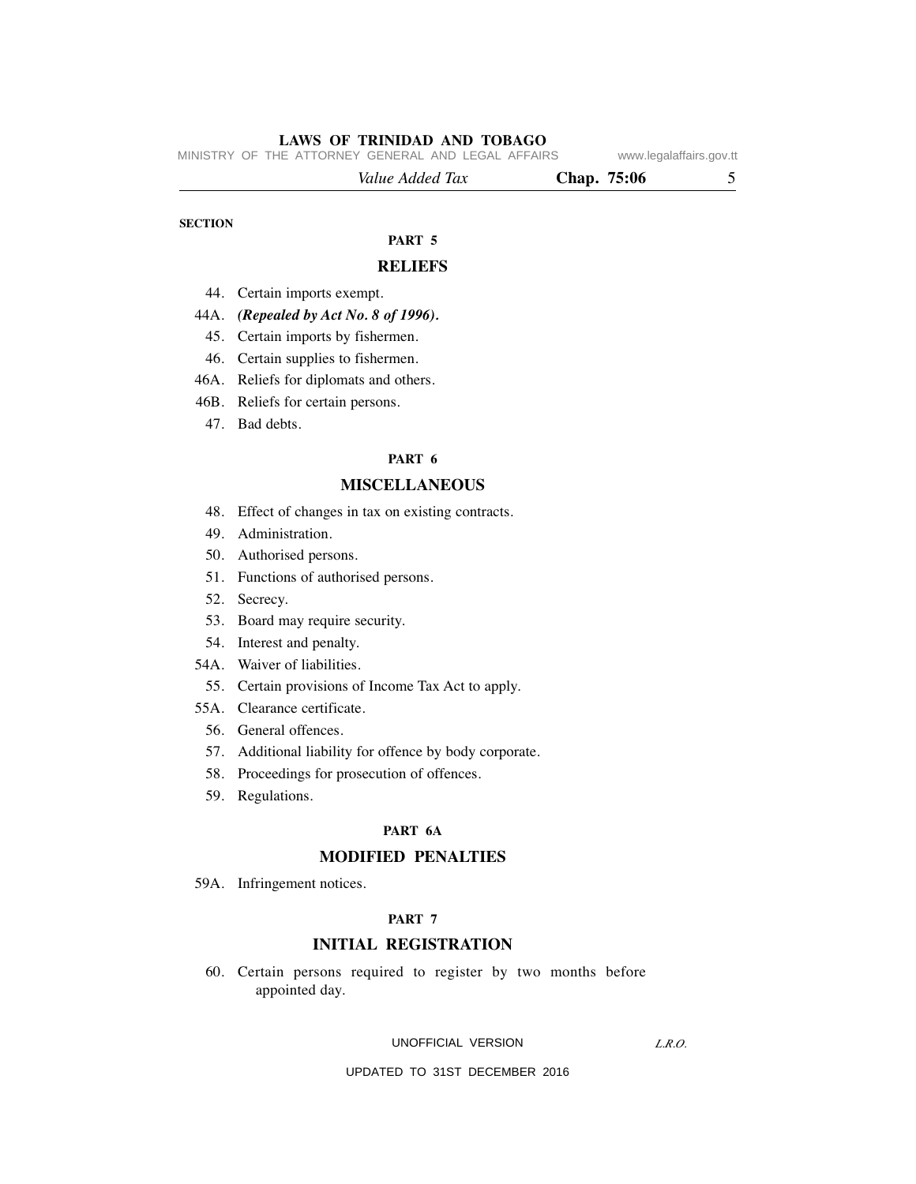SECTION

## PART 5

## RELIEFS

44. Certain imports exempt.
44A. ***(Repealed by Act No. 8 of 1996).***
45. Certain imports by fishermen.
46. Certain supplies to fishermen.
46A. Reliefs for diplomats and others.
46B. Reliefs for certain persons.
47. Bad debts.

## PART 6

## MISCELLANEOUS

48. Effect of changes in tax on existing contracts.
49. Administration.
50. Authorised persons.
51. Functions of authorised persons.
52. Secrecy.
53. Board may require security.
54. Interest and penalty.
54A. Waiver of liabilities.
55. Certain provisions of Income Tax Act to apply.
55A. Clearance certificate.
56. General offences.
57. Additional liability for offence by body corporate.
58. Proceedings for prosecution of offences.
59. Regulations.

## PART 6A

## MODIFIED PENALTIES

59A. Infringement notices.

## PART 7

## INITIAL REGISTRATION

60. Certain persons required to register by two months before appointed day.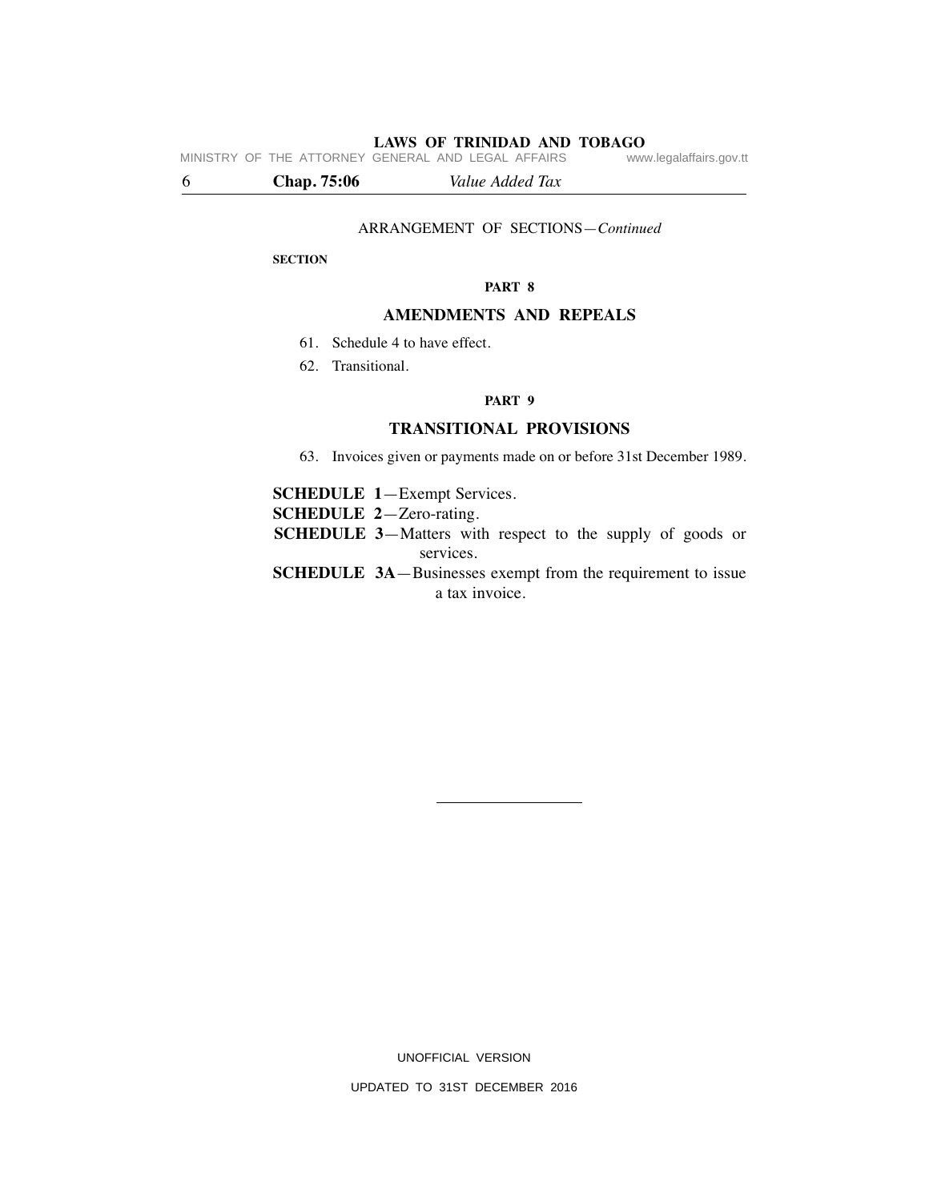ARRANGEMENT OF SECTIONS—*Continued*

**SECTION**

**PART 8**

## AMENDMENTS AND REPEALS

61. Schedule 4 to have effect.
62. Transitional.

**PART 9**

## TRANSITIONAL PROVISIONS

63. Invoices given or payments made on or before 31st December 1989.

**SCHEDULE 1**—Exempt Services.

**SCHEDULE 2**—Zero-rating.

**SCHEDULE 3**—Matters with respect to the supply of goods or services.

**SCHEDULE 3A**—Businesses exempt from the requirement to issue a tax invoice.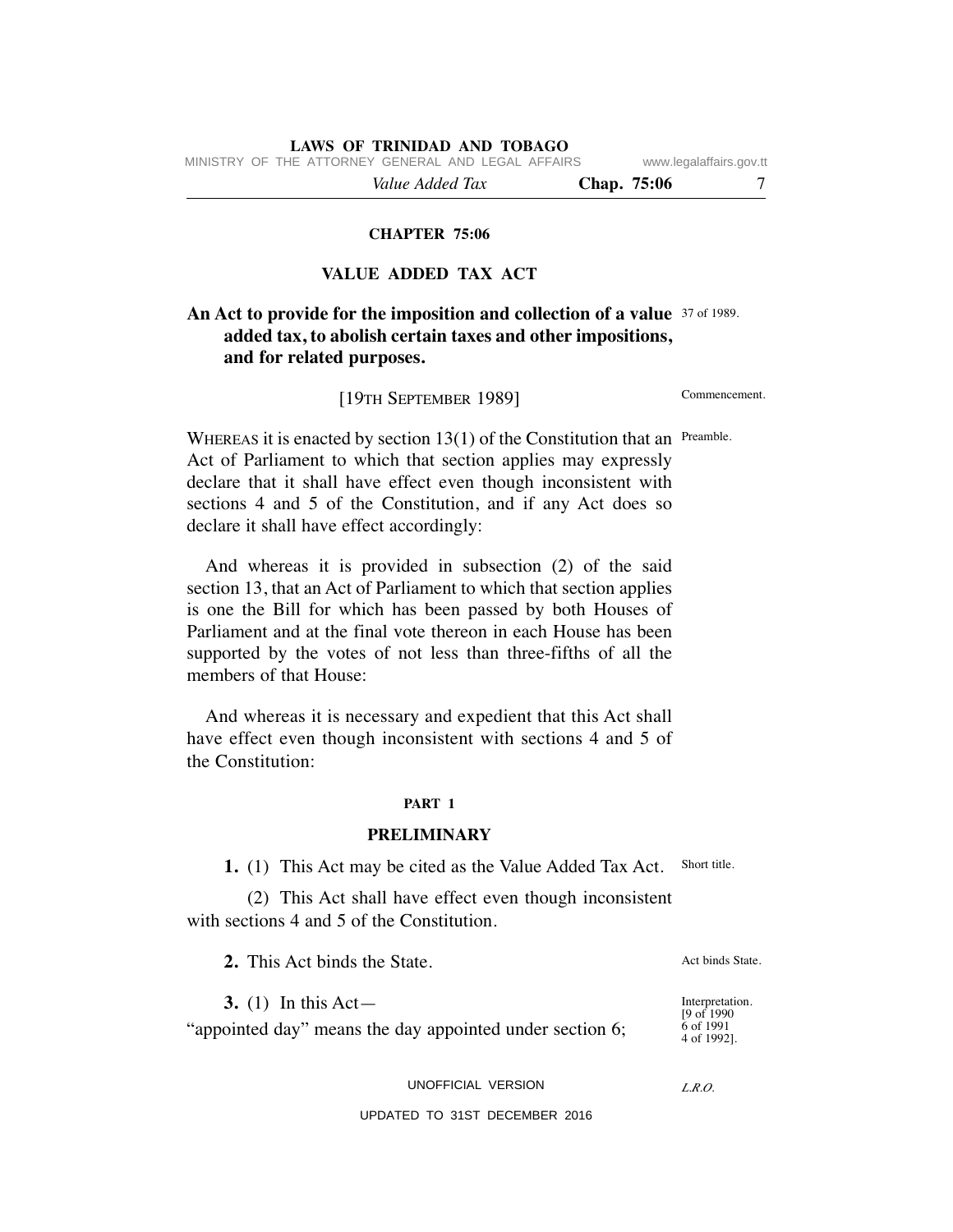# CHAPTER 75:06

## VALUE ADDED TAX ACT

**An Act to provide for the imposition and collection of a value added tax, to abolish certain taxes and other impositions, and for related purposes.**

37 of 1989.

[19TH SEPTEMBER 1989]

Commencement.

WHEREAS it is enacted by section 13(1) of the Constitution that an Act of Parliament to which that section applies may expressly declare that it shall have effect even though inconsistent with sections 4 and 5 of the Constitution, and if any Act does so declare it shall have effect accordingly:

Preamble.

And whereas it is provided in subsection (2) of the said section 13, that an Act of Parliament to which that section applies is one the Bill for which has been passed by both Houses of Parliament and at the final vote thereon in each House has been supported by the votes of not less than three-fifths of all the members of that House:

And whereas it is necessary and expedient that this Act shall have effect even though inconsistent with sections 4 and 5 of the Constitution:

### PART 1

### PRELIMINARY

**1.** (1) This Act may be cited as the Value Added Tax Act.

Short title.

(2) This Act shall have effect even though inconsistent with sections 4 and 5 of the Constitution.

**2.** This Act binds the State.

Act binds State.

**3.** (1) In this Act—

Interpretation. [9 of 1990 6 of 1991 4 of 1992].

"appointed day" means the day appointed under section 6;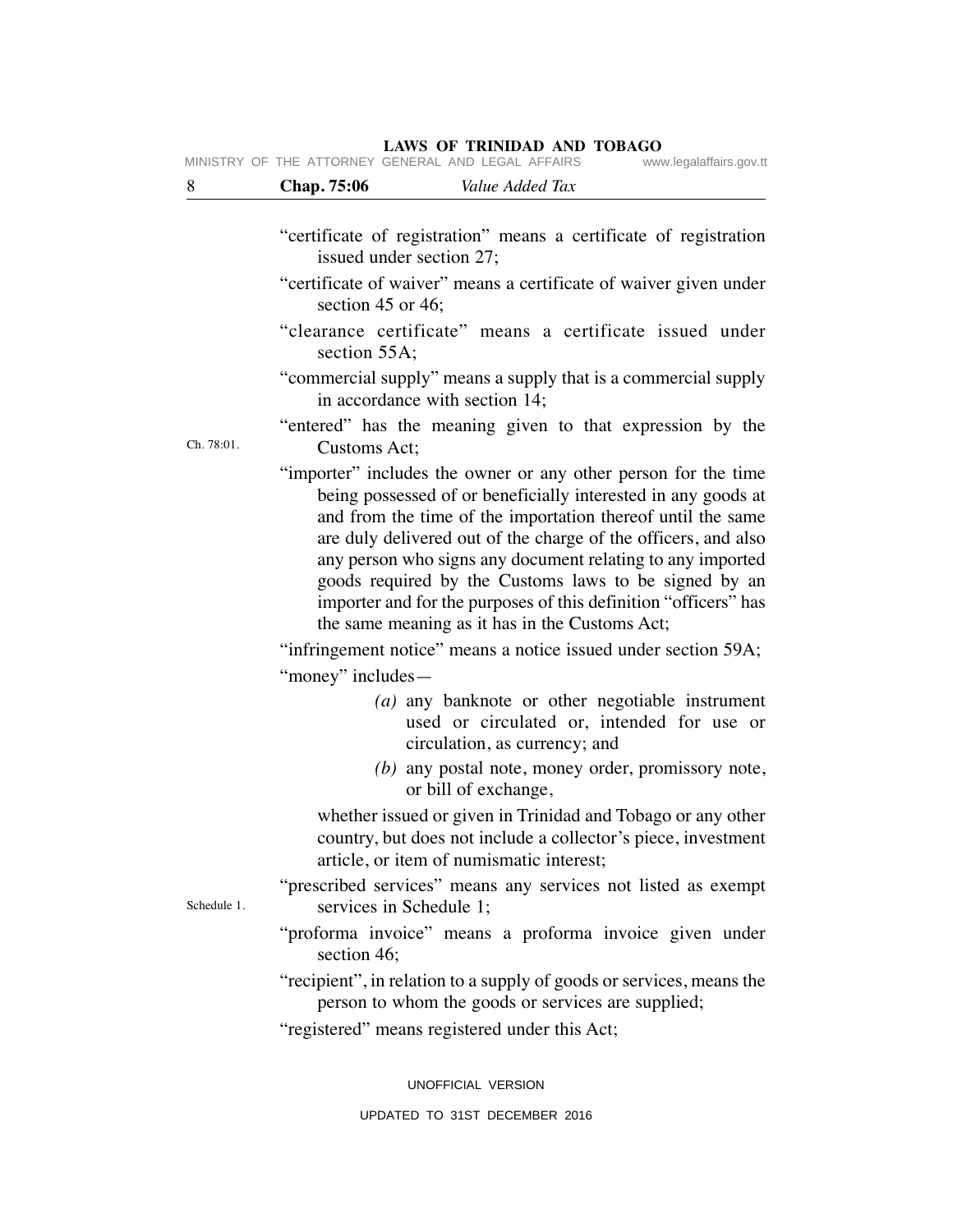"certificate of registration" means a certificate of registration issued under section 27;

"certificate of waiver" means a certificate of waiver given under section 45 or 46;

"clearance certificate" means a certificate issued under section 55A;

"commercial supply" means a supply that is a commercial supply in accordance with section 14;

Ch. 78:01.

"entered" has the meaning given to that expression by the Customs Act;

"importer" includes the owner or any other person for the time being possessed of or beneficially interested in any goods at and from the time of the importation thereof until the same are duly delivered out of the charge of the officers, and also any person who signs any document relating to any imported goods required by the Customs laws to be signed by an importer and for the purposes of this definition "officers" has the same meaning as it has in the Customs Act;

"infringement notice" means a notice issued under section 59A;

"money" includes—

*(a)* any banknote or other negotiable instrument used or circulated or, intended for use or circulation, as currency; and

*(b)* any postal note, money order, promissory note, or bill of exchange,

whether issued or given in Trinidad and Tobago or any other country, but does not include a collector's piece, investment article, or item of numismatic interest;

Schedule 1.

"prescribed services" means any services not listed as exempt services in Schedule 1;

"proforma invoice" means a proforma invoice given under section 46;

"recipient", in relation to a supply of goods or services, means the person to whom the goods or services are supplied;

"registered" means registered under this Act;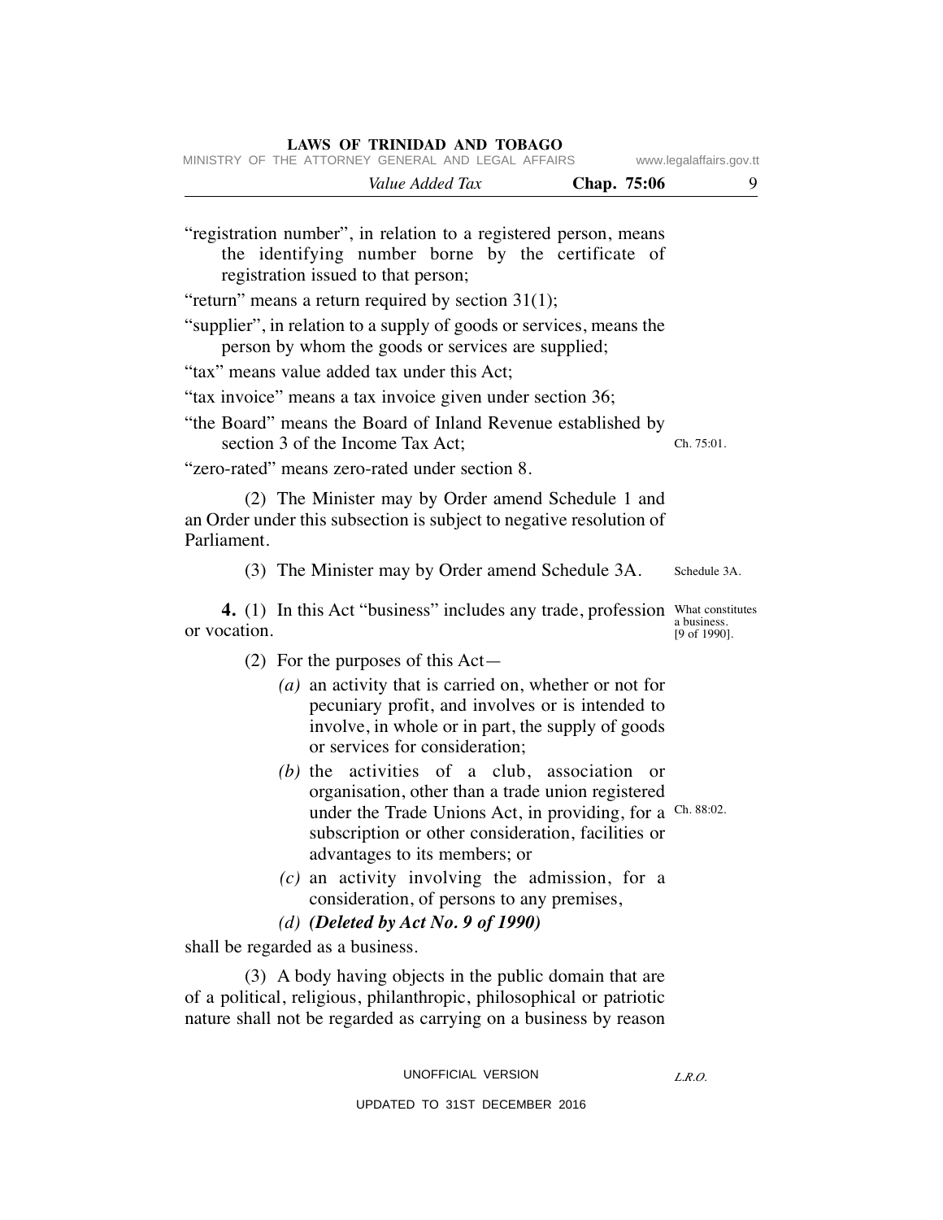"registration number", in relation to a registered person, means the identifying number borne by the certificate of registration issued to that person;

"return" means a return required by section 31(1);

"supplier", in relation to a supply of goods or services, means the person by whom the goods or services are supplied;

"tax" means value added tax under this Act;

"tax invoice" means a tax invoice given under section 36;

"the Board" means the Board of Inland Revenue established by section 3 of the Income Tax Act; Ch. 75:01.

"zero-rated" means zero-rated under section 8.

(2) The Minister may by Order amend Schedule 1 and an Order under this subsection is subject to negative resolution of Parliament.

(3) The Minister may by Order amend Schedule 3A. Schedule 3A.

What constitutes a business. [9 of 1990].

**4.** (1) In this Act "business" includes any trade, profession or vocation.

(2) For the purposes of this Act—

*(a)* an activity that is carried on, whether or not for pecuniary profit, and involves or is intended to involve, in whole or in part, the supply of goods or services for consideration;

*(b)* the activities of a club, association or organisation, other than a trade union registered under the Trade Unions Act, in providing, for a subscription or other consideration, facilities or advantages to its members; or Ch. 88:02.

*(c)* an activity involving the admission, for a consideration, of persons to any premises,

*(d)* ***(Deleted by Act No. 9 of 1990)***

shall be regarded as a business.

(3) A body having objects in the public domain that are of a political, religious, philanthropic, philosophical or patriotic nature shall not be regarded as carrying on a business by reason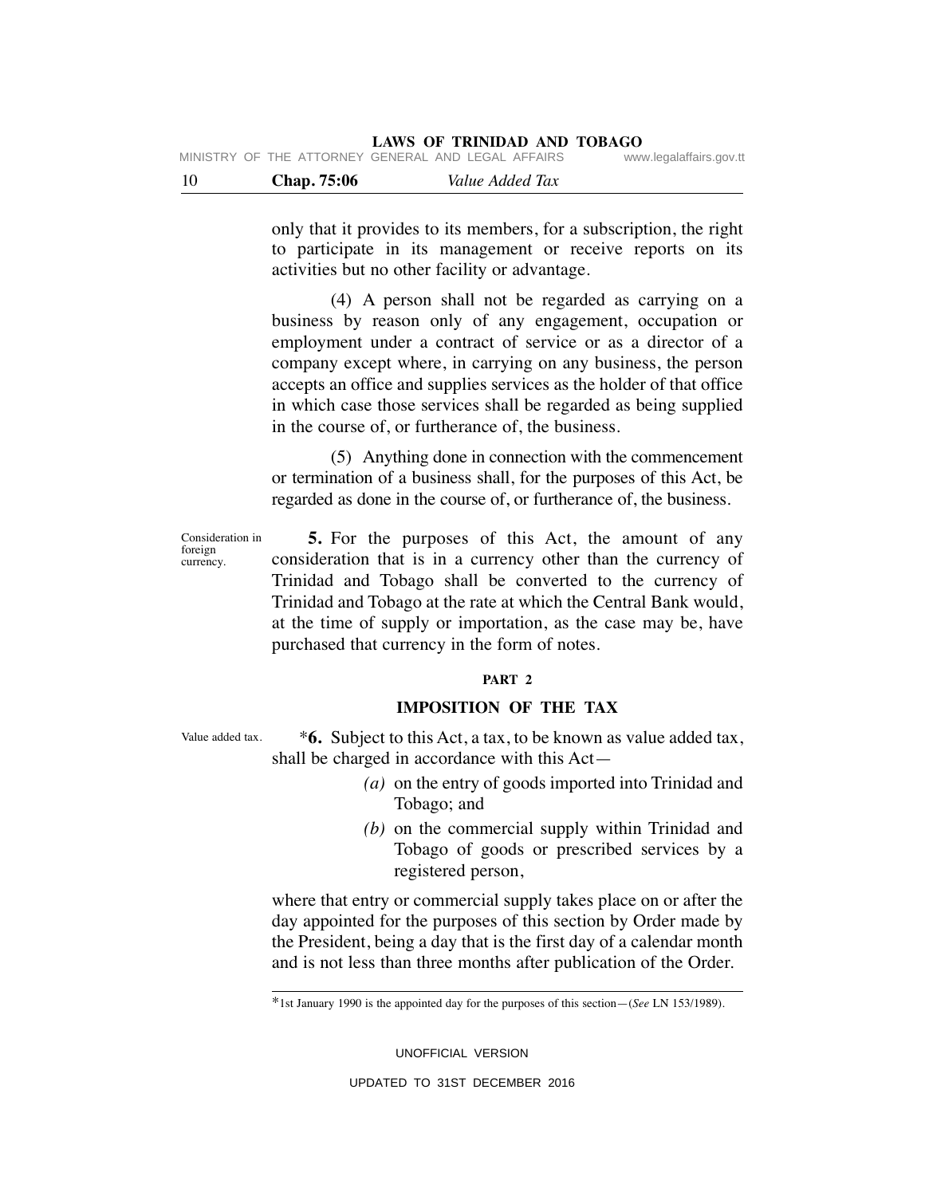only that it provides to its members, for a subscription, the right to participate in its management or receive reports on its activities but no other facility or advantage.

(4) A person shall not be regarded as carrying on a business by reason only of any engagement, occupation or employment under a contract of service or as a director of a company except where, in carrying on any business, the person accepts an office and supplies services as the holder of that office in which case those services shall be regarded as being supplied in the course of, or furtherance of, the business.

(5) Anything done in connection with the commencement or termination of a business shall, for the purposes of this Act, be regarded as done in the course of, or furtherance of, the business.

Consideration in foreign currency.

**5.** For the purposes of this Act, the amount of any consideration that is in a currency other than the currency of Trinidad and Tobago shall be converted to the currency of Trinidad and Tobago at the rate at which the Central Bank would, at the time of supply or importation, as the case may be, have purchased that currency in the form of notes.

## PART 2

## IMPOSITION OF THE TAX

Value added tax.

*​**6.** Subject to this Act, a tax, to be known as value added tax, shall be charged in accordance with this Act—

*(a)* on the entry of goods imported into Trinidad and Tobago; and

*(b)* on the commercial supply within Trinidad and Tobago of goods or prescribed services by a registered person,

where that entry or commercial supply takes place on or after the day appointed for the purposes of this section by Order made by the President, being a day that is the first day of a calendar month and is not less than three months after publication of the Order.

*1st January 1990 is the appointed day for the purposes of this section—(*See* LN 153/1989).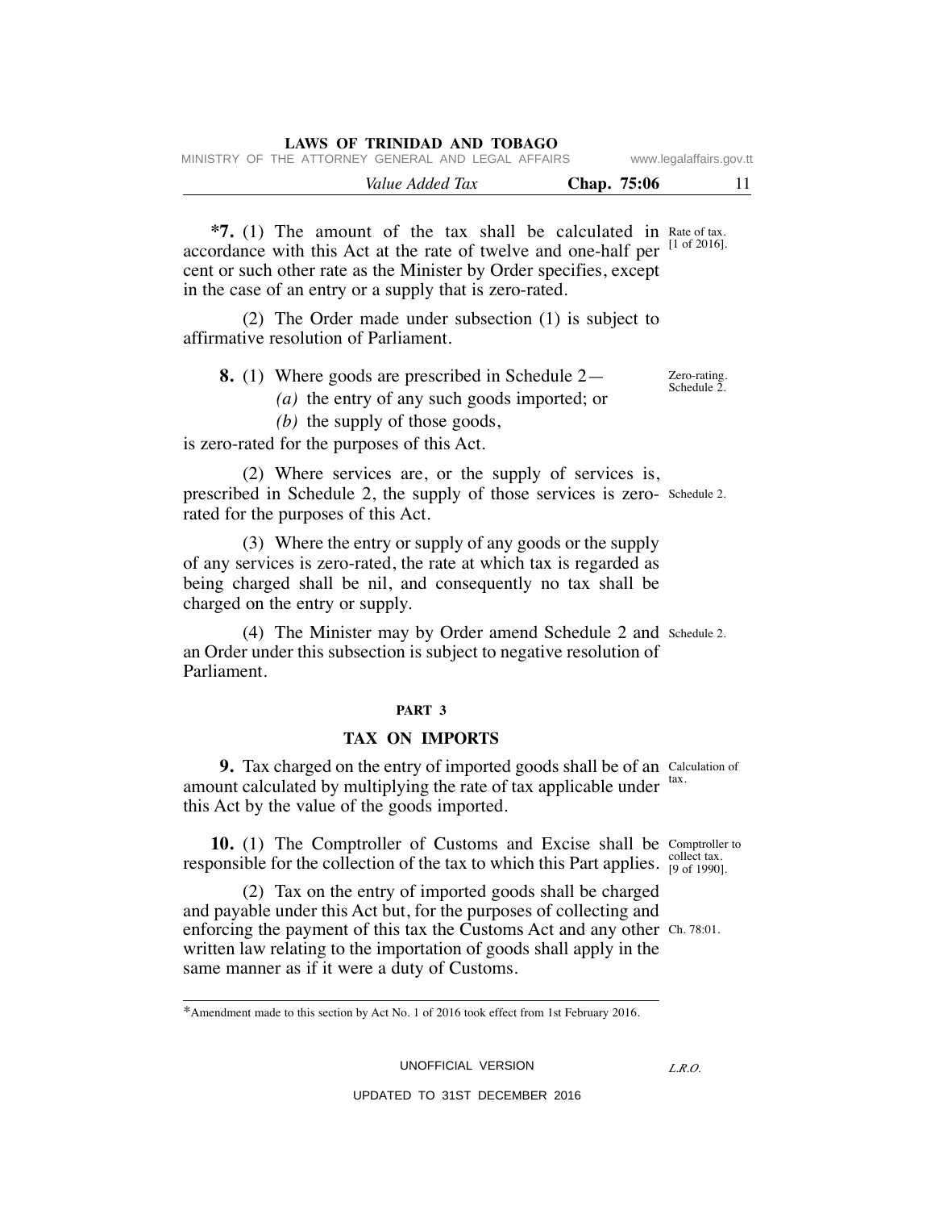**\*7.** (1) The amount of the tax shall be calculated in accordance with this Act at the rate of twelve and one-half per cent or such other rate as the Minister by Order specifies, except in the case of an entry or a supply that is zero-rated.

Rate of tax. [1 of 2016].

(2) The Order made under subsection (1) is subject to affirmative resolution of Parliament.

**8.** (1) Where goods are prescribed in Schedule 2—

Zero-rating. Schedule 2.

*(a)* the entry of any such goods imported; or

*(b)* the supply of those goods,

is zero-rated for the purposes of this Act.

(2) Where services are, or the supply of services is, prescribed in Schedule 2, the supply of those services is zero-rated for the purposes of this Act.

Schedule 2.

(3) Where the entry or supply of any goods or the supply of any services is zero-rated, the rate at which tax is regarded as being charged shall be nil, and consequently no tax shall be charged on the entry or supply.

(4) The Minister may by Order amend Schedule 2 and an Order under this subsection is subject to negative resolution of Parliament.

Schedule 2.

## PART 3

## TAX ON IMPORTS

**9.** Tax charged on the entry of imported goods shall be of an amount calculated by multiplying the rate of tax applicable under this Act by the value of the goods imported.

Calculation of tax.

**10.** (1) The Comptroller of Customs and Excise shall be responsible for the collection of the tax to which this Part applies.

Comptroller to collect tax. [9 of 1990].

(2) Tax on the entry of imported goods shall be charged and payable under this Act but, for the purposes of collecting and enforcing the payment of this tax the Customs Act and any other written law relating to the importation of goods shall apply in the same manner as if it were a duty of Customs.

Ch. 78:01.

\*Amendment made to this section by Act No. 1 of 2016 took effect from 1st February 2016.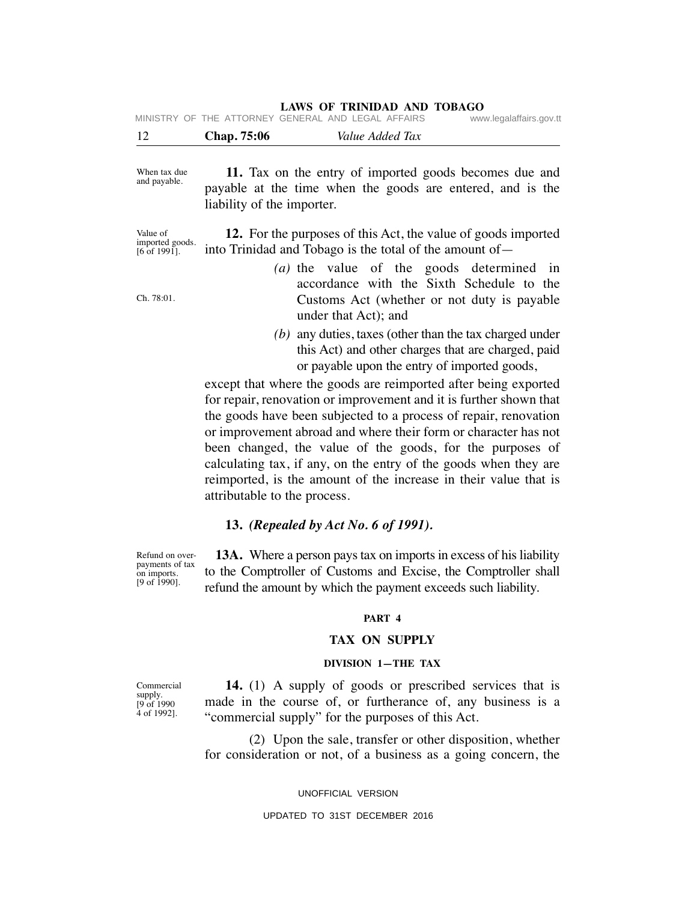When tax due and payable.

**11.** Tax on the entry of imported goods becomes due and payable at the time when the goods are entered, and is the liability of the importer.

Value of imported goods. [6 of 1991].

**12.** For the purposes of this Act, the value of goods imported into Trinidad and Tobago is the total of the amount of—

Ch. 78:01.

*(a)* the value of the goods determined in accordance with the Sixth Schedule to the Customs Act (whether or not duty is payable under that Act); and

*(b)* any duties, taxes (other than the tax charged under this Act) and other charges that are charged, paid or payable upon the entry of imported goods,

except that where the goods are reimported after being exported for repair, renovation or improvement and it is further shown that the goods have been subjected to a process of repair, renovation or improvement abroad and where their form or character has not been changed, the value of the goods, for the purposes of calculating tax, if any, on the entry of the goods when they are reimported, is the amount of the increase in their value that is attributable to the process.

**13.** ***(Repealed by Act No. 6 of 1991).***

Refund on overpayments of tax on imports. [9 of 1990].

**13A.** Where a person pays tax on imports in excess of his liability to the Comptroller of Customs and Excise, the Comptroller shall refund the amount by which the payment exceeds such liability.

## PART 4

## TAX ON SUPPLY

### DIVISION 1—THE TAX

Commercial supply. [9 of 1990 4 of 1992].

**14.** (1) A supply of goods or prescribed services that is made in the course of, or furtherance of, any business is a "commercial supply" for the purposes of this Act.

(2) Upon the sale, transfer or other disposition, whether for consideration or not, of a business as a going concern, the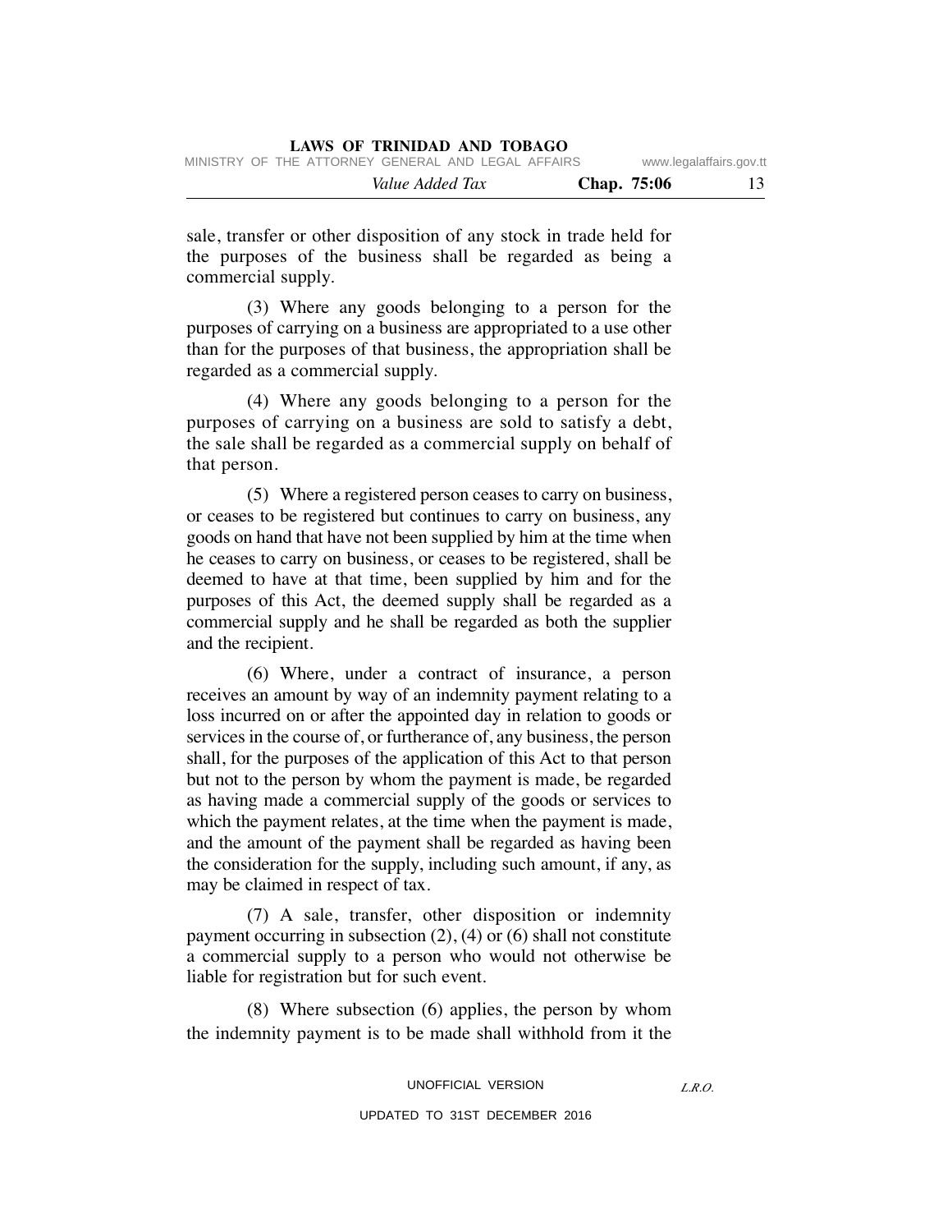sale, transfer or other disposition of any stock in trade held for the purposes of the business shall be regarded as being a commercial supply.

(3) Where any goods belonging to a person for the purposes of carrying on a business are appropriated to a use other than for the purposes of that business, the appropriation shall be regarded as a commercial supply.

(4) Where any goods belonging to a person for the purposes of carrying on a business are sold to satisfy a debt, the sale shall be regarded as a commercial supply on behalf of that person.

(5) Where a registered person ceases to carry on business, or ceases to be registered but continues to carry on business, any goods on hand that have not been supplied by him at the time when he ceases to carry on business, or ceases to be registered, shall be deemed to have at that time, been supplied by him and for the purposes of this Act, the deemed supply shall be regarded as a commercial supply and he shall be regarded as both the supplier and the recipient.

(6) Where, under a contract of insurance, a person receives an amount by way of an indemnity payment relating to a loss incurred on or after the appointed day in relation to goods or services in the course of, or furtherance of, any business, the person shall, for the purposes of the application of this Act to that person but not to the person by whom the payment is made, be regarded as having made a commercial supply of the goods or services to which the payment relates, at the time when the payment is made, and the amount of the payment shall be regarded as having been the consideration for the supply, including such amount, if any, as may be claimed in respect of tax.

(7) A sale, transfer, other disposition or indemnity payment occurring in subsection (2), (4) or (6) shall not constitute a commercial supply to a person who would not otherwise be liable for registration but for such event.

(8) Where subsection (6) applies, the person by whom the indemnity payment is to be made shall withhold from it the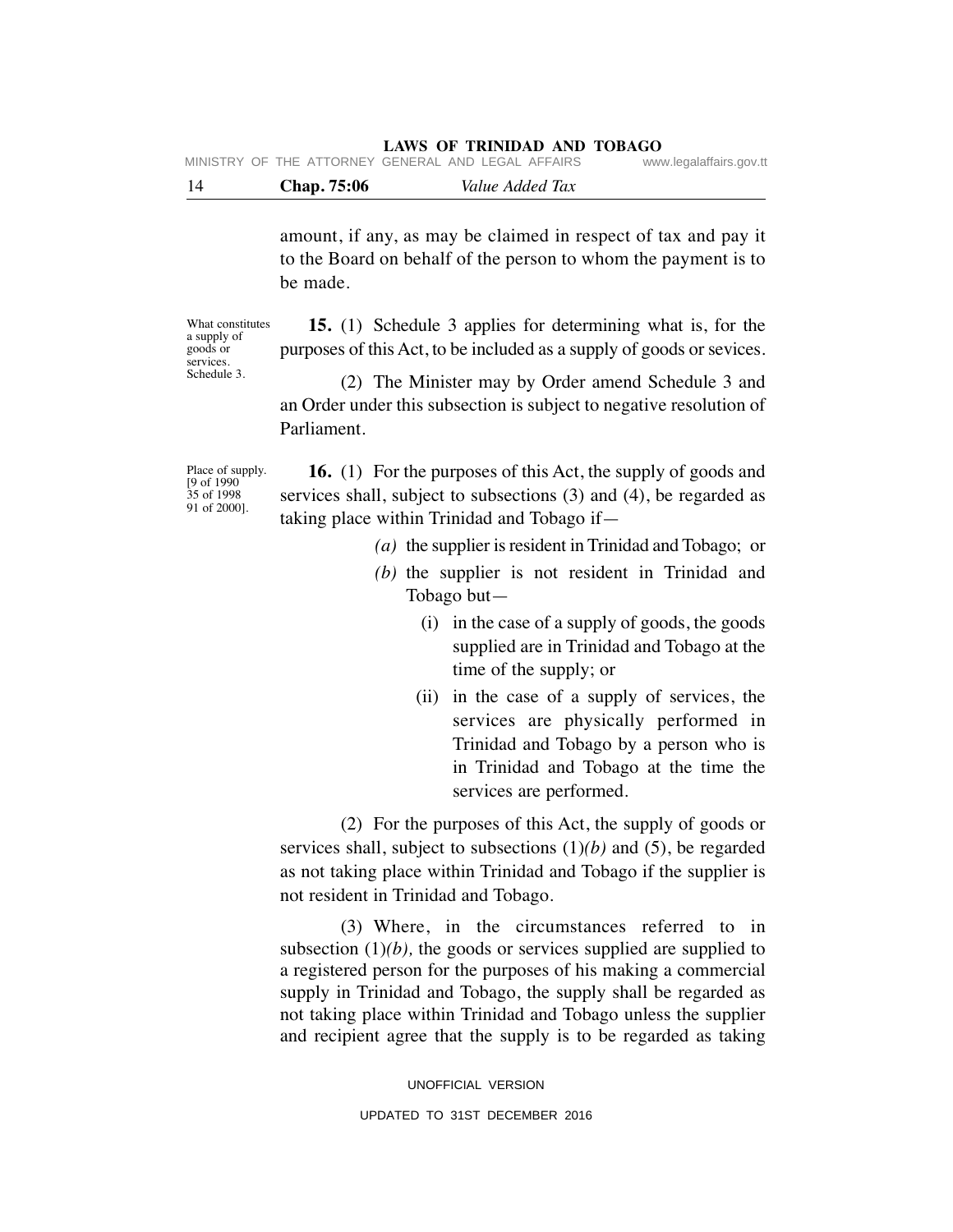amount, if any, as may be claimed in respect of tax and pay it to the Board on behalf of the person to whom the payment is to be made.

What constitutes a supply of goods or services. Schedule 3.

**15.** (1) Schedule 3 applies for determining what is, for the purposes of this Act, to be included as a supply of goods or sevices.

(2) The Minister may by Order amend Schedule 3 and an Order under this subsection is subject to negative resolution of Parliament.

Place of supply. [9 of 1990 35 of 1998 91 of 2000].

**16.** (1) For the purposes of this Act, the supply of goods and services shall, subject to subsections (3) and (4), be regarded as taking place within Trinidad and Tobago if—

*(a)* the supplier is resident in Trinidad and Tobago; or

*(b)* the supplier is not resident in Trinidad and Tobago but—

(i) in the case of a supply of goods, the goods supplied are in Trinidad and Tobago at the time of the supply; or

(ii) in the case of a supply of services, the services are physically performed in Trinidad and Tobago by a person who is in Trinidad and Tobago at the time the services are performed.

(2) For the purposes of this Act, the supply of goods or services shall, subject to subsections (1)*(b)* and (5), be regarded as not taking place within Trinidad and Tobago if the supplier is not resident in Trinidad and Tobago.

(3) Where, in the circumstances referred to in subsection (1)*(b),* the goods or services supplied are supplied to a registered person for the purposes of his making a commercial supply in Trinidad and Tobago, the supply shall be regarded as not taking place within Trinidad and Tobago unless the supplier and recipient agree that the supply is to be regarded as taking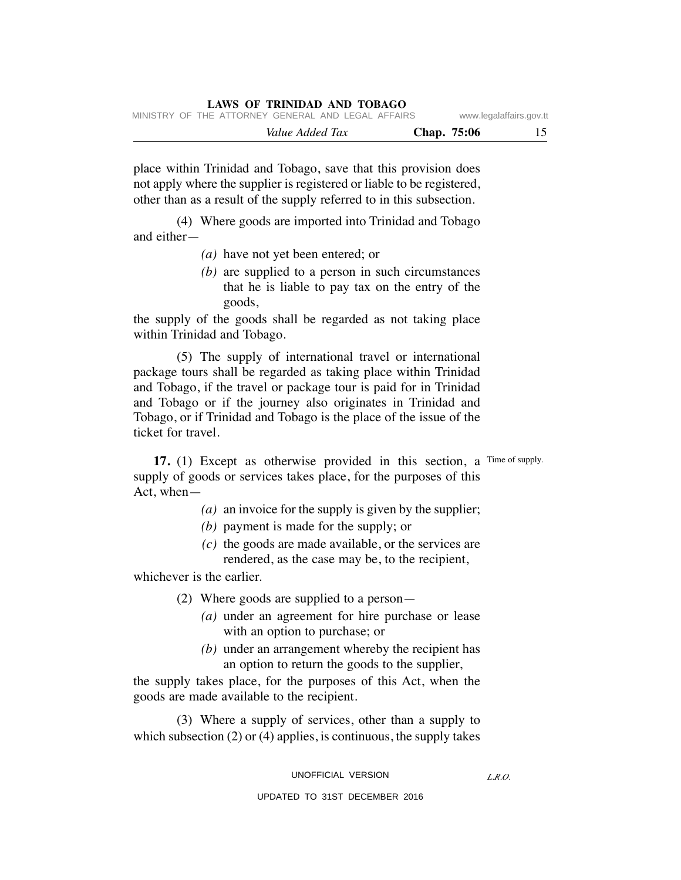place within Trinidad and Tobago, save that this provision does not apply where the supplier is registered or liable to be registered, other than as a result of the supply referred to in this subsection.

(4) Where goods are imported into Trinidad and Tobago and either—

*(a)* have not yet been entered; or

*(b)* are supplied to a person in such circumstances that he is liable to pay tax on the entry of the goods,

the supply of the goods shall be regarded as not taking place within Trinidad and Tobago.

(5) The supply of international travel or international package tours shall be regarded as taking place within Trinidad and Tobago, if the travel or package tour is paid for in Trinidad and Tobago or if the journey also originates in Trinidad and Tobago, or if Trinidad and Tobago is the place of the issue of the ticket for travel.

Time of supply.

**17.** (1) Except as otherwise provided in this section, a supply of goods or services takes place, for the purposes of this Act, when—

*(a)* an invoice for the supply is given by the supplier;

*(b)* payment is made for the supply; or

*(c)* the goods are made available, or the services are rendered, as the case may be, to the recipient,

whichever is the earlier.

(2) Where goods are supplied to a person—

*(a)* under an agreement for hire purchase or lease with an option to purchase; or

*(b)* under an arrangement whereby the recipient has an option to return the goods to the supplier,

the supply takes place, for the purposes of this Act, when the goods are made available to the recipient.

(3) Where a supply of services, other than a supply to which subsection (2) or (4) applies, is continuous, the supply takes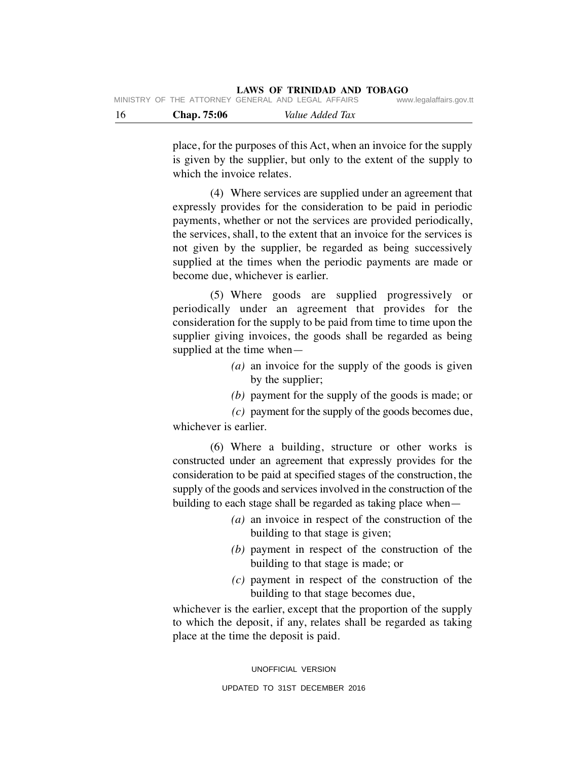place, for the purposes of this Act, when an invoice for the supply is given by the supplier, but only to the extent of the supply to which the invoice relates.

(4) Where services are supplied under an agreement that expressly provides for the consideration to be paid in periodic payments, whether or not the services are provided periodically, the services, shall, to the extent that an invoice for the services is not given by the supplier, be regarded as being successively supplied at the times when the periodic payments are made or become due, whichever is earlier.

(5) Where goods are supplied progressively or periodically under an agreement that provides for the consideration for the supply to be paid from time to time upon the supplier giving invoices, the goods shall be regarded as being supplied at the time when—

*(a)* an invoice for the supply of the goods is given by the supplier;

*(b)* payment for the supply of the goods is made; or

*(c)* payment for the supply of the goods becomes due,

whichever is earlier.

(6) Where a building, structure or other works is constructed under an agreement that expressly provides for the consideration to be paid at specified stages of the construction, the supply of the goods and services involved in the construction of the building to each stage shall be regarded as taking place when—

*(a)* an invoice in respect of the construction of the building to that stage is given;

*(b)* payment in respect of the construction of the building to that stage is made; or

*(c)* payment in respect of the construction of the building to that stage becomes due,

whichever is the earlier, except that the proportion of the supply to which the deposit, if any, relates shall be regarded as taking place at the time the deposit is paid.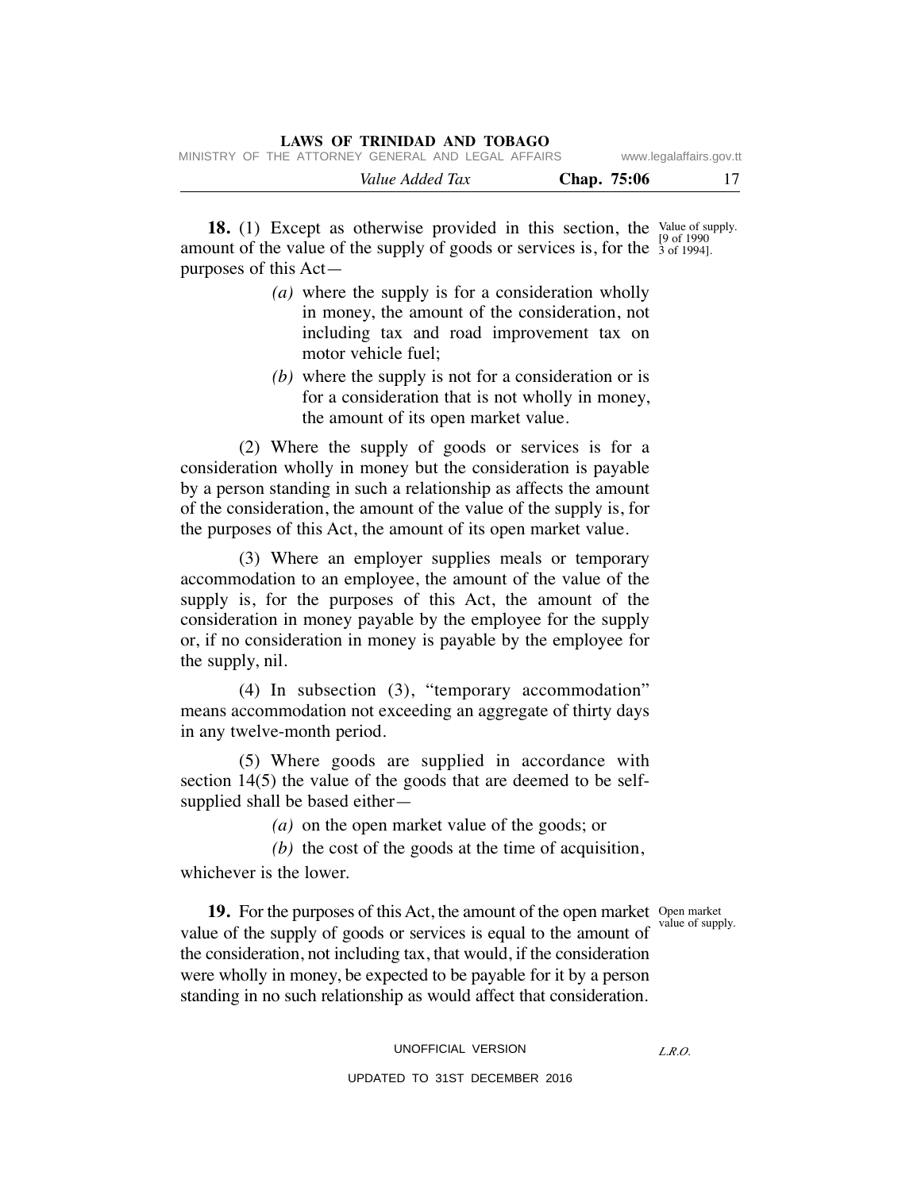**18.** (1) Except as otherwise provided in this section, the amount of the value of the supply of goods or services is, for the purposes of this Act—

Value of supply. [9 of 1990 3 of 1994].

*(a)* where the supply is for a consideration wholly in money, the amount of the consideration, not including tax and road improvement tax on motor vehicle fuel;

*(b)* where the supply is not for a consideration or is for a consideration that is not wholly in money, the amount of its open market value.

(2) Where the supply of goods or services is for a consideration wholly in money but the consideration is payable by a person standing in such a relationship as affects the amount of the consideration, the amount of the value of the supply is, for the purposes of this Act, the amount of its open market value.

(3) Where an employer supplies meals or temporary accommodation to an employee, the amount of the value of the supply is, for the purposes of this Act, the amount of the consideration in money payable by the employee for the supply or, if no consideration in money is payable by the employee for the supply, nil.

(4) In subsection (3), "temporary accommodation" means accommodation not exceeding an aggregate of thirty days in any twelve-month period.

(5) Where goods are supplied in accordance with section 14(5) the value of the goods that are deemed to be self-supplied shall be based either—

*(a)* on the open market value of the goods; or

*(b)* the cost of the goods at the time of acquisition,

whichever is the lower.

**19.** For the purposes of this Act, the amount of the open market value of the supply of goods or services is equal to the amount of the consideration, not including tax, that would, if the consideration were wholly in money, be expected to be payable for it by a person standing in no such relationship as would affect that consideration.

Open market value of supply.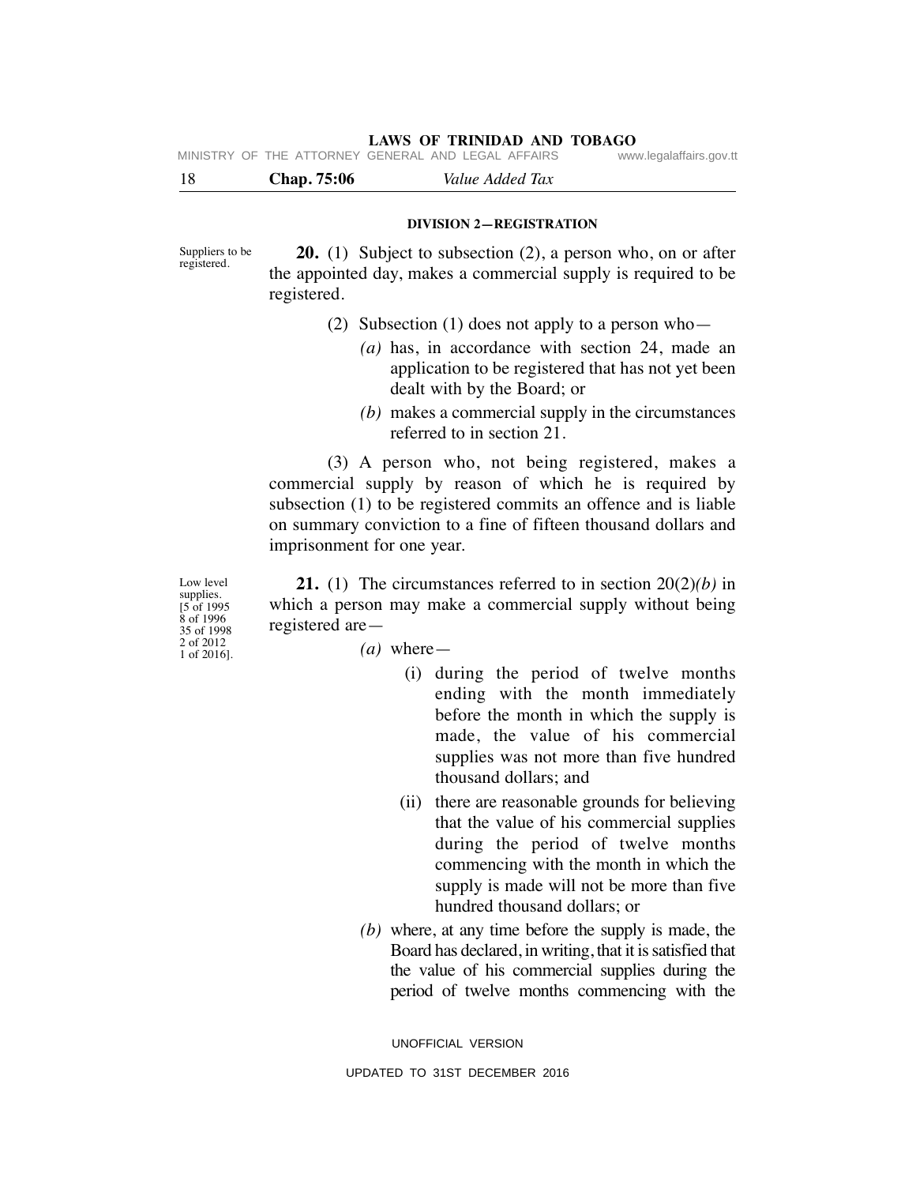**DIVISION 2—REGISTRATION**

Suppliers to be registered.

**20.** (1) Subject to subsection (2), a person who, on or after the appointed day, makes a commercial supply is required to be registered.

(2) Subsection (1) does not apply to a person who—

*(a)* has, in accordance with section 24, made an application to be registered that has not yet been dealt with by the Board; or

*(b)* makes a commercial supply in the circumstances referred to in section 21.

(3) A person who, not being registered, makes a commercial supply by reason of which he is required by subsection (1) to be registered commits an offence and is liable on summary conviction to a fine of fifteen thousand dollars and imprisonment for one year.

Low level supplies. [5 of 1995 8 of 1996 35 of 1998 2 of 2012 1 of 2016].

**21.** (1) The circumstances referred to in section 20(2)*(b)* in which a person may make a commercial supply without being registered are—

*(a)* where—

(i) during the period of twelve months ending with the month immediately before the month in which the supply is made, the value of his commercial supplies was not more than five hundred thousand dollars; and

(ii) there are reasonable grounds for believing that the value of his commercial supplies during the period of twelve months commencing with the month in which the supply is made will not be more than five hundred thousand dollars; or

*(b)* where, at any time before the supply is made, the Board has declared, in writing, that it is satisfied that the value of his commercial supplies during the period of twelve months commencing with the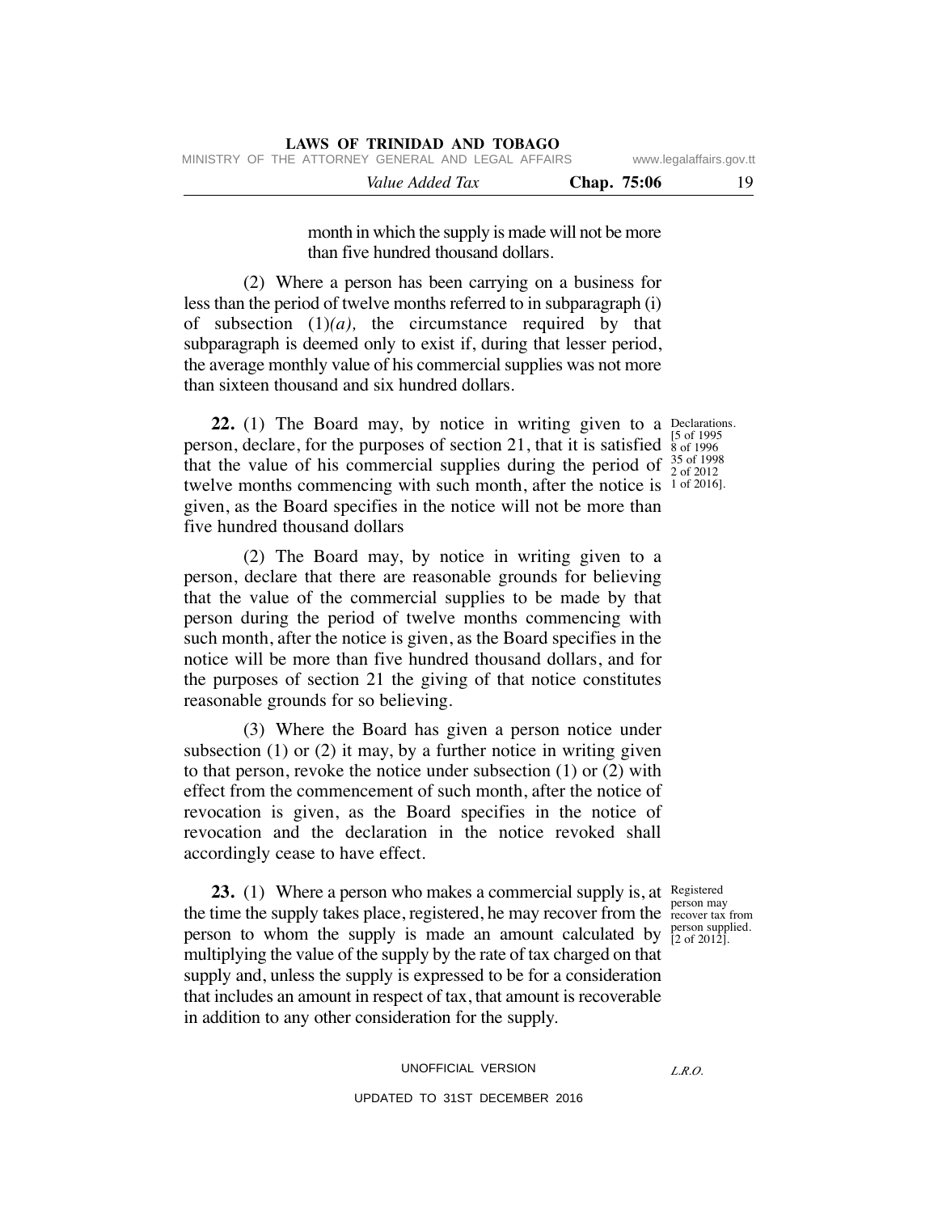month in which the supply is made will not be more than five hundred thousand dollars.

(2) Where a person has been carrying on a business for less than the period of twelve months referred to in subparagraph (i) of subsection (1)*(a),* the circumstance required by that subparagraph is deemed only to exist if, during that lesser period, the average monthly value of his commercial supplies was not more than sixteen thousand and six hundred dollars.

Declarations. [5 of 1995 8 of 1996 35 of 1998 2 of 2012 1 of 2016].

**22.** (1) The Board may, by notice in writing given to a person, declare, for the purposes of section 21, that it is satisfied that the value of his commercial supplies during the period of twelve months commencing with such month, after the notice is given, as the Board specifies in the notice will not be more than five hundred thousand dollars

(2) The Board may, by notice in writing given to a person, declare that there are reasonable grounds for believing that the value of the commercial supplies to be made by that person during the period of twelve months commencing with such month, after the notice is given, as the Board specifies in the notice will be more than five hundred thousand dollars, and for the purposes of section 21 the giving of that notice constitutes reasonable grounds for so believing.

(3) Where the Board has given a person notice under subsection (1) or (2) it may, by a further notice in writing given to that person, revoke the notice under subsection (1) or (2) with effect from the commencement of such month, after the notice of revocation is given, as the Board specifies in the notice of revocation and the declaration in the notice revoked shall accordingly cease to have effect.

Registered person may recover tax from person supplied. [2 of 2012].

**23.** (1) Where a person who makes a commercial supply is, at the time the supply takes place, registered, he may recover from the person to whom the supply is made an amount calculated by multiplying the value of the supply by the rate of tax charged on that supply and, unless the supply is expressed to be for a consideration that includes an amount in respect of tax, that amount is recoverable in addition to any other consideration for the supply.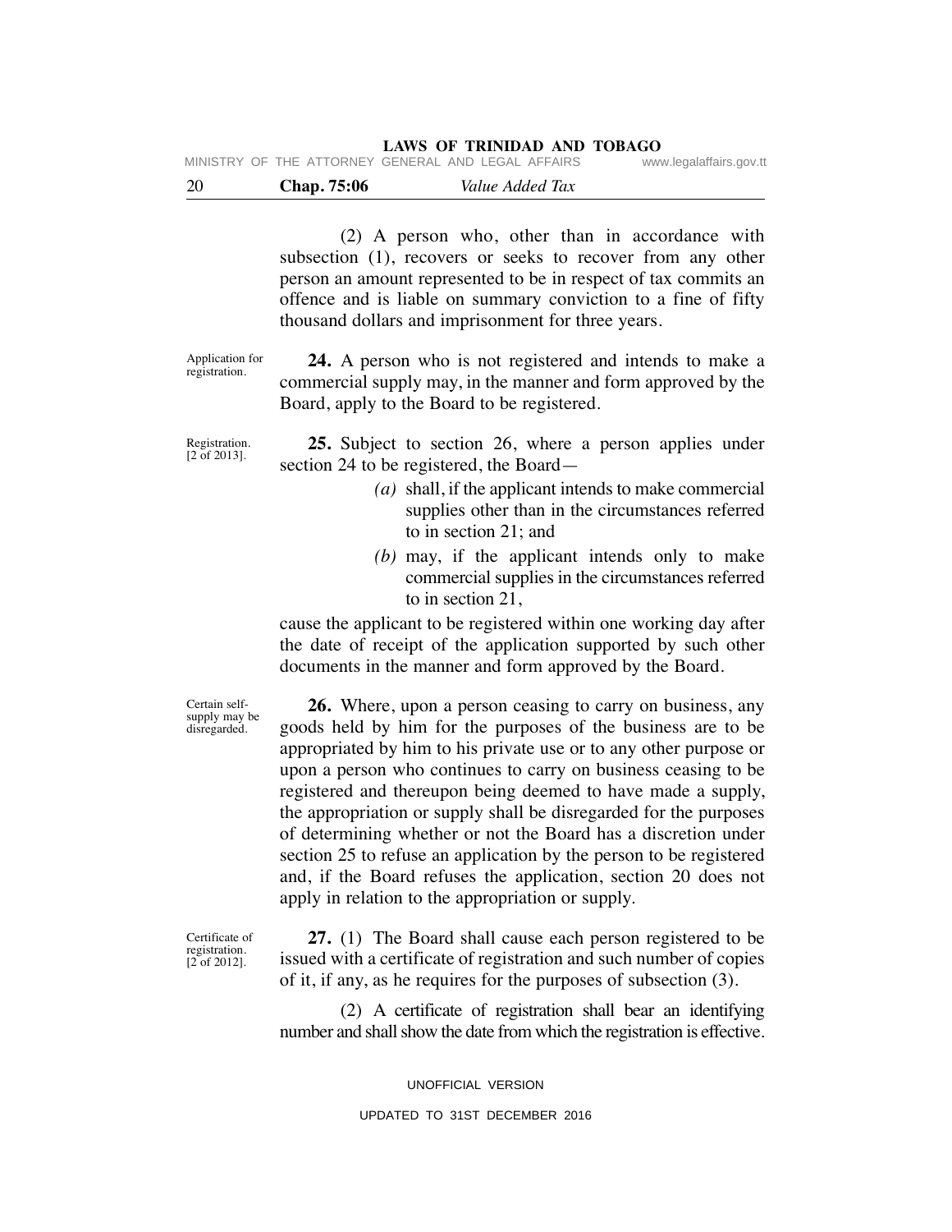(2) A person who, other than in accordance with subsection (1), recovers or seeks to recover from any other person an amount represented to be in respect of tax commits an offence and is liable on summary conviction to a fine of fifty thousand dollars and imprisonment for three years.

Application for registration.

**24.** A person who is not registered and intends to make a commercial supply may, in the manner and form approved by the Board, apply to the Board to be registered.

Registration. [2 of 2013].

**25.** Subject to section 26, where a person applies under section 24 to be registered, the Board—

*(a)* shall, if the applicant intends to make commercial supplies other than in the circumstances referred to in section 21; and

*(b)* may, if the applicant intends only to make commercial supplies in the circumstances referred to in section 21,

cause the applicant to be registered within one working day after the date of receipt of the application supported by such other documents in the manner and form approved by the Board.

Certain self-supply may be disregarded.

**26.** Where, upon a person ceasing to carry on business, any goods held by him for the purposes of the business are to be appropriated by him to his private use or to any other purpose or upon a person who continues to carry on business ceasing to be registered and thereupon being deemed to have made a supply, the appropriation or supply shall be disregarded for the purposes of determining whether or not the Board has a discretion under section 25 to refuse an application by the person to be registered and, if the Board refuses the application, section 20 does not apply in relation to the appropriation or supply.

Certificate of registration. [2 of 2012].

**27.** (1) The Board shall cause each person registered to be issued with a certificate of registration and such number of copies of it, if any, as he requires for the purposes of subsection (3).

(2) A certificate of registration shall bear an identifying number and shall show the date from which the registration is effective.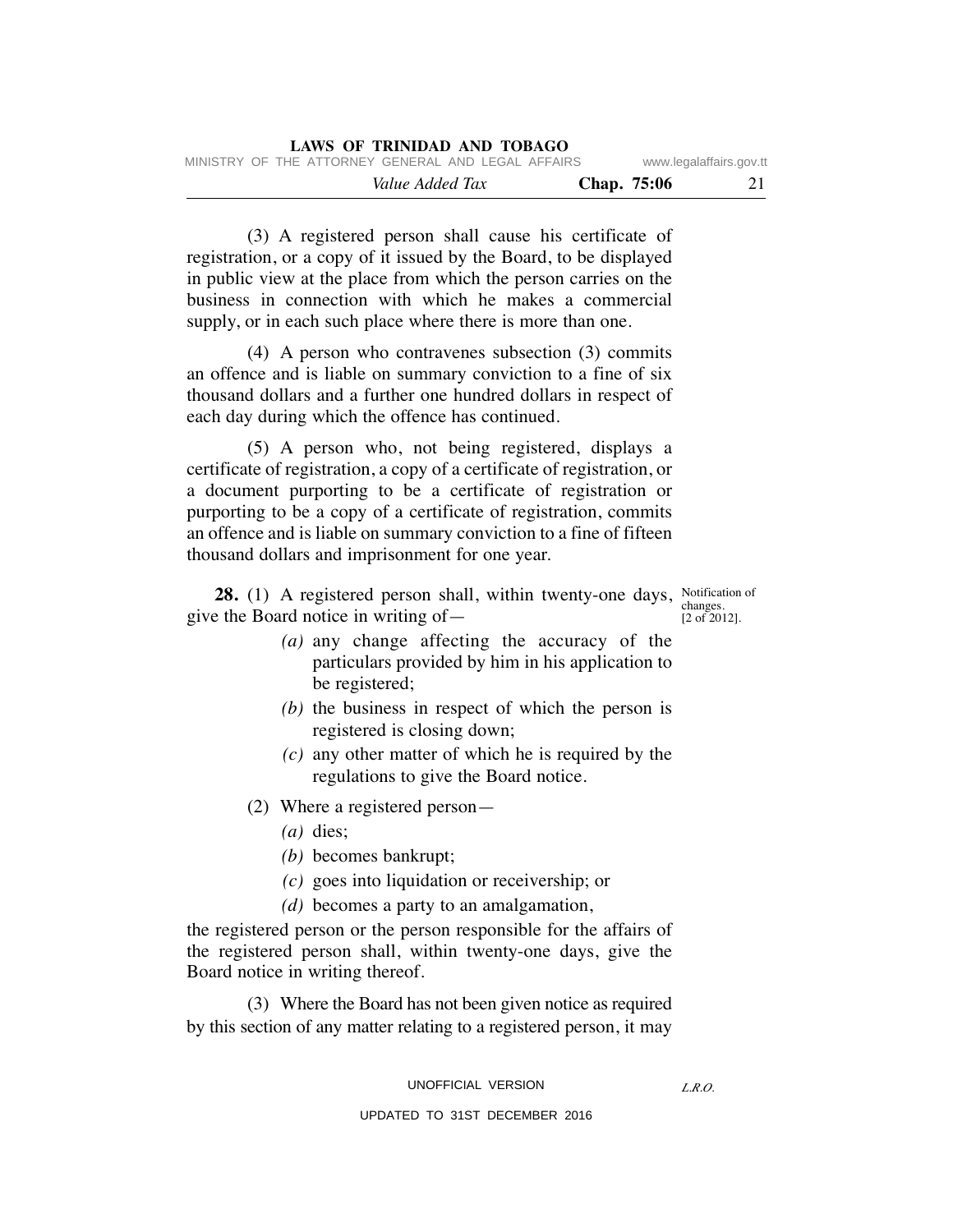(3) A registered person shall cause his certificate of registration, or a copy of it issued by the Board, to be displayed in public view at the place from which the person carries on the business in connection with which he makes a commercial supply, or in each such place where there is more than one.

(4) A person who contravenes subsection (3) commits an offence and is liable on summary conviction to a fine of six thousand dollars and a further one hundred dollars in respect of each day during which the offence has continued.

(5) A person who, not being registered, displays a certificate of registration, a copy of a certificate of registration, or a document purporting to be a certificate of registration or purporting to be a copy of a certificate of registration, commits an offence and is liable on summary conviction to a fine of fifteen thousand dollars and imprisonment for one year.

Notification of changes. [2 of 2012].

**28.** (1) A registered person shall, within twenty-one days, give the Board notice in writing of—

*(a)* any change affecting the accuracy of the particulars provided by him in his application to be registered;

*(b)* the business in respect of which the person is registered is closing down;

*(c)* any other matter of which he is required by the regulations to give the Board notice.

(2) Where a registered person—

*(a)* dies;

*(b)* becomes bankrupt;

*(c)* goes into liquidation or receivership; or

*(d)* becomes a party to an amalgamation,

the registered person or the person responsible for the affairs of the registered person shall, within twenty-one days, give the Board notice in writing thereof.

(3) Where the Board has not been given notice as required by this section of any matter relating to a registered person, it may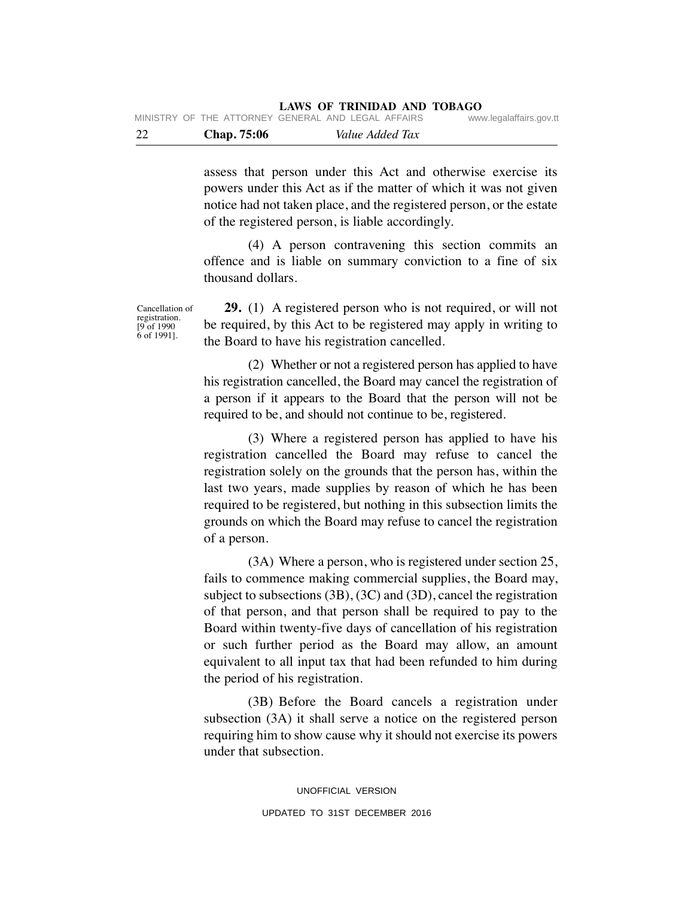assess that person under this Act and otherwise exercise its powers under this Act as if the matter of which it was not given notice had not taken place, and the registered person, or the estate of the registered person, is liable accordingly.

(4) A person contravening this section commits an offence and is liable on summary conviction to a fine of six thousand dollars.

Cancellation of registration. [9 of 1990 6 of 1991].

**29.** (1) A registered person who is not required, or will not be required, by this Act to be registered may apply in writing to the Board to have his registration cancelled.

(2) Whether or not a registered person has applied to have his registration cancelled, the Board may cancel the registration of a person if it appears to the Board that the person will not be required to be, and should not continue to be, registered.

(3) Where a registered person has applied to have his registration cancelled the Board may refuse to cancel the registration solely on the grounds that the person has, within the last two years, made supplies by reason of which he has been required to be registered, but nothing in this subsection limits the grounds on which the Board may refuse to cancel the registration of a person.

(3A) Where a person, who is registered under section 25, fails to commence making commercial supplies, the Board may, subject to subsections (3B), (3C) and (3D), cancel the registration of that person, and that person shall be required to pay to the Board within twenty-five days of cancellation of his registration or such further period as the Board may allow, an amount equivalent to all input tax that had been refunded to him during the period of his registration.

(3B) Before the Board cancels a registration under subsection (3A) it shall serve a notice on the registered person requiring him to show cause why it should not exercise its powers under that subsection.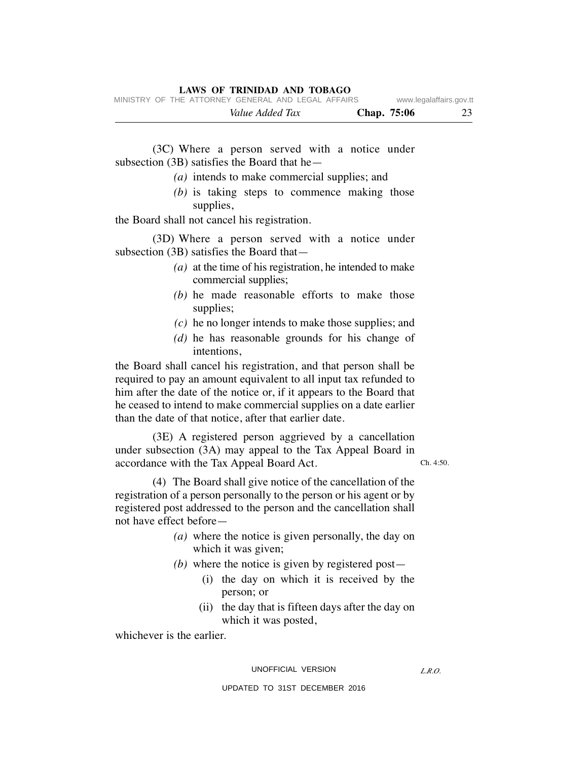(3C) Where a person served with a notice under subsection (3B) satisfies the Board that he—

*(a)* intends to make commercial supplies; and

*(b)* is taking steps to commence making those supplies,

the Board shall not cancel his registration.

(3D) Where a person served with a notice under subsection (3B) satisfies the Board that—

*(a)* at the time of his registration, he intended to make commercial supplies;

*(b)* he made reasonable efforts to make those supplies;

*(c)* he no longer intends to make those supplies; and

*(d)* he has reasonable grounds for his change of intentions,

the Board shall cancel his registration, and that person shall be required to pay an amount equivalent to all input tax refunded to him after the date of the notice or, if it appears to the Board that he ceased to intend to make commercial supplies on a date earlier than the date of that notice, after that earlier date.

(3E) A registered person aggrieved by a cancellation under subsection (3A) may appeal to the Tax Appeal Board in accordance with the Tax Appeal Board Act.

Ch. 4:50.

(4) The Board shall give notice of the cancellation of the registration of a person personally to the person or his agent or by registered post addressed to the person and the cancellation shall not have effect before—

*(a)* where the notice is given personally, the day on which it was given;

*(b)* where the notice is given by registered post—

(i) the day on which it is received by the person; or

(ii) the day that is fifteen days after the day on which it was posted,

whichever is the earlier.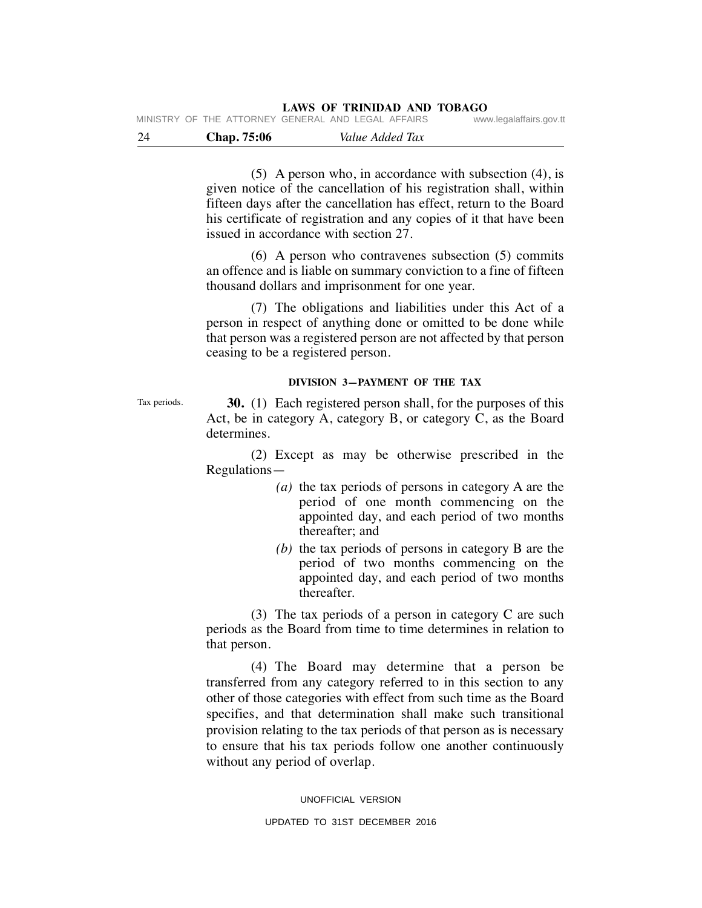(5) A person who, in accordance with subsection (4), is given notice of the cancellation of his registration shall, within fifteen days after the cancellation has effect, return to the Board his certificate of registration and any copies of it that have been issued in accordance with section 27.

(6) A person who contravenes subsection (5) commits an offence and is liable on summary conviction to a fine of fifteen thousand dollars and imprisonment for one year.

(7) The obligations and liabilities under this Act of a person in respect of anything done or omitted to be done while that person was a registered person are not affected by that person ceasing to be a registered person.

#### DIVISION 3—PAYMENT OF THE TAX

Tax periods.

**30.** (1) Each registered person shall, for the purposes of this Act, be in category A, category B, or category C, as the Board determines.

(2) Except as may be otherwise prescribed in the Regulations—

*(a)* the tax periods of persons in category A are the period of one month commencing on the appointed day, and each period of two months thereafter; and

*(b)* the tax periods of persons in category B are the period of two months commencing on the appointed day, and each period of two months thereafter.

(3) The tax periods of a person in category C are such periods as the Board from time to time determines in relation to that person.

(4) The Board may determine that a person be transferred from any category referred to in this section to any other of those categories with effect from such time as the Board specifies, and that determination shall make such transitional provision relating to the tax periods of that person as is necessary to ensure that his tax periods follow one another continuously without any period of overlap.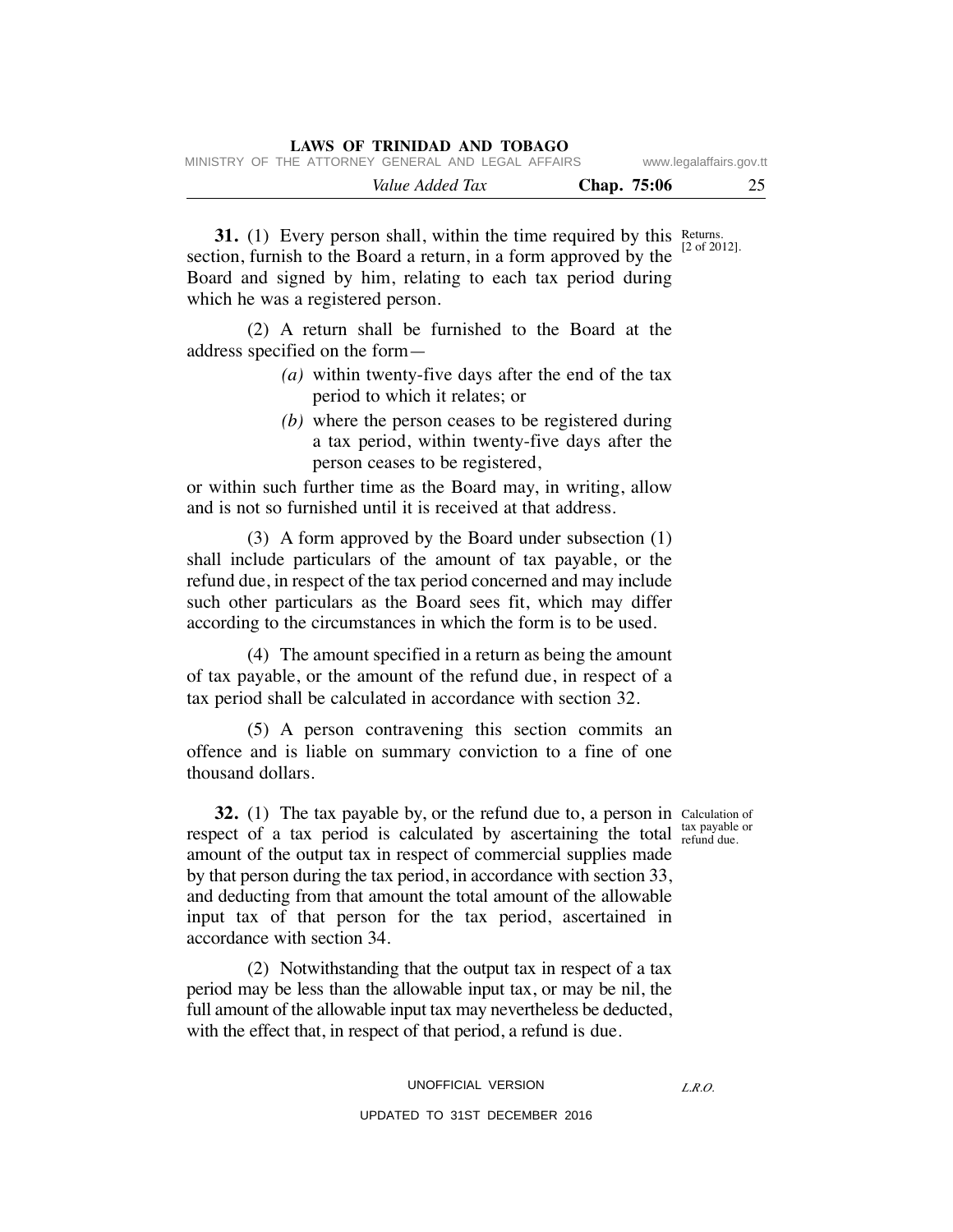**31.** (1) Every person shall, within the time required by this section, furnish to the Board a return, in a form approved by the Board and signed by him, relating to each tax period during which he was a registered person.

Returns.
[2 of 2012].

(2) A return shall be furnished to the Board at the address specified on the form—

*(a)* within twenty-five days after the end of the tax period to which it relates; or

*(b)* where the person ceases to be registered during a tax period, within twenty-five days after the person ceases to be registered,

or within such further time as the Board may, in writing, allow and is not so furnished until it is received at that address.

(3) A form approved by the Board under subsection (1) shall include particulars of the amount of tax payable, or the refund due, in respect of the tax period concerned and may include such other particulars as the Board sees fit, which may differ according to the circumstances in which the form is to be used.

(4) The amount specified in a return as being the amount of tax payable, or the amount of the refund due, in respect of a tax period shall be calculated in accordance with section 32.

(5) A person contravening this section commits an offence and is liable on summary conviction to a fine of one thousand dollars.

**32.** (1) The tax payable by, or the refund due to, a person in respect of a tax period is calculated by ascertaining the total amount of the output tax in respect of commercial supplies made by that person during the tax period, in accordance with section 33, and deducting from that amount the total amount of the allowable input tax of that person for the tax period, ascertained in accordance with section 34.

Calculation of tax payable or refund due.

(2) Notwithstanding that the output tax in respect of a tax period may be less than the allowable input tax, or may be nil, the full amount of the allowable input tax may nevertheless be deducted, with the effect that, in respect of that period, a refund is due.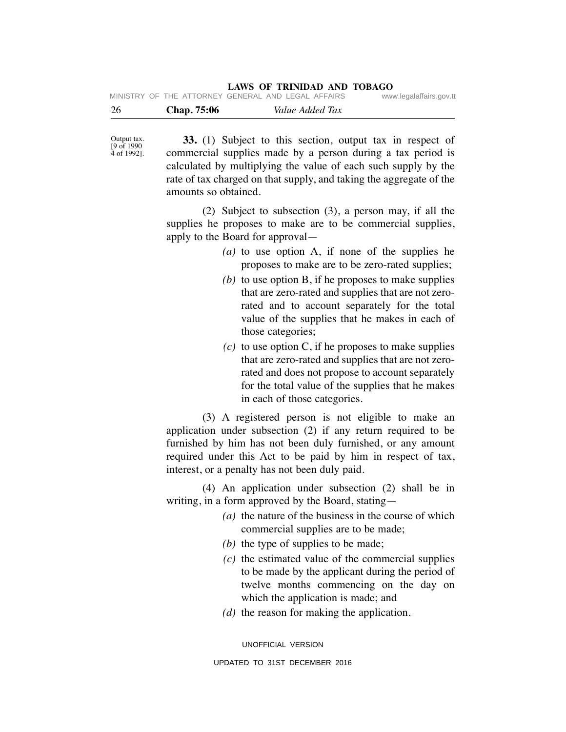Output tax.
[9 of 1990
4 of 1992].

**33.** (1) Subject to this section, output tax in respect of commercial supplies made by a person during a tax period is calculated by multiplying the value of each such supply by the rate of tax charged on that supply, and taking the aggregate of the amounts so obtained.

(2) Subject to subsection (3), a person may, if all the supplies he proposes to make are to be commercial supplies, apply to the Board for approval—

*(a)* to use option A, if none of the supplies he proposes to make are to be zero-rated supplies;

*(b)* to use option B, if he proposes to make supplies that are zero-rated and supplies that are not zero-rated and to account separately for the total value of the supplies that he makes in each of those categories;

*(c)* to use option C, if he proposes to make supplies that are zero-rated and supplies that are not zero-rated and does not propose to account separately for the total value of the supplies that he makes in each of those categories.

(3) A registered person is not eligible to make an application under subsection (2) if any return required to be furnished by him has not been duly furnished, or any amount required under this Act to be paid by him in respect of tax, interest, or a penalty has not been duly paid.

(4) An application under subsection (2) shall be in writing, in a form approved by the Board, stating—

*(a)* the nature of the business in the course of which commercial supplies are to be made;

*(b)* the type of supplies to be made;

*(c)* the estimated value of the commercial supplies to be made by the applicant during the period of twelve months commencing on the day on which the application is made; and

*(d)* the reason for making the application.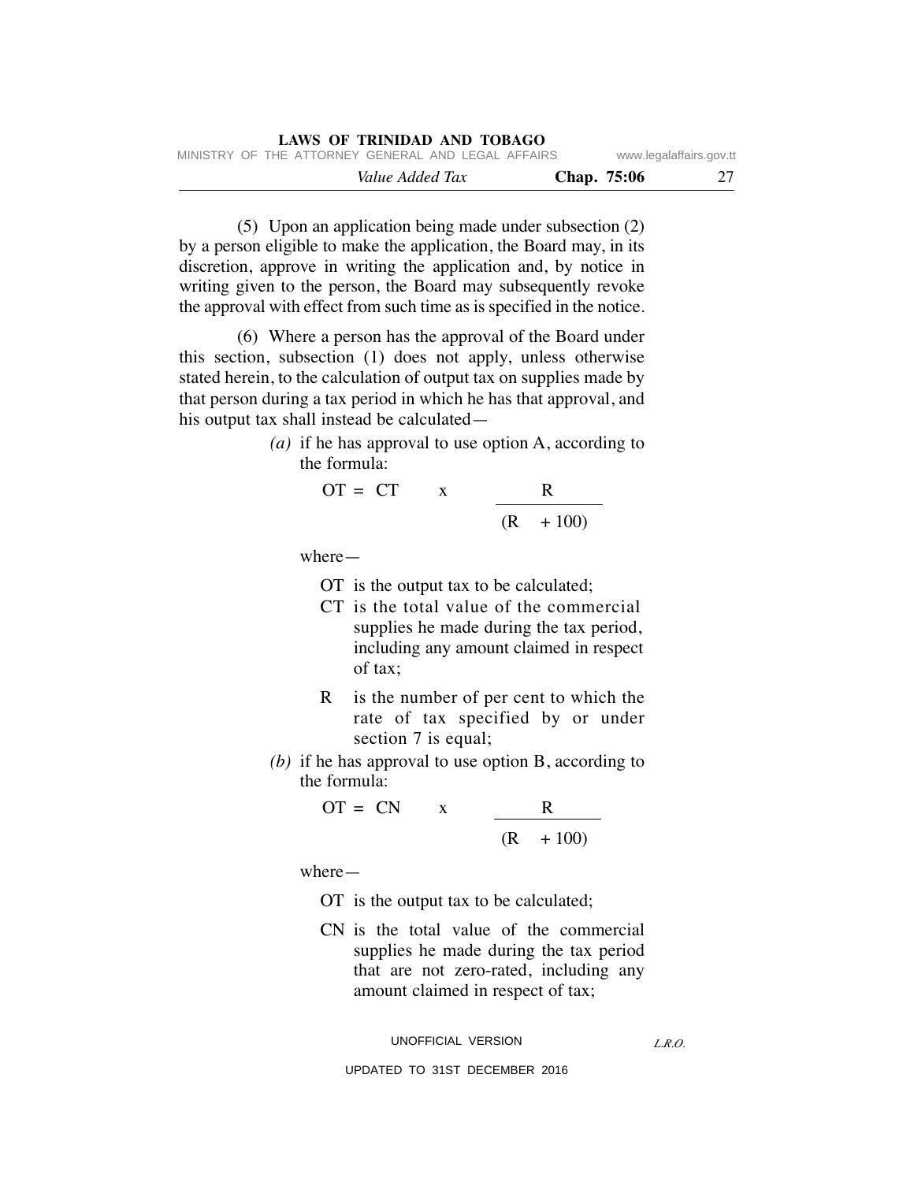(5) Upon an application being made under subsection (2) by a person eligible to make the application, the Board may, in its discretion, approve in writing the application and, by notice in writing given to the person, the Board may subsequently revoke the approval with effect from such time as is specified in the notice.

(6) Where a person has the approval of the Board under this section, subsection (1) does not apply, unless otherwise stated herein, to the calculation of output tax on supplies made by that person during a tax period in which he has that approval, and his output tax shall instead be calculated—

*(a)* if he has approval to use option A, according to the formula:

$$OT = CT \times \frac{R}{(R + 100)}$$

where—

OT is the output tax to be calculated;

CT is the total value of the commercial supplies he made during the tax period, including any amount claimed in respect of tax;

R is the number of per cent to which the rate of tax specified by or under section 7 is equal;

*(b)* if he has approval to use option B, according to the formula:

$$OT = CN \times \frac{R}{(R + 100)}$$

where—

OT is the output tax to be calculated;

CN is the total value of the commercial supplies he made during the tax period that are not zero-rated, including any amount claimed in respect of tax;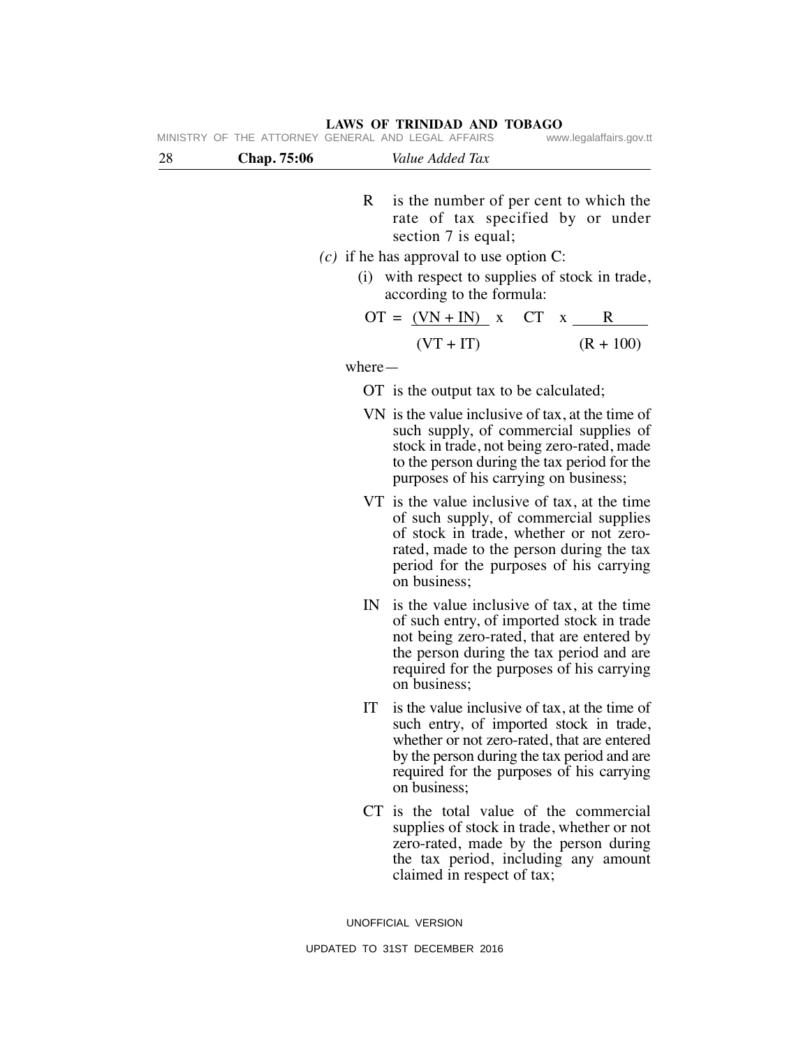R is the number of per cent to which the rate of tax specified by or under section 7 is equal;

*(c)* if he has approval to use option C:

(i) with respect to supplies of stock in trade, according to the formula:

$$OT = \frac{(VN + IN)}{(VT + IT)} \times CT \times \frac{R}{(R + 100)}$$

where—

OT is the output tax to be calculated;

VN is the value inclusive of tax, at the time of such supply, of commercial supplies of stock in trade, not being zero-rated, made to the person during the tax period for the purposes of his carrying on business;

VT is the value inclusive of tax, at the time of such supply, of commercial supplies of stock in trade, whether or not zero-rated, made to the person during the tax period for the purposes of his carrying on business;

IN is the value inclusive of tax, at the time of such entry, of imported stock in trade not being zero-rated, that are entered by the person during the tax period and are required for the purposes of his carrying on business;

IT is the value inclusive of tax, at the time of such entry, of imported stock in trade, whether or not zero-rated, that are entered by the person during the tax period and are required for the purposes of his carrying on business;

CT is the total value of the commercial supplies of stock in trade, whether or not zero-rated, made by the person during the tax period, including any amount claimed in respect of tax;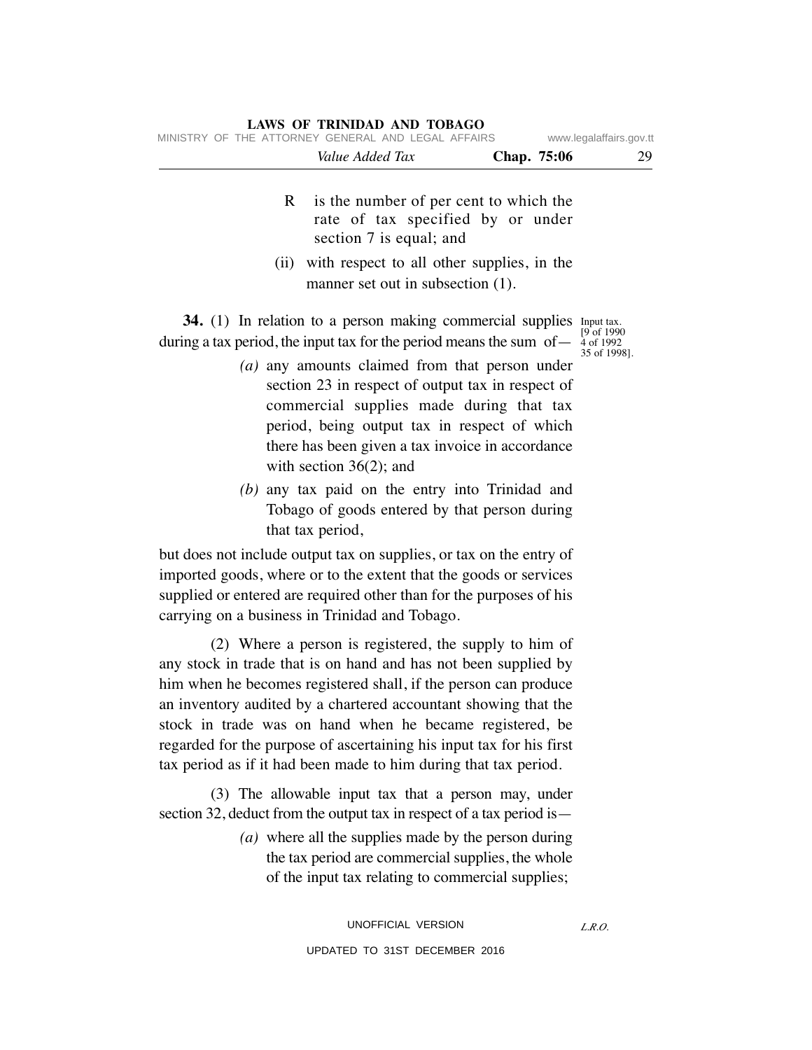R is the number of per cent to which the rate of tax specified by or under section 7 is equal; and

(ii) with respect to all other supplies, in the manner set out in subsection (1).

Input tax. [9 of 1990 4 of 1992 35 of 1998].

**34.** (1) In relation to a person making commercial supplies during a tax period, the input tax for the period means the sum of—

*(a)* any amounts claimed from that person under section 23 in respect of output tax in respect of commercial supplies made during that tax period, being output tax in respect of which there has been given a tax invoice in accordance with section 36(2); and

*(b)* any tax paid on the entry into Trinidad and Tobago of goods entered by that person during that tax period,

but does not include output tax on supplies, or tax on the entry of imported goods, where or to the extent that the goods or services supplied or entered are required other than for the purposes of his carrying on a business in Trinidad and Tobago.

(2) Where a person is registered, the supply to him of any stock in trade that is on hand and has not been supplied by him when he becomes registered shall, if the person can produce an inventory audited by a chartered accountant showing that the stock in trade was on hand when he became registered, be regarded for the purpose of ascertaining his input tax for his first tax period as if it had been made to him during that tax period.

(3) The allowable input tax that a person may, under section 32, deduct from the output tax in respect of a tax period is—

*(a)* where all the supplies made by the person during the tax period are commercial supplies, the whole of the input tax relating to commercial supplies;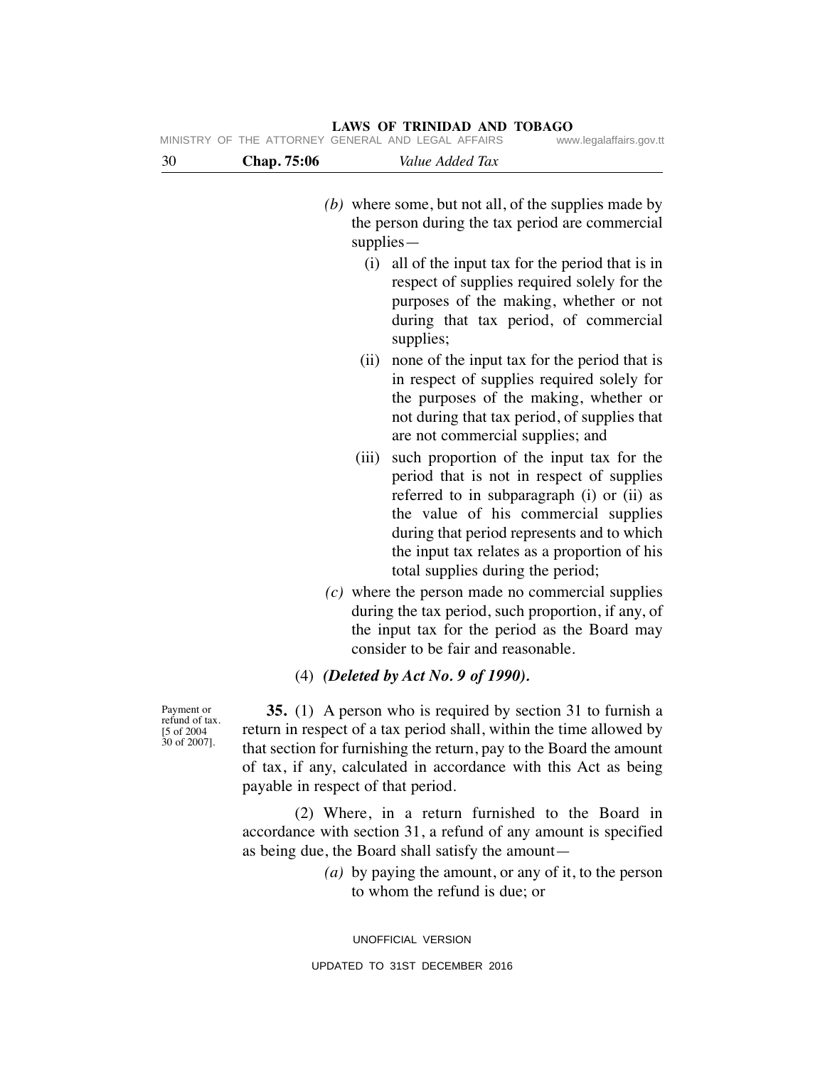*(b)* where some, but not all, of the supplies made by the person during the tax period are commercial supplies—

(i) all of the input tax for the period that is in respect of supplies required solely for the purposes of the making, whether or not during that tax period, of commercial supplies;

(ii) none of the input tax for the period that is in respect of supplies required solely for the purposes of the making, whether or not during that tax period, of supplies that are not commercial supplies; and

(iii) such proportion of the input tax for the period that is not in respect of supplies referred to in subparagraph (i) or (ii) as the value of his commercial supplies during that period represents and to which the input tax relates as a proportion of his total supplies during the period;

*(c)* where the person made no commercial supplies during the tax period, such proportion, if any, of the input tax for the period as the Board may consider to be fair and reasonable.

(4) ***(Deleted by Act No. 9 of 1990).***

Payment or refund of tax. [5 of 2004 30 of 2007].

**35.** (1) A person who is required by section 31 to furnish a return in respect of a tax period shall, within the time allowed by that section for furnishing the return, pay to the Board the amount of tax, if any, calculated in accordance with this Act as being payable in respect of that period.

(2) Where, in a return furnished to the Board in accordance with section 31, a refund of any amount is specified as being due, the Board shall satisfy the amount—

*(a)* by paying the amount, or any of it, to the person to whom the refund is due; or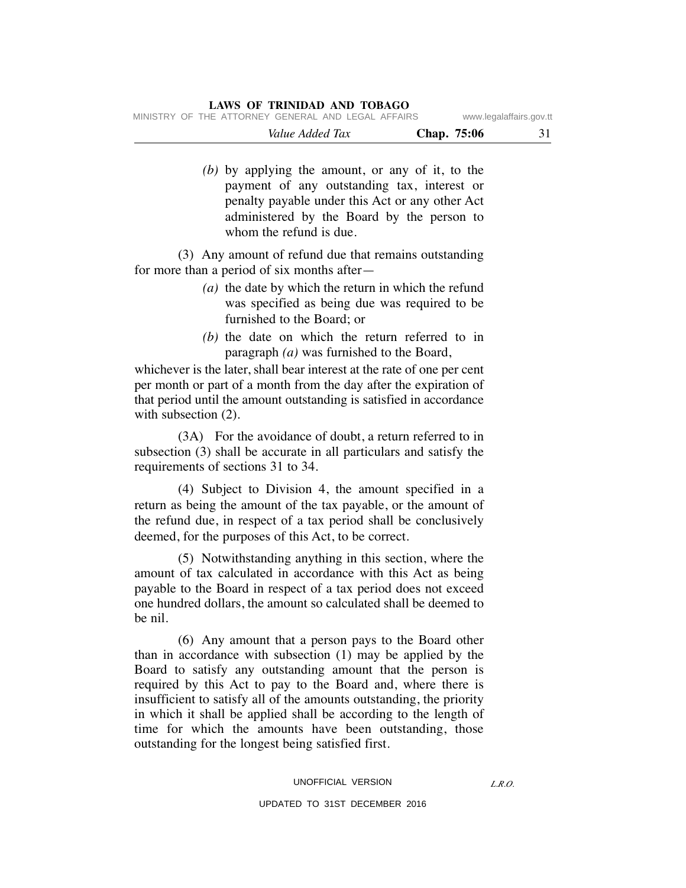*(b)* by applying the amount, or any of it, to the payment of any outstanding tax, interest or penalty payable under this Act or any other Act administered by the Board by the person to whom the refund is due.

(3) Any amount of refund due that remains outstanding for more than a period of six months after—

*(a)* the date by which the return in which the refund was specified as being due was required to be furnished to the Board; or

*(b)* the date on which the return referred to in paragraph *(a)* was furnished to the Board,

whichever is the later, shall bear interest at the rate of one per cent per month or part of a month from the day after the expiration of that period until the amount outstanding is satisfied in accordance with subsection (2).

(3A) For the avoidance of doubt, a return referred to in subsection (3) shall be accurate in all particulars and satisfy the requirements of sections 31 to 34.

(4) Subject to Division 4, the amount specified in a return as being the amount of the tax payable, or the amount of the refund due, in respect of a tax period shall be conclusively deemed, for the purposes of this Act, to be correct.

(5) Notwithstanding anything in this section, where the amount of tax calculated in accordance with this Act as being payable to the Board in respect of a tax period does not exceed one hundred dollars, the amount so calculated shall be deemed to be nil.

(6) Any amount that a person pays to the Board other than in accordance with subsection (1) may be applied by the Board to satisfy any outstanding amount that the person is required by this Act to pay to the Board and, where there is insufficient to satisfy all of the amounts outstanding, the priority in which it shall be applied shall be according to the length of time for which the amounts have been outstanding, those outstanding for the longest being satisfied first.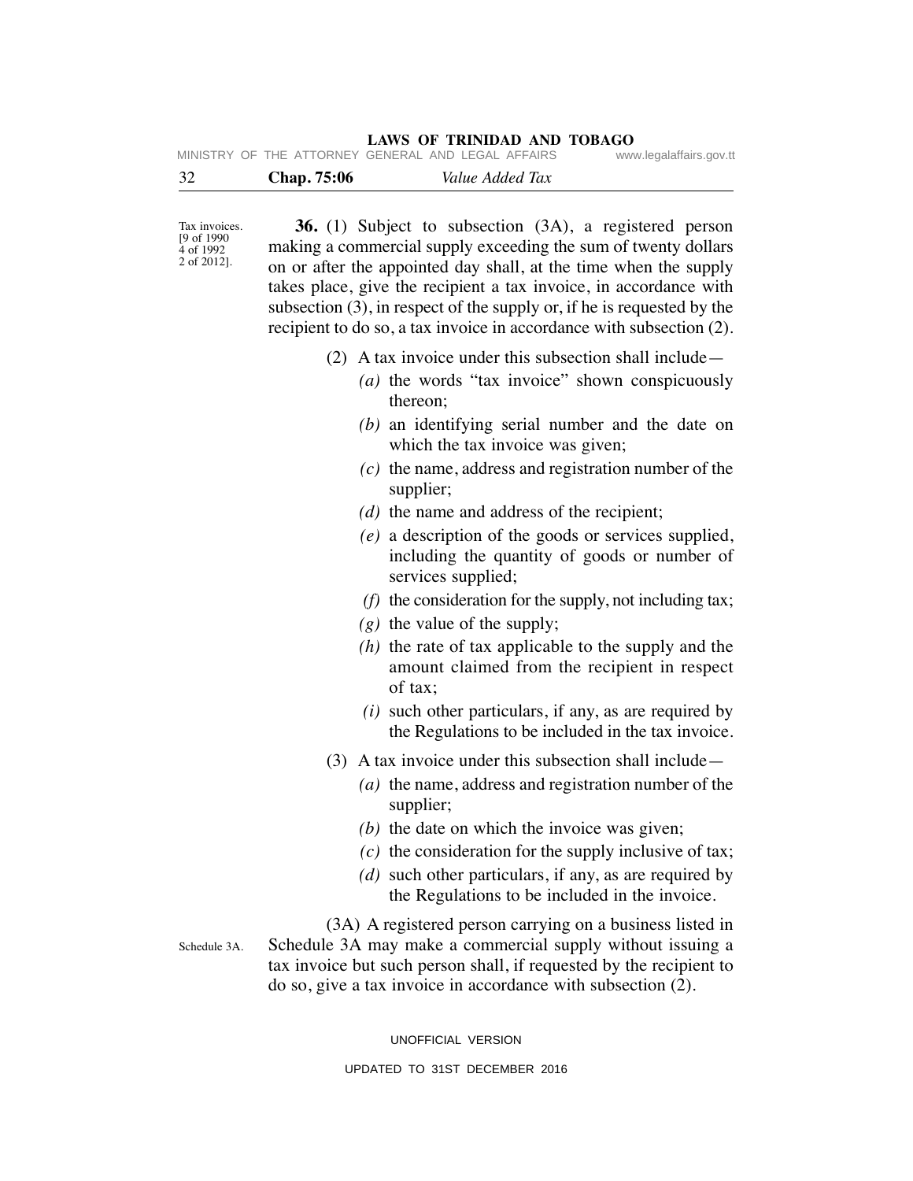Tax invoices. [9 of 1990 4 of 1992 2 of 2012].

**36.** (1) Subject to subsection (3A), a registered person making a commercial supply exceeding the sum of twenty dollars on or after the appointed day shall, at the time when the supply takes place, give the recipient a tax invoice, in accordance with subsection (3), in respect of the supply or, if he is requested by the recipient to do so, a tax invoice in accordance with subsection (2).

(2) A tax invoice under this subsection shall include—

*(a)* the words "tax invoice" shown conspicuously thereon;

*(b)* an identifying serial number and the date on which the tax invoice was given;

*(c)* the name, address and registration number of the supplier;

*(d)* the name and address of the recipient;

*(e)* a description of the goods or services supplied, including the quantity of goods or number of services supplied;

*(f)* the consideration for the supply, not including tax;

*(g)* the value of the supply;

*(h)* the rate of tax applicable to the supply and the amount claimed from the recipient in respect of tax;

*(i)* such other particulars, if any, as are required by the Regulations to be included in the tax invoice.

(3) A tax invoice under this subsection shall include—

*(a)* the name, address and registration number of the supplier;

*(b)* the date on which the invoice was given;

*(c)* the consideration for the supply inclusive of tax;

*(d)* such other particulars, if any, as are required by the Regulations to be included in the invoice.

Schedule 3A.

(3A) A registered person carrying on a business listed in Schedule 3A may make a commercial supply without issuing a tax invoice but such person shall, if requested by the recipient to do so, give a tax invoice in accordance with subsection (2).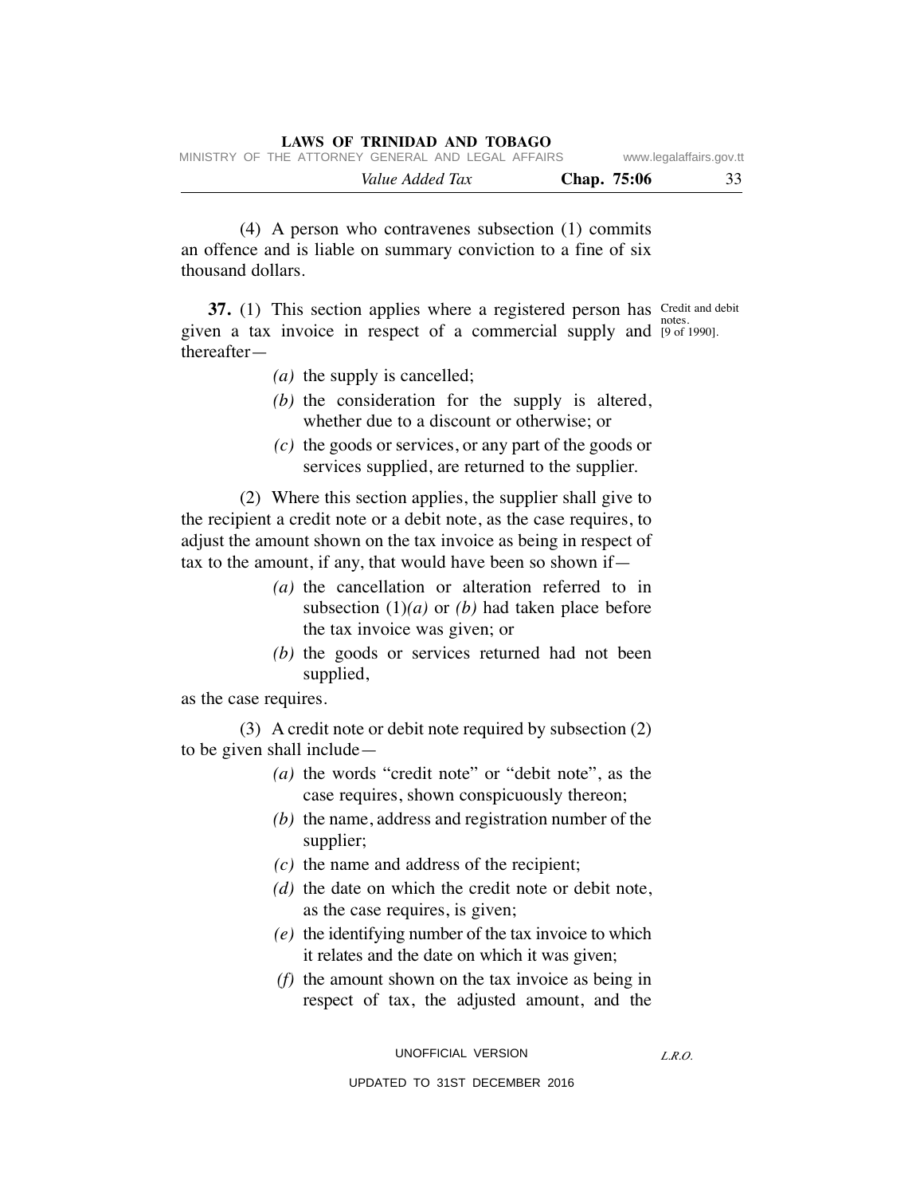(4) A person who contravenes subsection (1) commits an offence and is liable on summary conviction to a fine of six thousand dollars.

Credit and debit notes. [9 of 1990].

**37.** (1) This section applies where a registered person has given a tax invoice in respect of a commercial supply and thereafter—

*(a)* the supply is cancelled;

*(b)* the consideration for the supply is altered, whether due to a discount or otherwise; or

*(c)* the goods or services, or any part of the goods or services supplied, are returned to the supplier.

(2) Where this section applies, the supplier shall give to the recipient a credit note or a debit note, as the case requires, to adjust the amount shown on the tax invoice as being in respect of tax to the amount, if any, that would have been so shown if—

*(a)* the cancellation or alteration referred to in subsection (1)*(a)* or *(b)* had taken place before the tax invoice was given; or

*(b)* the goods or services returned had not been supplied,

as the case requires.

(3) A credit note or debit note required by subsection (2) to be given shall include—

*(a)* the words "credit note" or "debit note", as the case requires, shown conspicuously thereon;

*(b)* the name, address and registration number of the supplier;

*(c)* the name and address of the recipient;

*(d)* the date on which the credit note or debit note, as the case requires, is given;

*(e)* the identifying number of the tax invoice to which it relates and the date on which it was given;

*(f)* the amount shown on the tax invoice as being in respect of tax, the adjusted amount, and the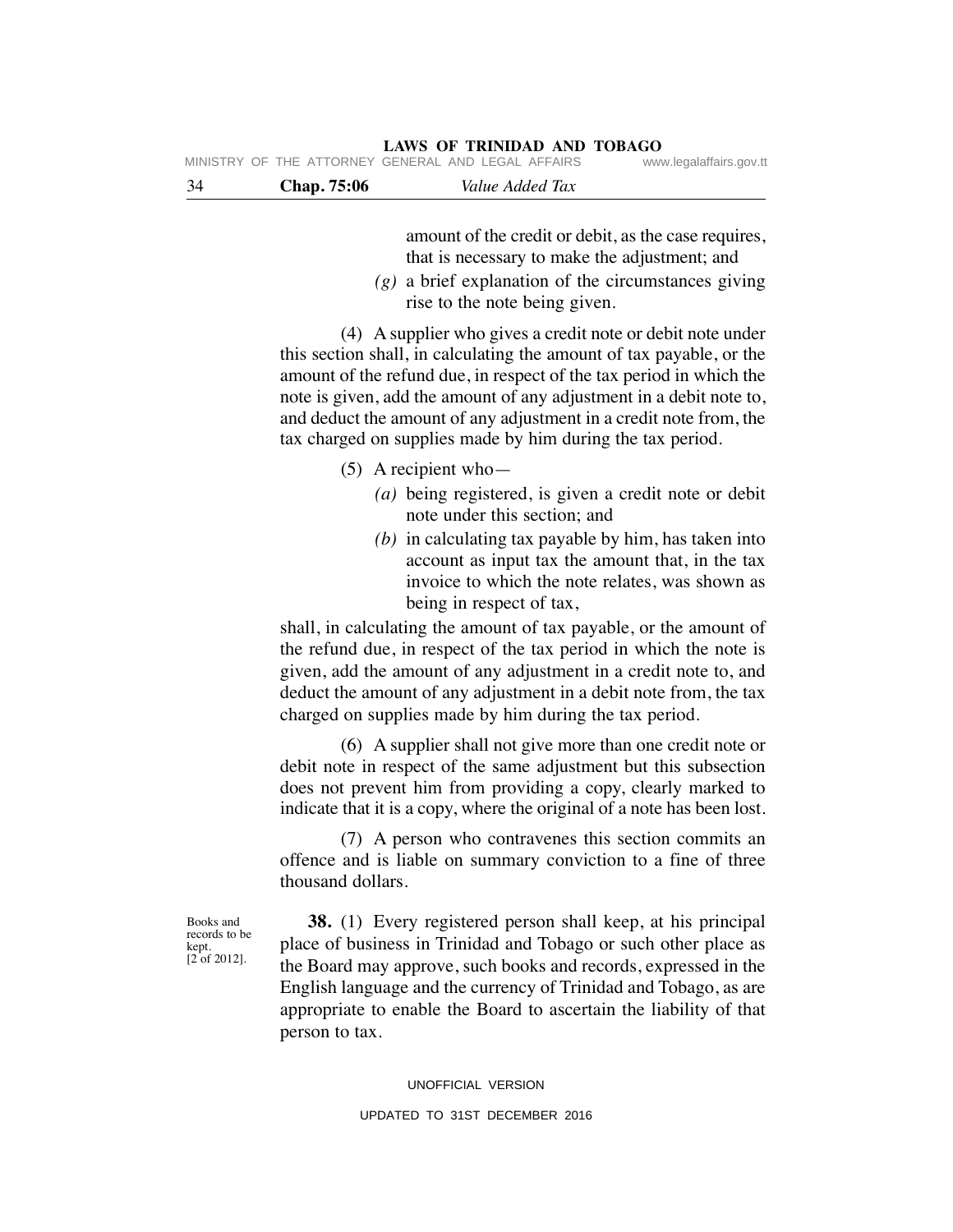amount of the credit or debit, as the case requires, that is necessary to make the adjustment; and

*(g)* a brief explanation of the circumstances giving rise to the note being given.

(4) A supplier who gives a credit note or debit note under this section shall, in calculating the amount of tax payable, or the amount of the refund due, in respect of the tax period in which the note is given, add the amount of any adjustment in a debit note to, and deduct the amount of any adjustment in a credit note from, the tax charged on supplies made by him during the tax period.

(5) A recipient who—

*(a)* being registered, is given a credit note or debit note under this section; and

*(b)* in calculating tax payable by him, has taken into account as input tax the amount that, in the tax invoice to which the note relates, was shown as being in respect of tax,

shall, in calculating the amount of tax payable, or the amount of the refund due, in respect of the tax period in which the note is given, add the amount of any adjustment in a credit note to, and deduct the amount of any adjustment in a debit note from, the tax charged on supplies made by him during the tax period.

(6) A supplier shall not give more than one credit note or debit note in respect of the same adjustment but this subsection does not prevent him from providing a copy, clearly marked to indicate that it is a copy, where the original of a note has been lost.

(7) A person who contravenes this section commits an offence and is liable on summary conviction to a fine of three thousand dollars.

Books and records to be kept. [2 of 2012].

**38.** (1) Every registered person shall keep, at his principal place of business in Trinidad and Tobago or such other place as the Board may approve, such books and records, expressed in the English language and the currency of Trinidad and Tobago, as are appropriate to enable the Board to ascertain the liability of that person to tax.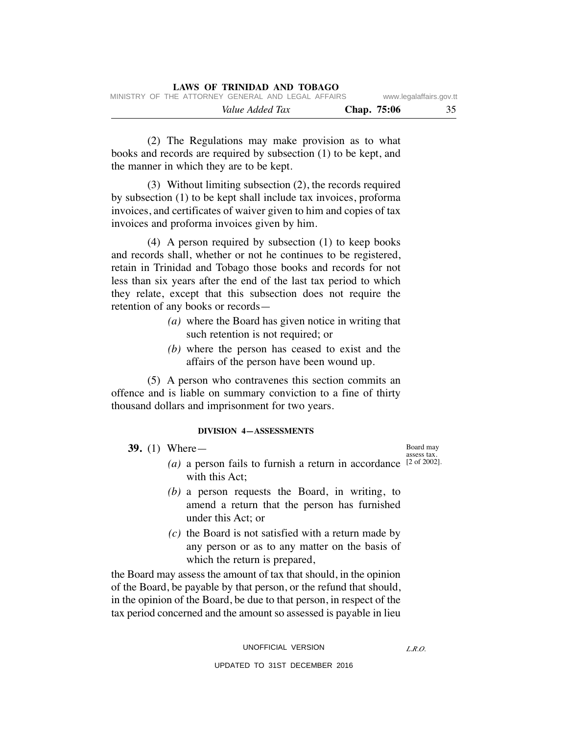(2) The Regulations may make provision as to what books and records are required by subsection (1) to be kept, and the manner in which they are to be kept.

(3) Without limiting subsection (2), the records required by subsection (1) to be kept shall include tax invoices, proforma invoices, and certificates of waiver given to him and copies of tax invoices and proforma invoices given by him.

(4) A person required by subsection (1) to keep books and records shall, whether or not he continues to be registered, retain in Trinidad and Tobago those books and records for not less than six years after the end of the last tax period to which they relate, except that this subsection does not require the retention of any books or records—

*(a)* where the Board has given notice in writing that such retention is not required; or

*(b)* where the person has ceased to exist and the affairs of the person have been wound up.

(5) A person who contravenes this section commits an offence and is liable on summary conviction to a fine of thirty thousand dollars and imprisonment for two years.

## DIVISION 4—ASSESSMENTS

Board may assess tax. [2 of 2002].

**39.** (1) Where—

*(a)* a person fails to furnish a return in accordance with this Act;

*(b)* a person requests the Board, in writing, to amend a return that the person has furnished under this Act; or

*(c)* the Board is not satisfied with a return made by any person or as to any matter on the basis of which the return is prepared,

the Board may assess the amount of tax that should, in the opinion of the Board, be payable by that person, or the refund that should, in the opinion of the Board, be due to that person, in respect of the tax period concerned and the amount so assessed is payable in lieu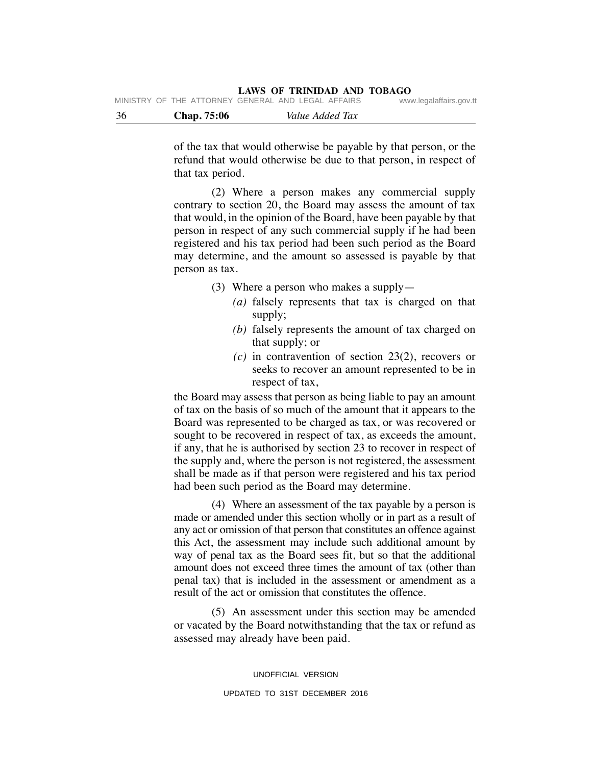of the tax that would otherwise be payable by that person, or the refund that would otherwise be due to that person, in respect of that tax period.

(2) Where a person makes any commercial supply contrary to section 20, the Board may assess the amount of tax that would, in the opinion of the Board, have been payable by that person in respect of any such commercial supply if he had been registered and his tax period had been such period as the Board may determine, and the amount so assessed is payable by that person as tax.

(3) Where a person who makes a supply—

*(a)* falsely represents that tax is charged on that supply;

*(b)* falsely represents the amount of tax charged on that supply; or

*(c)* in contravention of section 23(2), recovers or seeks to recover an amount represented to be in respect of tax,

the Board may assess that person as being liable to pay an amount of tax on the basis of so much of the amount that it appears to the Board was represented to be charged as tax, or was recovered or sought to be recovered in respect of tax, as exceeds the amount, if any, that he is authorised by section 23 to recover in respect of the supply and, where the person is not registered, the assessment shall be made as if that person were registered and his tax period had been such period as the Board may determine.

(4) Where an assessment of the tax payable by a person is made or amended under this section wholly or in part as a result of any act or omission of that person that constitutes an offence against this Act, the assessment may include such additional amount by way of penal tax as the Board sees fit, but so that the additional amount does not exceed three times the amount of tax (other than penal tax) that is included in the assessment or amendment as a result of the act or omission that constitutes the offence.

(5) An assessment under this section may be amended or vacated by the Board notwithstanding that the tax or refund as assessed may already have been paid.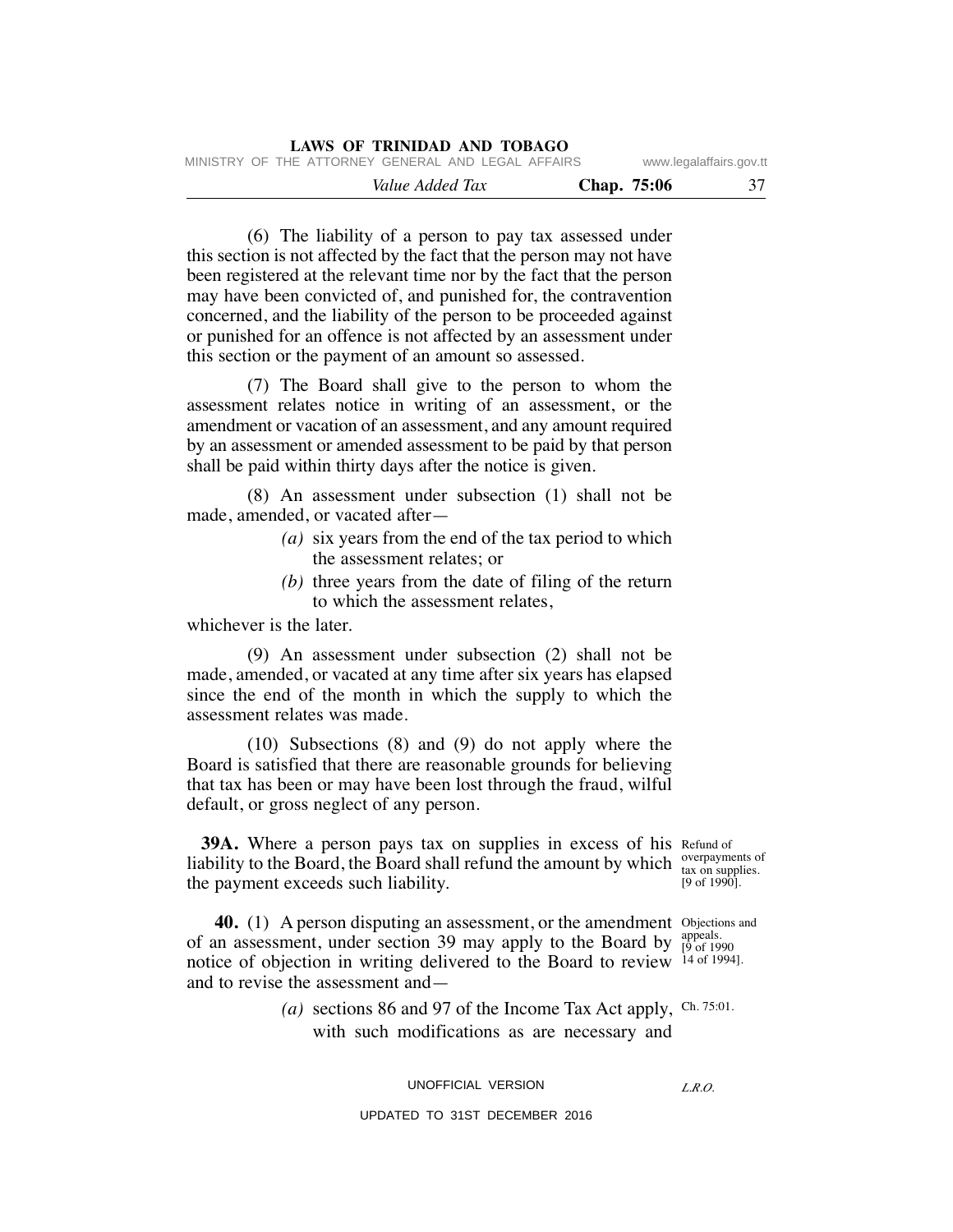(6) The liability of a person to pay tax assessed under this section is not affected by the fact that the person may not have been registered at the relevant time nor by the fact that the person may have been convicted of, and punished for, the contravention concerned, and the liability of the person to be proceeded against or punished for an offence is not affected by an assessment under this section or the payment of an amount so assessed.

(7) The Board shall give to the person to whom the assessment relates notice in writing of an assessment, or the amendment or vacation of an assessment, and any amount required by an assessment or amended assessment to be paid by that person shall be paid within thirty days after the notice is given.

(8) An assessment under subsection (1) shall not be made, amended, or vacated after—

*(a)* six years from the end of the tax period to which the assessment relates; or

*(b)* three years from the date of filing of the return to which the assessment relates,

whichever is the later.

(9) An assessment under subsection (2) shall not be made, amended, or vacated at any time after six years has elapsed since the end of the month in which the supply to which the assessment relates was made.

(10) Subsections (8) and (9) do not apply where the Board is satisfied that there are reasonable grounds for believing that tax has been or may have been lost through the fraud, wilful default, or gross neglect of any person.

Refund of overpayments of tax on supplies. [9 of 1990].

**39A.** Where a person pays tax on supplies in excess of his liability to the Board, the Board shall refund the amount by which the payment exceeds such liability.

Objections and appeals. [9 of 1990 14 of 1994].

**40.** (1) A person disputing an assessment, or the amendment of an assessment, under section 39 may apply to the Board by notice of objection in writing delivered to the Board to review and to revise the assessment and—

Ch. 75:01.

*(a)* sections 86 and 97 of the Income Tax Act apply, with such modifications as are necessary and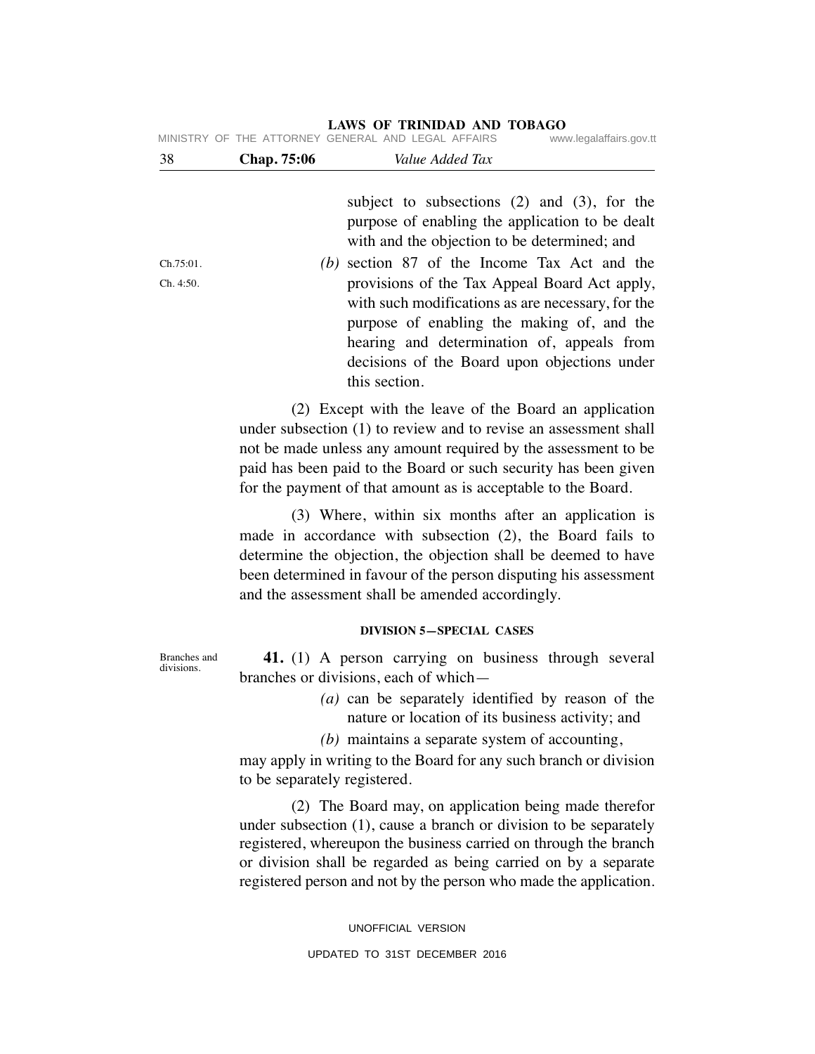subject to subsections (2) and (3), for the purpose of enabling the application to be dealt with and the objection to be determined; and

Ch.75:01.
Ch. 4:50.

*(b)* section 87 of the Income Tax Act and the provisions of the Tax Appeal Board Act apply, with such modifications as are necessary, for the purpose of enabling the making of, and the hearing and determination of, appeals from decisions of the Board upon objections under this section.

(2) Except with the leave of the Board an application under subsection (1) to review and to revise an assessment shall not be made unless any amount required by the assessment to be paid has been paid to the Board or such security has been given for the payment of that amount as is acceptable to the Board.

(3) Where, within six months after an application is made in accordance with subsection (2), the Board fails to determine the objection, the objection shall be deemed to have been determined in favour of the person disputing his assessment and the assessment shall be amended accordingly.

#### DIVISION 5—SPECIAL CASES

Branches and divisions.

**41.** (1) A person carrying on business through several branches or divisions, each of which—

*(a)* can be separately identified by reason of the nature or location of its business activity; and

*(b)* maintains a separate system of accounting,

may apply in writing to the Board for any such branch or division to be separately registered.

(2) The Board may, on application being made therefor under subsection (1), cause a branch or division to be separately registered, whereupon the business carried on through the branch or division shall be regarded as being carried on by a separate registered person and not by the person who made the application.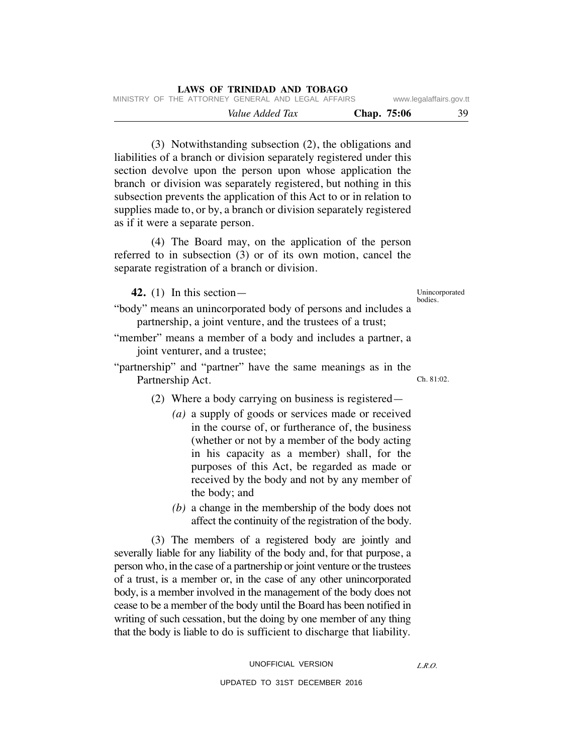(3) Notwithstanding subsection (2), the obligations and liabilities of a branch or division separately registered under this section devolve upon the person upon whose application the branch or division was separately registered, but nothing in this subsection prevents the application of this Act to or in relation to supplies made to, or by, a branch or division separately registered as if it were a separate person.

(4) The Board may, on the application of the person referred to in subsection (3) or of its own motion, cancel the separate registration of a branch or division.

Unincorporated bodies.

**42.** (1) In this section—

"body" means an unincorporated body of persons and includes a partnership, a joint venture, and the trustees of a trust;

"member" means a member of a body and includes a partner, a joint venturer, and a trustee;

"partnership" and "partner" have the same meanings as in the Partnership Act.

Ch. 81:02.

(2) Where a body carrying on business is registered—

*(a)* a supply of goods or services made or received in the course of, or furtherance of, the business (whether or not by a member of the body acting in his capacity as a member) shall, for the purposes of this Act, be regarded as made or received by the body and not by any member of the body; and

*(b)* a change in the membership of the body does not affect the continuity of the registration of the body.

(3) The members of a registered body are jointly and severally liable for any liability of the body and, for that purpose, a person who, in the case of a partnership or joint venture or the trustees of a trust, is a member or, in the case of any other unincorporated body, is a member involved in the management of the body does not cease to be a member of the body until the Board has been notified in writing of such cessation, but the doing by one member of any thing that the body is liable to do is sufficient to discharge that liability.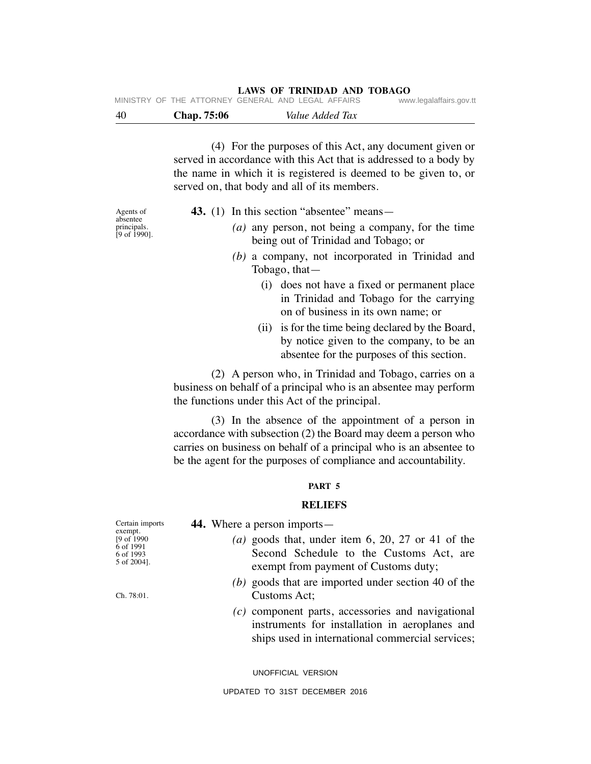(4) For the purposes of this Act, any document given or served in accordance with this Act that is addressed to a body by the name in which it is registered is deemed to be given to, or served on, that body and all of its members.

Agents of absentee principals. [9 of 1990].

**43.** (1) In this section "absentee" means—

*(a)* any person, not being a company, for the time being out of Trinidad and Tobago; or

*(b)* a company, not incorporated in Trinidad and Tobago, that—

(i) does not have a fixed or permanent place in Trinidad and Tobago for the carrying on of business in its own name; or

(ii) is for the time being declared by the Board, by notice given to the company, to be an absentee for the purposes of this section.

(2) A person who, in Trinidad and Tobago, carries on a business on behalf of a principal who is an absentee may perform the functions under this Act of the principal.

(3) In the absence of the appointment of a person in accordance with subsection (2) the Board may deem a person who carries on business on behalf of a principal who is an absentee to be the agent for the purposes of compliance and accountability.

## PART 5

## RELIEFS

Certain imports exempt. [9 of 1990 6 of 1991 6 of 1993 5 of 2004].

**44.** Where a person imports—

*(a)* goods that, under item 6, 20, 27 or 41 of the Second Schedule to the Customs Act, are exempt from payment of Customs duty;

Ch. 78:01.

*(b)* goods that are imported under section 40 of the Customs Act;

*(c)* component parts, accessories and navigational instruments for installation in aeroplanes and ships used in international commercial services;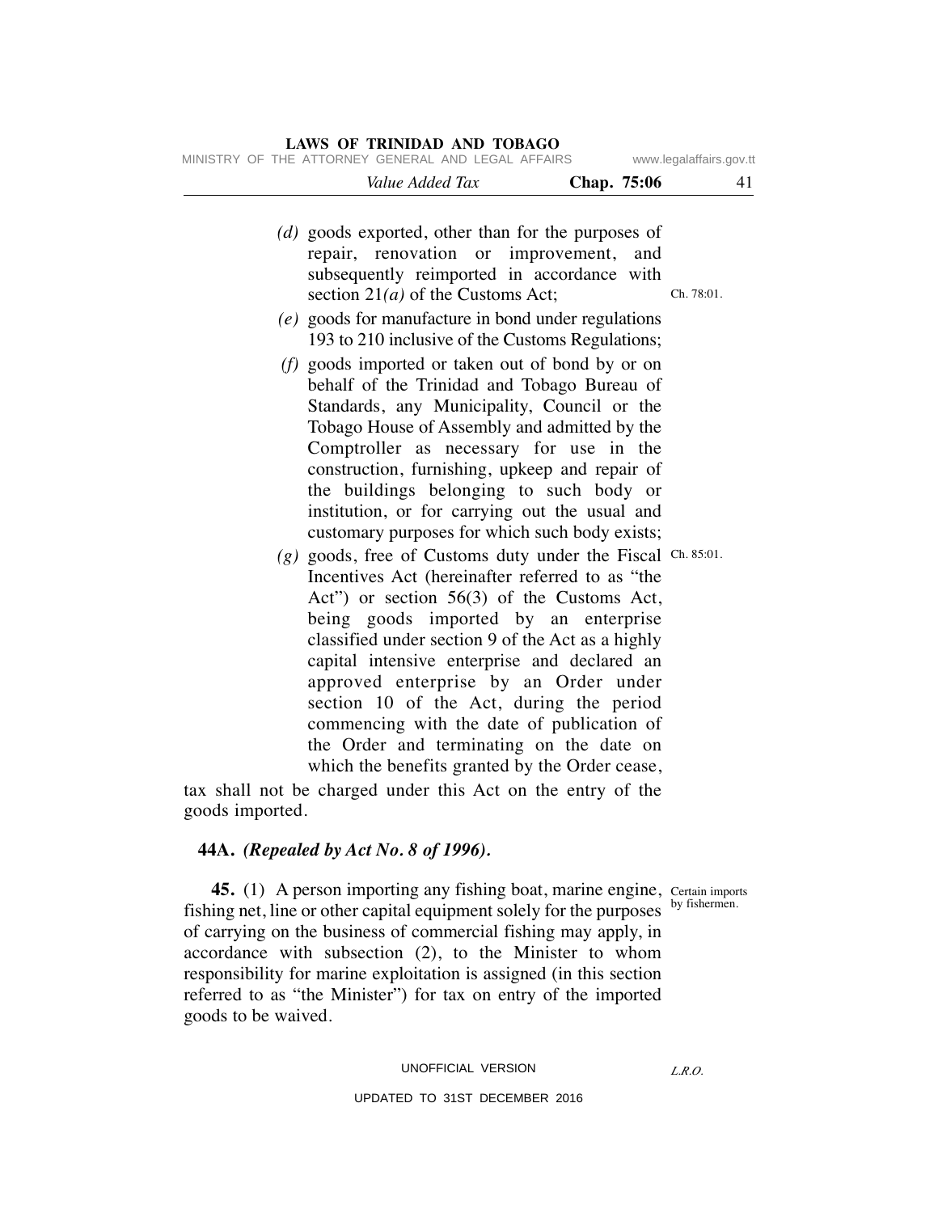*(d)* goods exported, other than for the purposes of repair, renovation or improvement, and subsequently reimported in accordance with section 21*(a)* of the Customs Act; Ch. 78:01.

*(e)* goods for manufacture in bond under regulations 193 to 210 inclusive of the Customs Regulations;

*(f)* goods imported or taken out of bond by or on behalf of the Trinidad and Tobago Bureau of Standards, any Municipality, Council or the Tobago House of Assembly and admitted by the Comptroller as necessary for use in the construction, furnishing, upkeep and repair of the buildings belonging to such body or institution, or for carrying out the usual and customary purposes for which such body exists;

*(g)* goods, free of Customs duty under the Fiscal Incentives Act (hereinafter referred to as "the Act") or section 56(3) of the Customs Act, being goods imported by an enterprise classified under section 9 of the Act as a highly capital intensive enterprise and declared an approved enterprise by an Order under section 10 of the Act, during the period commencing with the date of publication of the Order and terminating on the date on which the benefits granted by the Order cease, Ch. 85:01.

tax shall not be charged under this Act on the entry of the goods imported.

**44A.** ***(Repealed by Act No. 8 of 1996).***

Certain imports by fishermen.

**45.** (1) A person importing any fishing boat, marine engine, fishing net, line or other capital equipment solely for the purposes of carrying on the business of commercial fishing may apply, in accordance with subsection (2), to the Minister to whom responsibility for marine exploitation is assigned (in this section referred to as "the Minister") for tax on entry of the imported goods to be waived.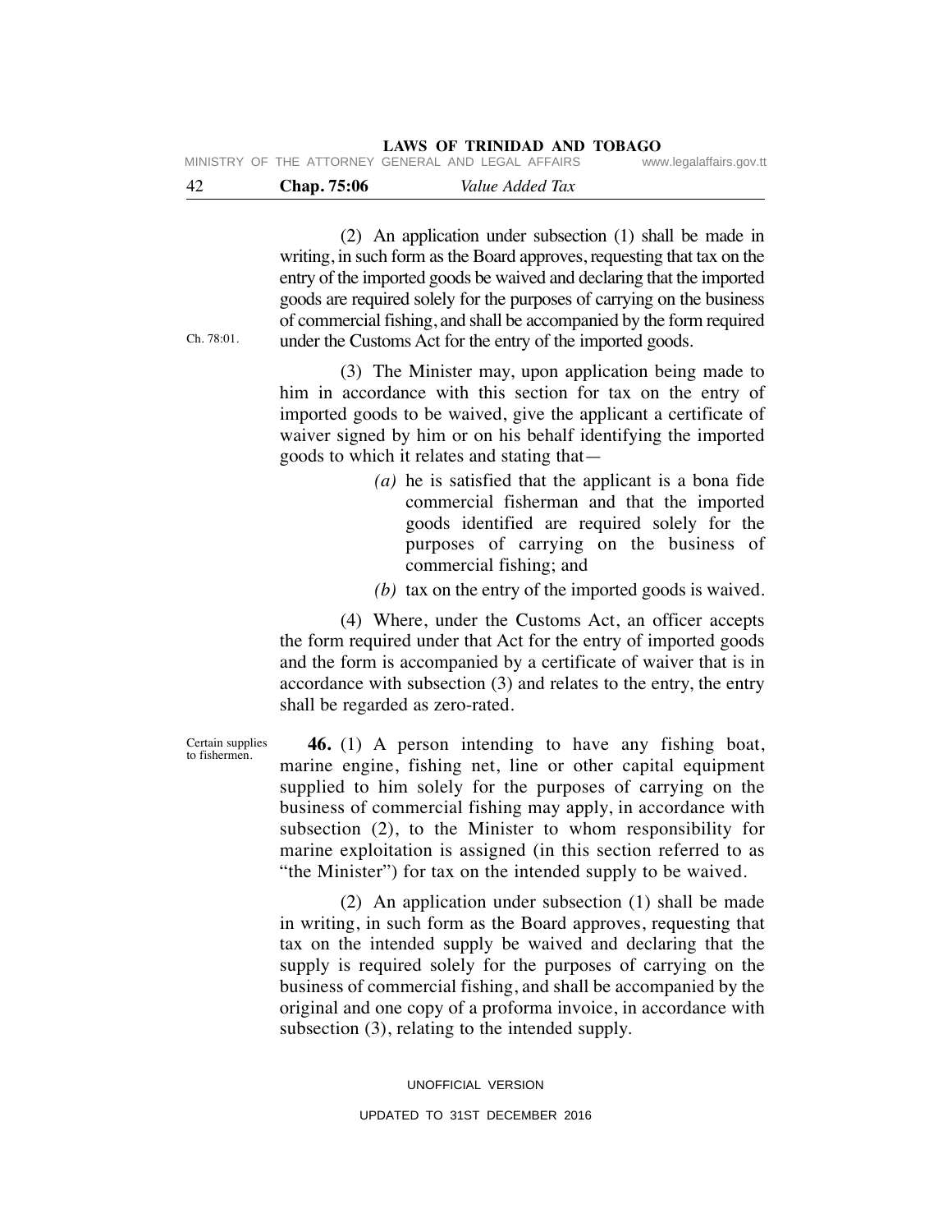(2) An application under subsection (1) shall be made in writing, in such form as the Board approves, requesting that tax on the entry of the imported goods be waived and declaring that the imported goods are required solely for the purposes of carrying on the business of commercial fishing, and shall be accompanied by the form required under the Customs Act for the entry of the imported goods.

Ch. 78:01.

(3) The Minister may, upon application being made to him in accordance with this section for tax on the entry of imported goods to be waived, give the applicant a certificate of waiver signed by him or on his behalf identifying the imported goods to which it relates and stating that—

*(a)* he is satisfied that the applicant is a bona fide commercial fisherman and that the imported goods identified are required solely for the purposes of carrying on the business of commercial fishing; and

*(b)* tax on the entry of the imported goods is waived.

(4) Where, under the Customs Act, an officer accepts the form required under that Act for the entry of imported goods and the form is accompanied by a certificate of waiver that is in accordance with subsection (3) and relates to the entry, the entry shall be regarded as zero-rated.

Certain supplies to fishermen.

**46.** (1) A person intending to have any fishing boat, marine engine, fishing net, line or other capital equipment supplied to him solely for the purposes of carrying on the business of commercial fishing may apply, in accordance with subsection (2), to the Minister to whom responsibility for marine exploitation is assigned (in this section referred to as "the Minister") for tax on the intended supply to be waived.

(2) An application under subsection (1) shall be made in writing, in such form as the Board approves, requesting that tax on the intended supply be waived and declaring that the supply is required solely for the purposes of carrying on the business of commercial fishing, and shall be accompanied by the original and one copy of a proforma invoice, in accordance with subsection (3), relating to the intended supply.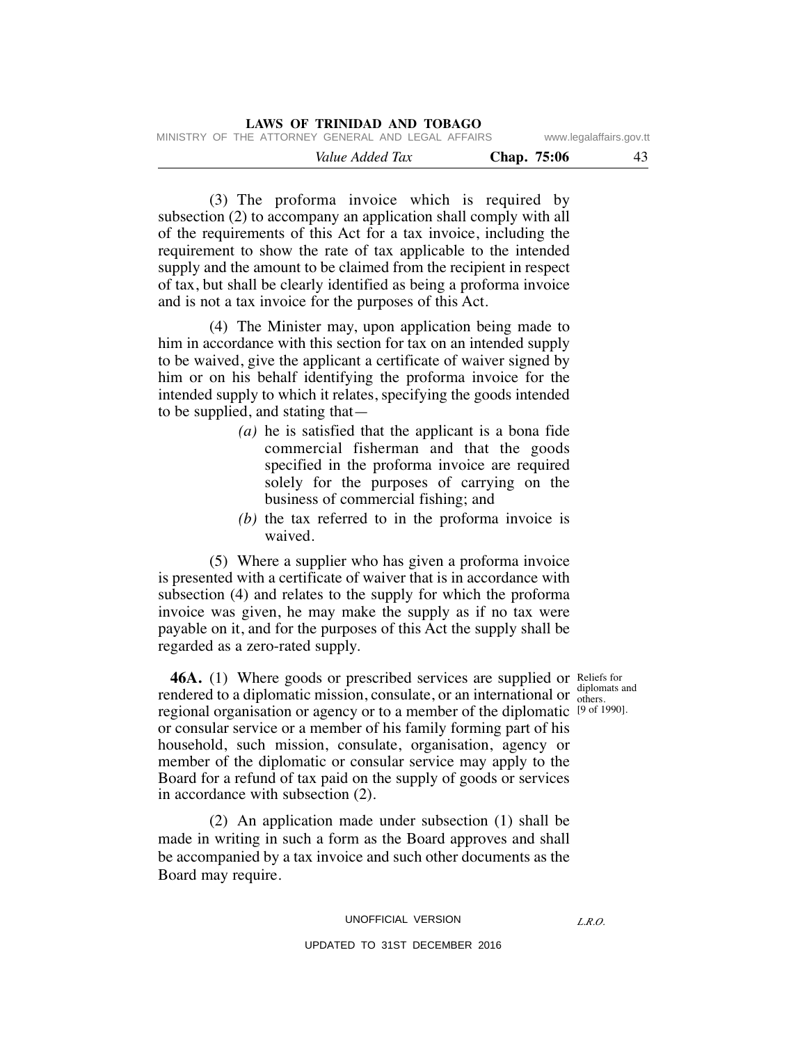(3) The proforma invoice which is required by subsection (2) to accompany an application shall comply with all of the requirements of this Act for a tax invoice, including the requirement to show the rate of tax applicable to the intended supply and the amount to be claimed from the recipient in respect of tax, but shall be clearly identified as being a proforma invoice and is not a tax invoice for the purposes of this Act.

(4) The Minister may, upon application being made to him in accordance with this section for tax on an intended supply to be waived, give the applicant a certificate of waiver signed by him or on his behalf identifying the proforma invoice for the intended supply to which it relates, specifying the goods intended to be supplied, and stating that—

- *(a)* he is satisfied that the applicant is a bona fide commercial fisherman and that the goods specified in the proforma invoice are required solely for the purposes of carrying on the business of commercial fishing; and
- *(b)* the tax referred to in the proforma invoice is waived.

(5) Where a supplier who has given a proforma invoice is presented with a certificate of waiver that is in accordance with subsection (4) and relates to the supply for which the proforma invoice was given, he may make the supply as if no tax were payable on it, and for the purposes of this Act the supply shall be regarded as a zero-rated supply.

Reliefs for diplomats and others. [9 of 1990].

**46A.** (1) Where goods or prescribed services are supplied or rendered to a diplomatic mission, consulate, or an international or regional organisation or agency or to a member of the diplomatic or consular service or a member of his family forming part of his household, such mission, consulate, organisation, agency or member of the diplomatic or consular service may apply to the Board for a refund of tax paid on the supply of goods or services in accordance with subsection (2).

(2) An application made under subsection (1) shall be made in writing in such a form as the Board approves and shall be accompanied by a tax invoice and such other documents as the Board may require.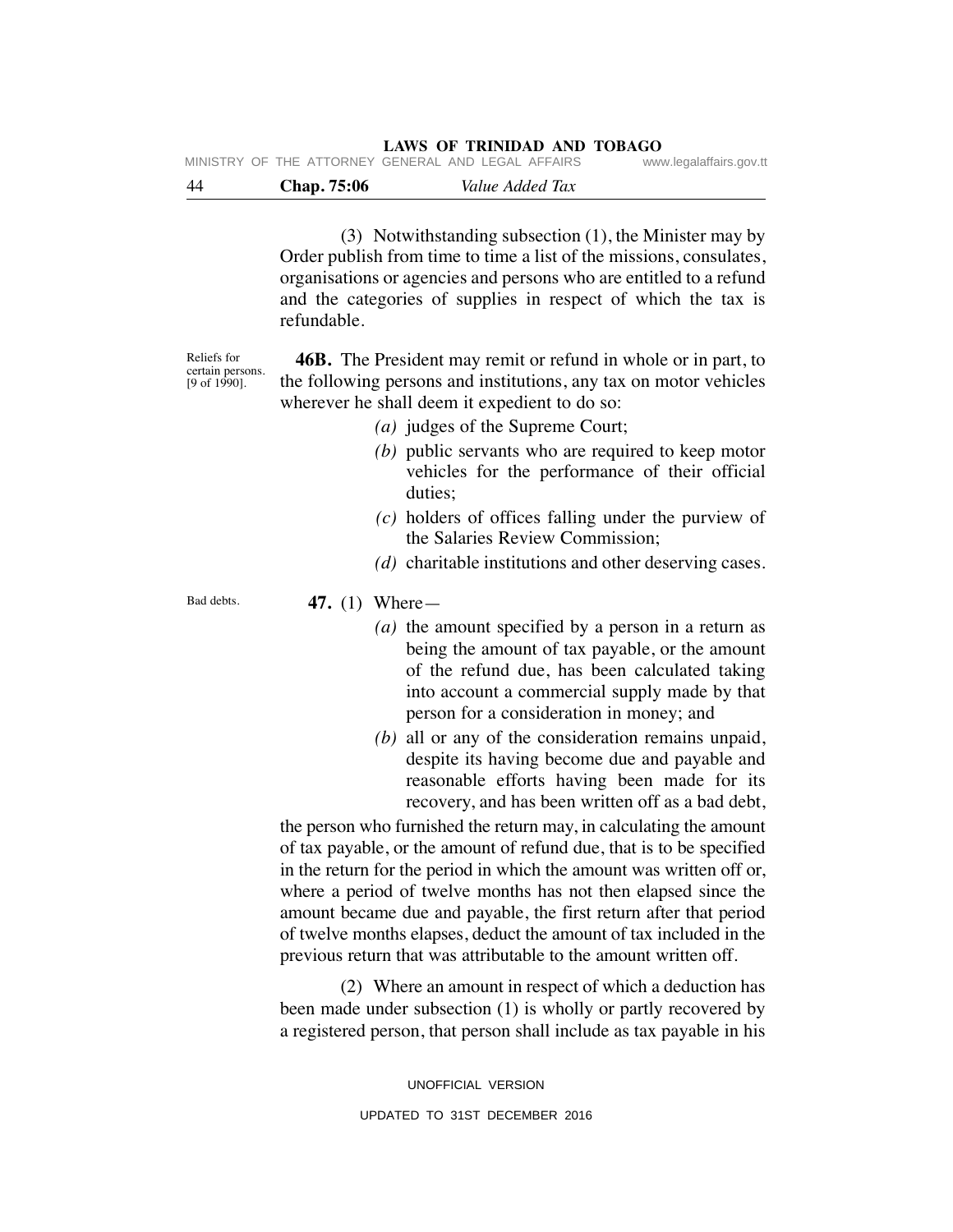(3) Notwithstanding subsection (1), the Minister may by Order publish from time to time a list of the missions, consulates, organisations or agencies and persons who are entitled to a refund and the categories of supplies in respect of which the tax is refundable.

Reliefs for certain persons. [9 of 1990].

**46B.** The President may remit or refund in whole or in part, to the following persons and institutions, any tax on motor vehicles wherever he shall deem it expedient to do so:

*(a)* judges of the Supreme Court;

*(b)* public servants who are required to keep motor vehicles for the performance of their official duties;

*(c)* holders of offices falling under the purview of the Salaries Review Commission;

*(d)* charitable institutions and other deserving cases.

Bad debts.

**47.** (1) Where—

*(a)* the amount specified by a person in a return as being the amount of tax payable, or the amount of the refund due, has been calculated taking into account a commercial supply made by that person for a consideration in money; and

*(b)* all or any of the consideration remains unpaid, despite its having become due and payable and reasonable efforts having been made for its recovery, and has been written off as a bad debt,

the person who furnished the return may, in calculating the amount of tax payable, or the amount of refund due, that is to be specified in the return for the period in which the amount was written off or, where a period of twelve months has not then elapsed since the amount became due and payable, the first return after that period of twelve months elapses, deduct the amount of tax included in the previous return that was attributable to the amount written off.

(2) Where an amount in respect of which a deduction has been made under subsection (1) is wholly or partly recovered by a registered person, that person shall include as tax payable in his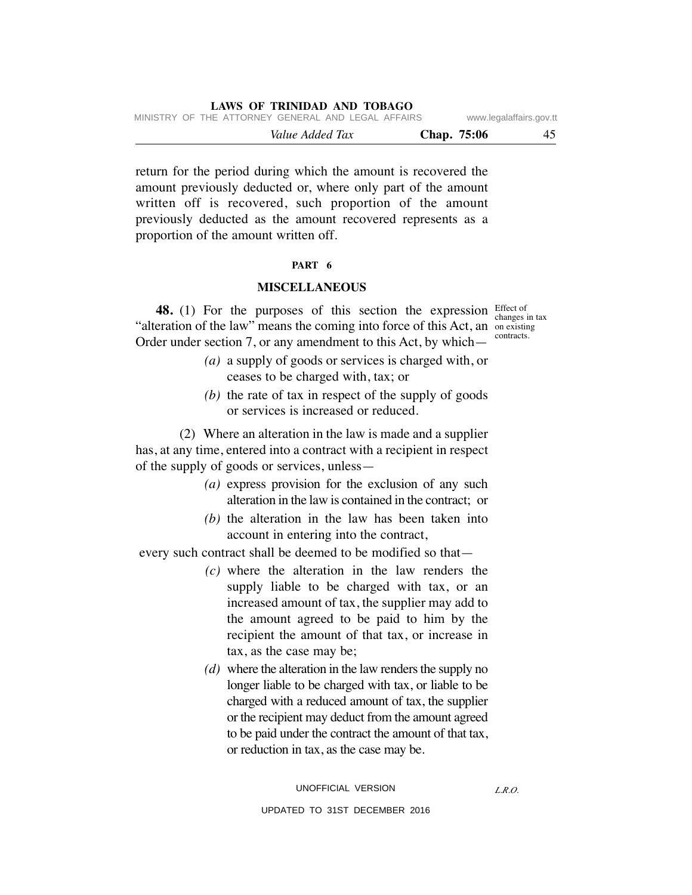return for the period during which the amount is recovered the amount previously deducted or, where only part of the amount written off is recovered, such proportion of the amount previously deducted as the amount recovered represents as a proportion of the amount written off.

## PART 6

## MISCELLANEOUS

Effect of changes in tax on existing contracts.

**48.** (1) For the purposes of this section the expression "alteration of the law" means the coming into force of this Act, an Order under section 7, or any amendment to this Act, by which—

*(a)* a supply of goods or services is charged with, or ceases to be charged with, tax; or

*(b)* the rate of tax in respect of the supply of goods or services is increased or reduced.

(2) Where an alteration in the law is made and a supplier has, at any time, entered into a contract with a recipient in respect of the supply of goods or services, unless—

*(a)* express provision for the exclusion of any such alteration in the law is contained in the contract; or

*(b)* the alteration in the law has been taken into account in entering into the contract,

every such contract shall be deemed to be modified so that—

*(c)* where the alteration in the law renders the supply liable to be charged with tax, or an increased amount of tax, the supplier may add to the amount agreed to be paid to him by the recipient the amount of that tax, or increase in tax, as the case may be;

*(d)* where the alteration in the law renders the supply no longer liable to be charged with tax, or liable to be charged with a reduced amount of tax, the supplier or the recipient may deduct from the amount agreed to be paid under the contract the amount of that tax, or reduction in tax, as the case may be.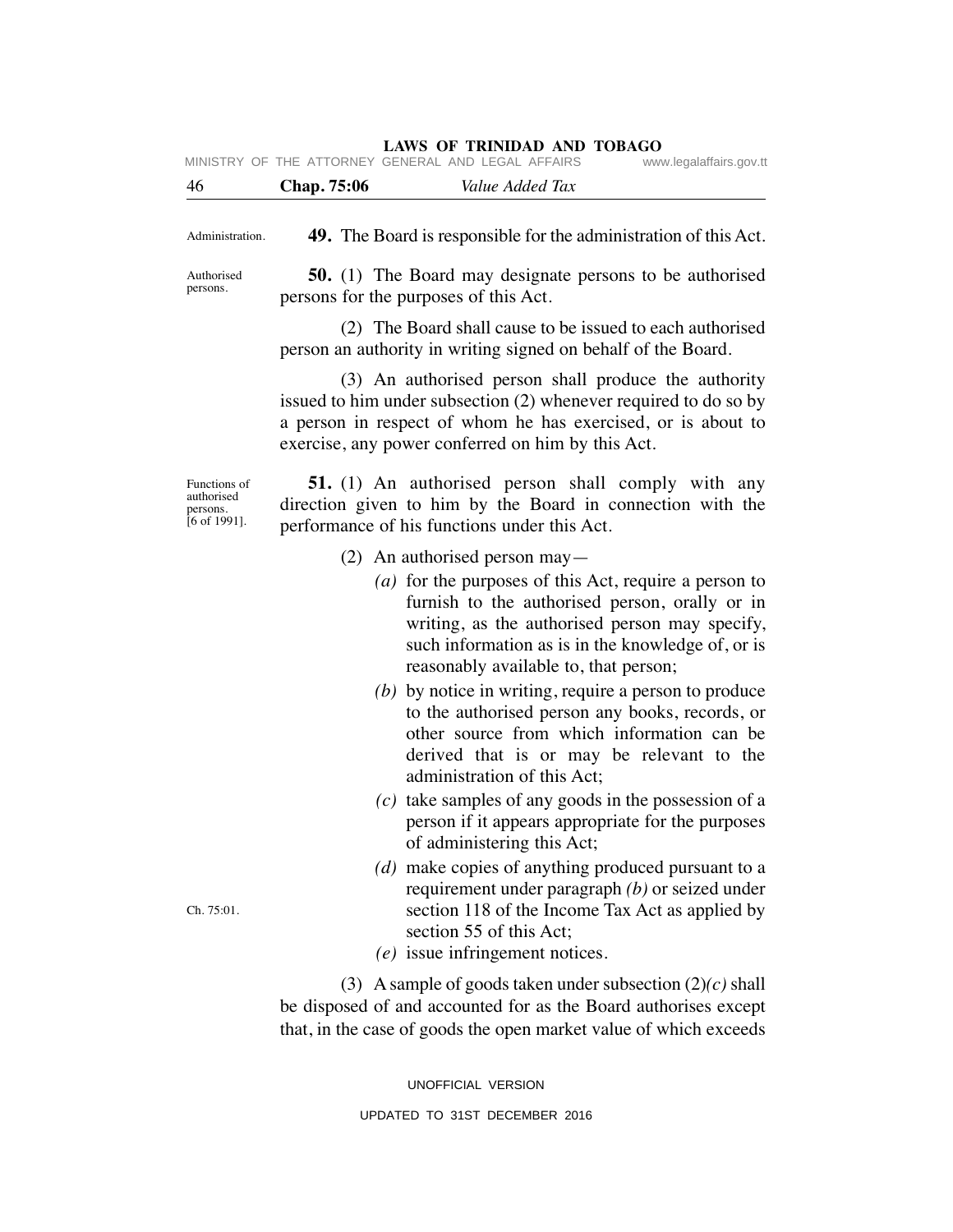Administration.

**49.** The Board is responsible for the administration of this Act.

Authorised persons.

**50.** (1) The Board may designate persons to be authorised persons for the purposes of this Act.

(2) The Board shall cause to be issued to each authorised person an authority in writing signed on behalf of the Board.

(3) An authorised person shall produce the authority issued to him under subsection (2) whenever required to do so by a person in respect of whom he has exercised, or is about to exercise, any power conferred on him by this Act.

Functions of authorised persons. [6 of 1991].

**51.** (1) An authorised person shall comply with any direction given to him by the Board in connection with the performance of his functions under this Act.

(2) An authorised person may—

*(a)* for the purposes of this Act, require a person to furnish to the authorised person, orally or in writing, as the authorised person may specify, such information as is in the knowledge of, or is reasonably available to, that person;

*(b)* by notice in writing, require a person to produce to the authorised person any books, records, or other source from which information can be derived that is or may be relevant to the administration of this Act;

*(c)* take samples of any goods in the possession of a person if it appears appropriate for the purposes of administering this Act;

*(d)* make copies of anything produced pursuant to a requirement under paragraph *(b)* or seized under section 118 of the Income Tax Act as applied by section 55 of this Act;

Ch. 75:01.

*(e)* issue infringement notices.

(3) A sample of goods taken under subsection (2)*(c)* shall be disposed of and accounted for as the Board authorises except that, in the case of goods the open market value of which exceeds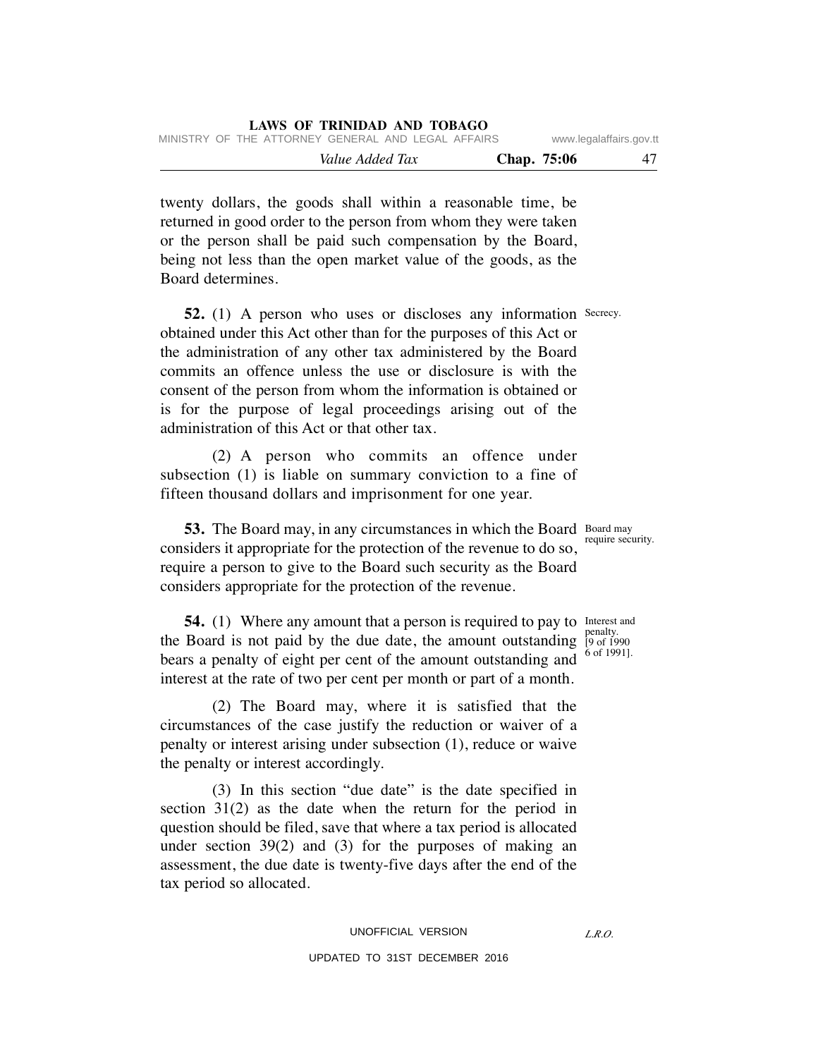twenty dollars, the goods shall within a reasonable time, be returned in good order to the person from whom they were taken or the person shall be paid such compensation by the Board, being not less than the open market value of the goods, as the Board determines.

Secrecy.

**52.** (1) A person who uses or discloses any information obtained under this Act other than for the purposes of this Act or the administration of any other tax administered by the Board commits an offence unless the use or disclosure is with the consent of the person from whom the information is obtained or is for the purpose of legal proceedings arising out of the administration of this Act or that other tax.

(2) A person who commits an offence under subsection (1) is liable on summary conviction to a fine of fifteen thousand dollars and imprisonment for one year.

Board may require security.

**53.** The Board may, in any circumstances in which the Board considers it appropriate for the protection of the revenue to do so, require a person to give to the Board such security as the Board considers appropriate for the protection of the revenue.

Interest and penalty. [9 of 1990 6 of 1991].

**54.** (1) Where any amount that a person is required to pay to the Board is not paid by the due date, the amount outstanding bears a penalty of eight per cent of the amount outstanding and interest at the rate of two per cent per month or part of a month.

(2) The Board may, where it is satisfied that the circumstances of the case justify the reduction or waiver of a penalty or interest arising under subsection (1), reduce or waive the penalty or interest accordingly.

(3) In this section "due date" is the date specified in section 31(2) as the date when the return for the period in question should be filed, save that where a tax period is allocated under section 39(2) and (3) for the purposes of making an assessment, the due date is twenty-five days after the end of the tax period so allocated.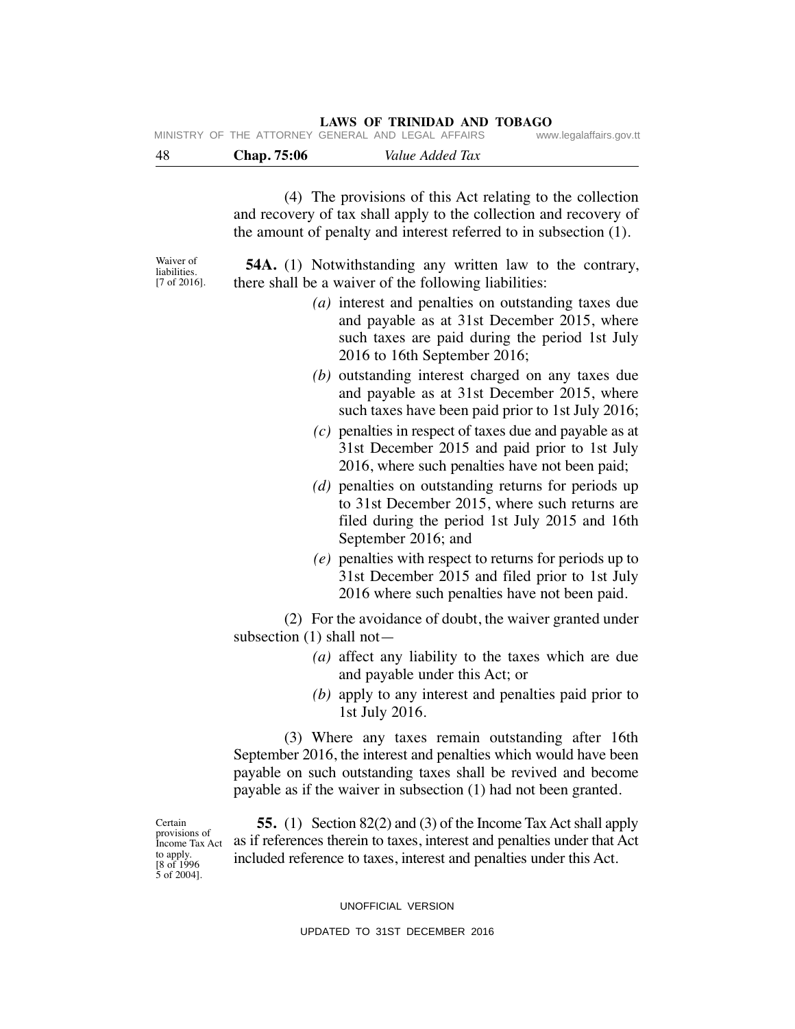(4) The provisions of this Act relating to the collection and recovery of tax shall apply to the collection and recovery of the amount of penalty and interest referred to in subsection (1).

Waiver of liabilities. [7 of 2016].

**54A.** (1) Notwithstanding any written law to the contrary, there shall be a waiver of the following liabilities:

*(a)* interest and penalties on outstanding taxes due and payable as at 31st December 2015, where such taxes are paid during the period 1st July 2016 to 16th September 2016;

*(b)* outstanding interest charged on any taxes due and payable as at 31st December 2015, where such taxes have been paid prior to 1st July 2016;

*(c)* penalties in respect of taxes due and payable as at 31st December 2015 and paid prior to 1st July 2016, where such penalties have not been paid;

*(d)* penalties on outstanding returns for periods up to 31st December 2015, where such returns are filed during the period 1st July 2015 and 16th September 2016; and

*(e)* penalties with respect to returns for periods up to 31st December 2015 and filed prior to 1st July 2016 where such penalties have not been paid.

(2) For the avoidance of doubt, the waiver granted under subsection (1) shall not—

*(a)* affect any liability to the taxes which are due and payable under this Act; or

*(b)* apply to any interest and penalties paid prior to 1st July 2016.

(3) Where any taxes remain outstanding after 16th September 2016, the interest and penalties which would have been payable on such outstanding taxes shall be revived and become payable as if the waiver in subsection (1) had not been granted.

Certain provisions of Income Tax Act to apply. [8 of 1996 5 of 2004].

**55.** (1) Section 82(2) and (3) of the Income Tax Act shall apply as if references therein to taxes, interest and penalties under that Act included reference to taxes, interest and penalties under this Act.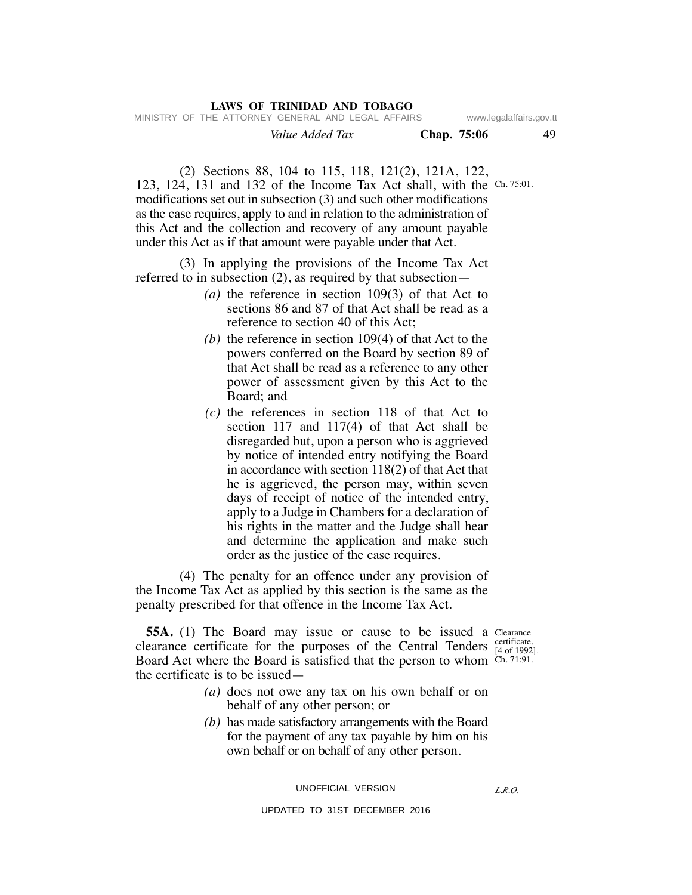(2) Sections 88, 104 to 115, 118, 121(2), 121A, 122, 123, 124, 131 and 132 of the Income Tax Act shall, with the modifications set out in subsection (3) and such other modifications as the case requires, apply to and in relation to the administration of this Act and the collection and recovery of any amount payable under this Act as if that amount were payable under that Act.

Ch. 75:01.

(3) In applying the provisions of the Income Tax Act referred to in subsection (2), as required by that subsection—

*(a)* the reference in section 109(3) of that Act to sections 86 and 87 of that Act shall be read as a reference to section 40 of this Act;

*(b)* the reference in section 109(4) of that Act to the powers conferred on the Board by section 89 of that Act shall be read as a reference to any other power of assessment given by this Act to the Board; and

*(c)* the references in section 118 of that Act to section 117 and 117(4) of that Act shall be disregarded but, upon a person who is aggrieved by notice of intended entry notifying the Board in accordance with section 118(2) of that Act that he is aggrieved, the person may, within seven days of receipt of notice of the intended entry, apply to a Judge in Chambers for a declaration of his rights in the matter and the Judge shall hear and determine the application and make such order as the justice of the case requires.

(4) The penalty for an offence under any provision of the Income Tax Act as applied by this section is the same as the penalty prescribed for that offence in the Income Tax Act.

Clearance certificate. [4 of 1992]. Ch. 71:91.

**55A.** (1) The Board may issue or cause to be issued a clearance certificate for the purposes of the Central Tenders Board Act where the Board is satisfied that the person to whom the certificate is to be issued—

*(a)* does not owe any tax on his own behalf or on behalf of any other person; or

*(b)* has made satisfactory arrangements with the Board for the payment of any tax payable by him on his own behalf or on behalf of any other person.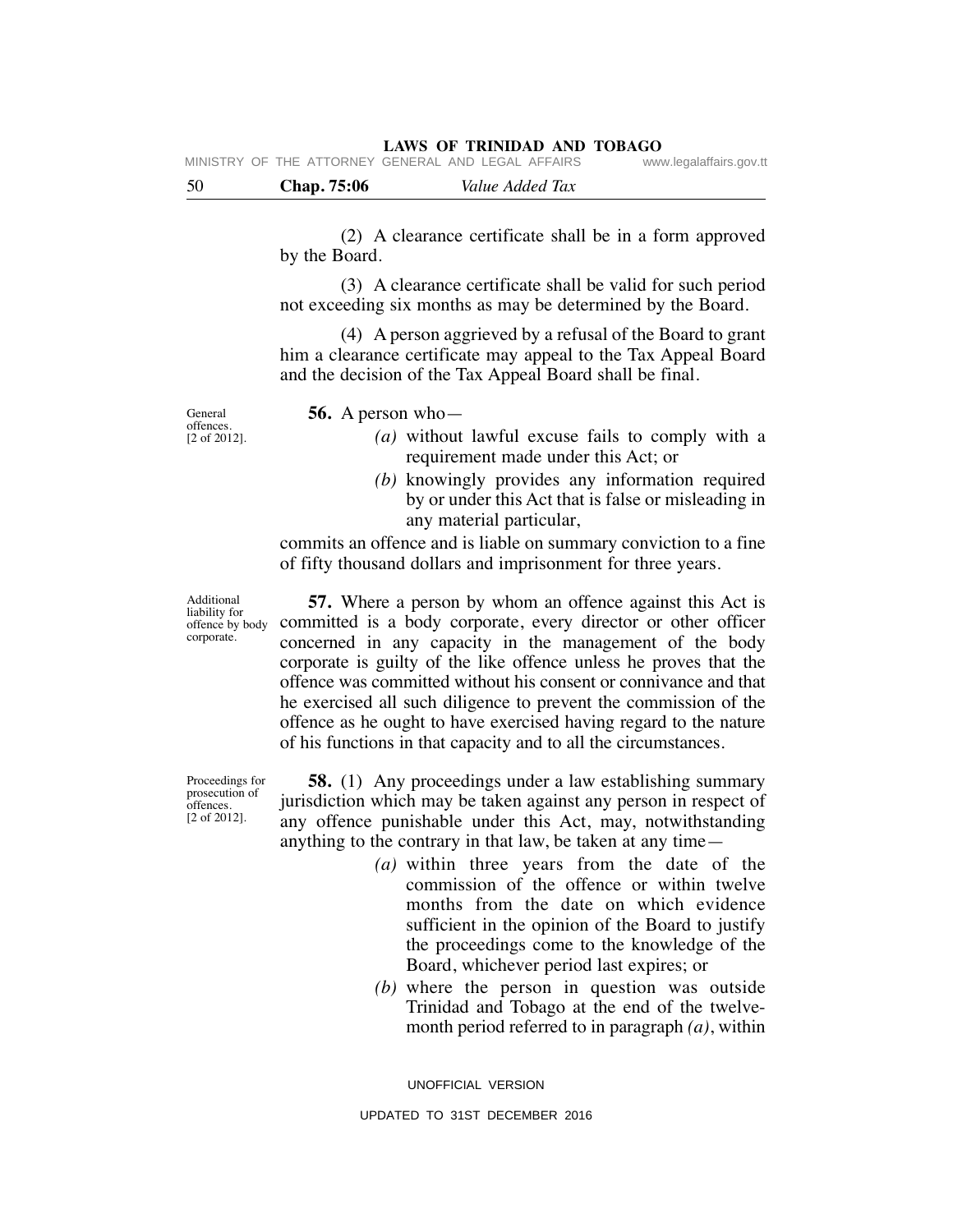(2) A clearance certificate shall be in a form approved by the Board.

(3) A clearance certificate shall be valid for such period not exceeding six months as may be determined by the Board.

(4) A person aggrieved by a refusal of the Board to grant him a clearance certificate may appeal to the Tax Appeal Board and the decision of the Tax Appeal Board shall be final.

General offences. [2 of 2012].

**56.** A person who—

*(a)* without lawful excuse fails to comply with a requirement made under this Act; or

*(b)* knowingly provides any information required by or under this Act that is false or misleading in any material particular,

commits an offence and is liable on summary conviction to a fine of fifty thousand dollars and imprisonment for three years.

Additional liability for offence by body corporate.

**57.** Where a person by whom an offence against this Act is committed is a body corporate, every director or other officer concerned in any capacity in the management of the body corporate is guilty of the like offence unless he proves that the offence was committed without his consent or connivance and that he exercised all such diligence to prevent the commission of the offence as he ought to have exercised having regard to the nature of his functions in that capacity and to all the circumstances.

Proceedings for prosecution of offences. [2 of 2012].

**58.** (1) Any proceedings under a law establishing summary jurisdiction which may be taken against any person in respect of any offence punishable under this Act, may, notwithstanding anything to the contrary in that law, be taken at any time—

*(a)* within three years from the date of the commission of the offence or within twelve months from the date on which evidence sufficient in the opinion of the Board to justify the proceedings come to the knowledge of the Board, whichever period last expires; or

*(b)* where the person in question was outside Trinidad and Tobago at the end of the twelve-month period referred to in paragraph *(a)*, within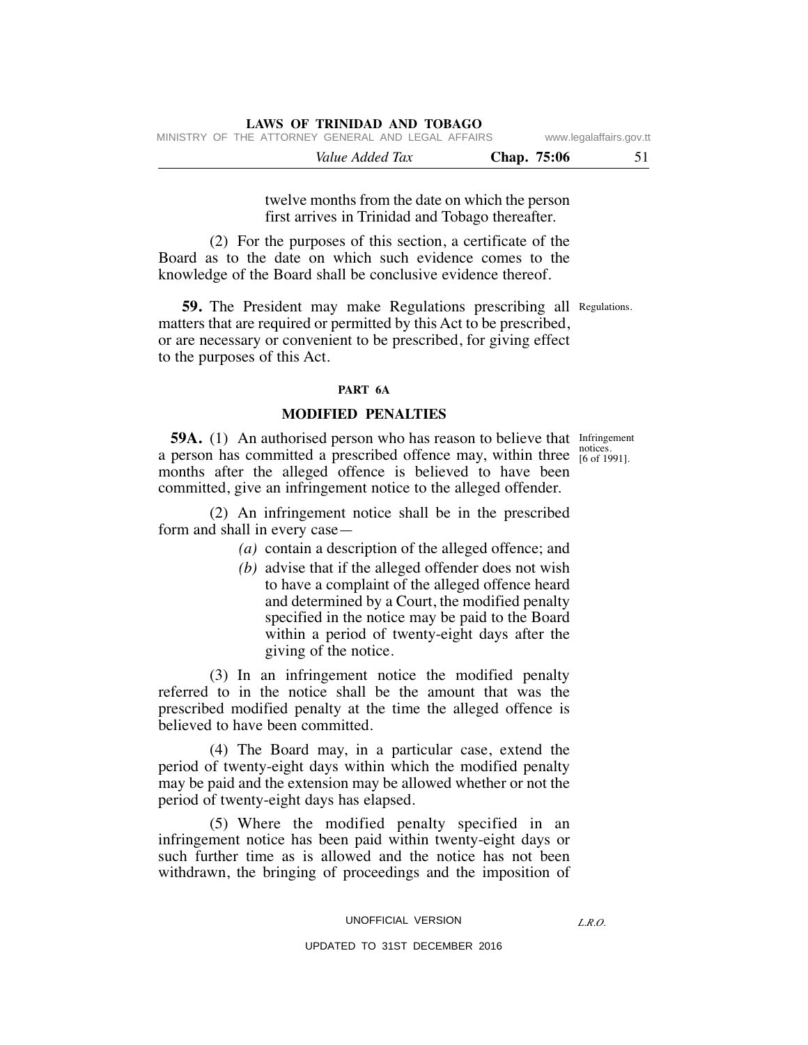twelve months from the date on which the person first arrives in Trinidad and Tobago thereafter.

(2) For the purposes of this section, a certificate of the Board as to the date on which such evidence comes to the knowledge of the Board shall be conclusive evidence thereof.

Regulations.

**59.** The President may make Regulations prescribing all matters that are required or permitted by this Act to be prescribed, or are necessary or convenient to be prescribed, for giving effect to the purposes of this Act.

## PART 6A

## MODIFIED PENALTIES

Infringement notices. [6 of 1991].

**59A.** (1) An authorised person who has reason to believe that a person has committed a prescribed offence may, within three months after the alleged offence is believed to have been committed, give an infringement notice to the alleged offender.

(2) An infringement notice shall be in the prescribed form and shall in every case—

*(a)* contain a description of the alleged offence; and

*(b)* advise that if the alleged offender does not wish to have a complaint of the alleged offence heard and determined by a Court, the modified penalty specified in the notice may be paid to the Board within a period of twenty-eight days after the giving of the notice.

(3) In an infringement notice the modified penalty referred to in the notice shall be the amount that was the prescribed modified penalty at the time the alleged offence is believed to have been committed.

(4) The Board may, in a particular case, extend the period of twenty-eight days within which the modified penalty may be paid and the extension may be allowed whether or not the period of twenty-eight days has elapsed.

(5) Where the modified penalty specified in an infringement notice has been paid within twenty-eight days or such further time as is allowed and the notice has not been withdrawn, the bringing of proceedings and the imposition of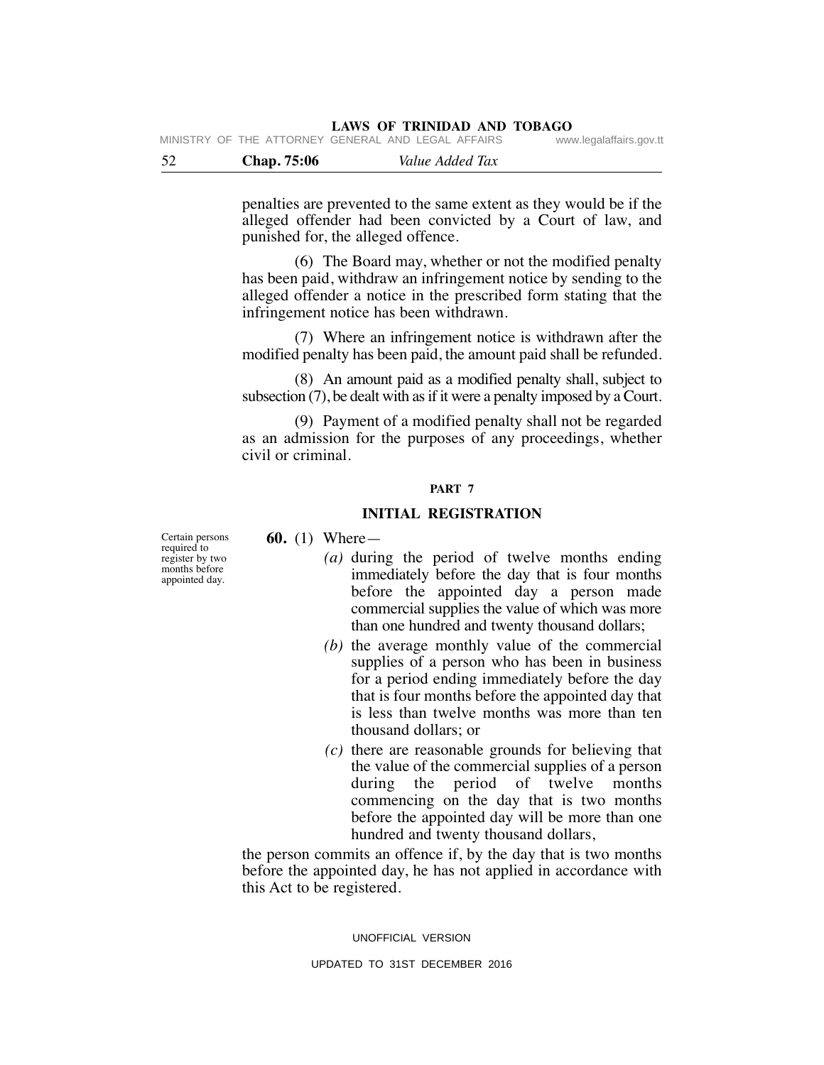penalties are prevented to the same extent as they would be if the alleged offender had been convicted by a Court of law, and punished for, the alleged offence.

(6) The Board may, whether or not the modified penalty has been paid, withdraw an infringement notice by sending to the alleged offender a notice in the prescribed form stating that the infringement notice has been withdrawn.

(7) Where an infringement notice is withdrawn after the modified penalty has been paid, the amount paid shall be refunded.

(8) An amount paid as a modified penalty shall, subject to subsection (7), be dealt with as if it were a penalty imposed by a Court.

(9) Payment of a modified penalty shall not be regarded as an admission for the purposes of any proceedings, whether civil or criminal.

## PART 7

### INITIAL REGISTRATION

Certain persons required to register by two months before appointed day.

**60.** (1) Where—

*(a)* during the period of twelve months ending immediately before the day that is four months before the appointed day a person made commercial supplies the value of which was more than one hundred and twenty thousand dollars;

*(b)* the average monthly value of the commercial supplies of a person who has been in business for a period ending immediately before the day that is four months before the appointed day that is less than twelve months was more than ten thousand dollars; or

*(c)* there are reasonable grounds for believing that the value of the commercial supplies of a person during the period of twelve months commencing on the day that is two months before the appointed day will be more than one hundred and twenty thousand dollars,

the person commits an offence if, by the day that is two months before the appointed day, he has not applied in accordance with this Act to be registered.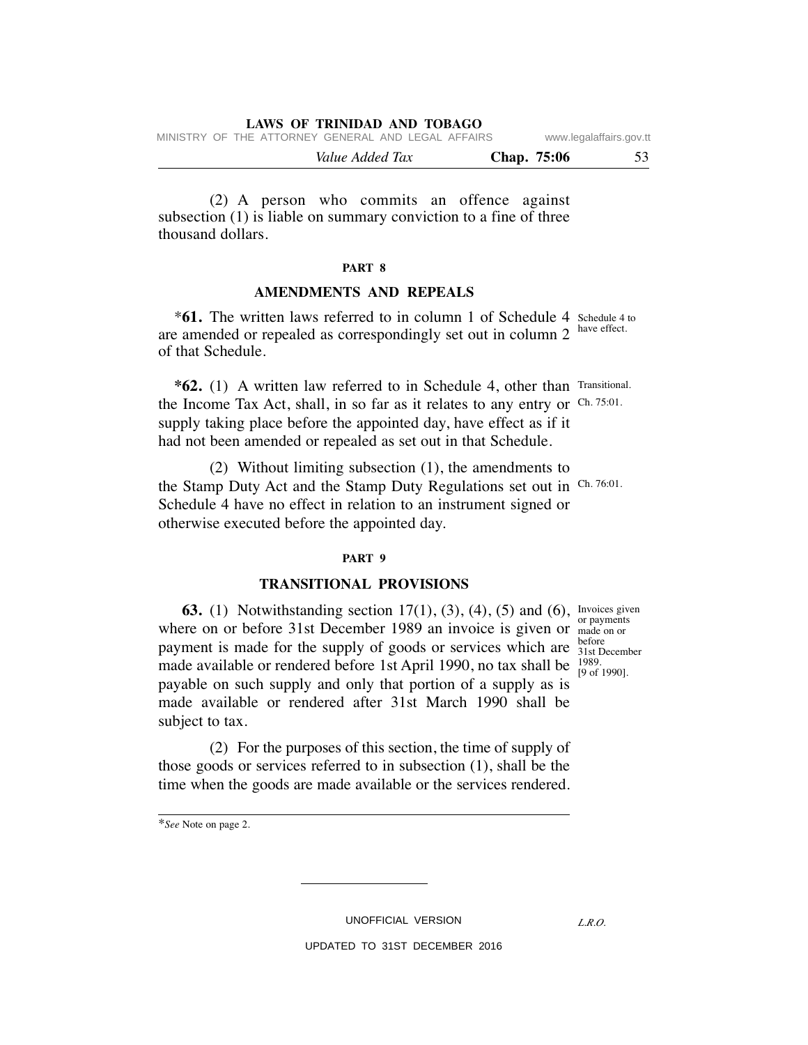(2) A person who commits an offence against subsection (1) is liable on summary conviction to a fine of three thousand dollars.

## PART 8

## AMENDMENTS AND REPEALS

*Schedule 4 to have effect.*

*​**61.** The written laws referred to in column 1 of Schedule 4 are amended or repealed as correspondingly set out in column 2 of that Schedule.

*Transitional. Ch. 75:01.*

***62.** (1) A written law referred to in Schedule 4, other than the Income Tax Act, shall, in so far as it relates to any entry or supply taking place before the appointed day, have effect as if it had not been amended or repealed as set out in that Schedule.

*Ch. 76:01.*

(2) Without limiting subsection (1), the amendments to the Stamp Duty Act and the Stamp Duty Regulations set out in Schedule 4 have no effect in relation to an instrument signed or otherwise executed before the appointed day.

## PART 9

## TRANSITIONAL PROVISIONS

*Invoices given or payments made on or before 31st December 1989. [9 of 1990].*

**63.** (1) Notwithstanding section 17(1), (3), (4), (5) and (6), where on or before 31st December 1989 an invoice is given or payment is made for the supply of goods or services which are made available or rendered before 1st April 1990, no tax shall be payable on such supply and only that portion of a supply as is made available or rendered after 31st March 1990 shall be subject to tax.

(2) For the purposes of this section, the time of supply of those goods or services referred to in subsection (1), shall be the time when the goods are made available or the services rendered.

---

*​*See* Note on page 2.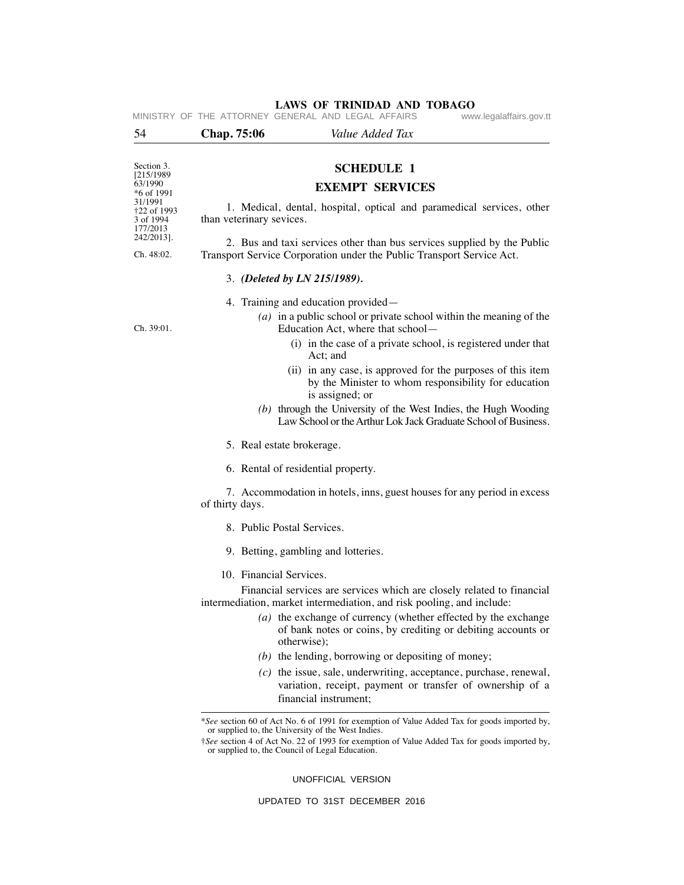Section 3.
[215/1989
63/1990
*6 of 1991
31/1991
†22 of 1993
3 of 1994
177/2013
242/2013].

## SCHEDULE 1

## EXEMPT SERVICES

1. Medical, dental, hospital, optical and paramedical services, other than veterinary sevices.

Ch. 48:02.

2. Bus and taxi services other than bus services supplied by the Public Transport Service Corporation under the Public Transport Service Act.

3. ***(Deleted by LN 215/1989).***

4. Training and education provided—

Ch. 39:01.

*(a)* in a public school or private school within the meaning of the Education Act, where that school—

(i) in the case of a private school, is registered under that Act; and

(ii) in any case, is approved for the purposes of this item by the Minister to whom responsibility for education is assigned; or

*(b)* through the University of the West Indies, the Hugh Wooding Law School or the Arthur Lok Jack Graduate School of Business.

5. Real estate brokerage.

6. Rental of residential property.

7. Accommodation in hotels, inns, guest houses for any period in excess of thirty days.

8. Public Postal Services.

9. Betting, gambling and lotteries.

10. Financial Services.

Financial services are services which are closely related to financial intermediation, market intermediation, and risk pooling, and include:

*(a)* the exchange of currency (whether effected by the exchange of bank notes or coins, by crediting or debiting accounts or otherwise);

*(b)* the lending, borrowing or depositing of money;

*(c)* the issue, sale, underwriting, acceptance, purchase, renewal, variation, receipt, payment or transfer of ownership of a financial instrument;

---

**See* section 60 of Act No. 6 of 1991 for exemption of Value Added Tax for goods imported by, or supplied to, the University of the West Indies.

†*See* section 4 of Act No. 22 of 1993 for exemption of Value Added Tax for goods imported by, or supplied to, the Council of Legal Education.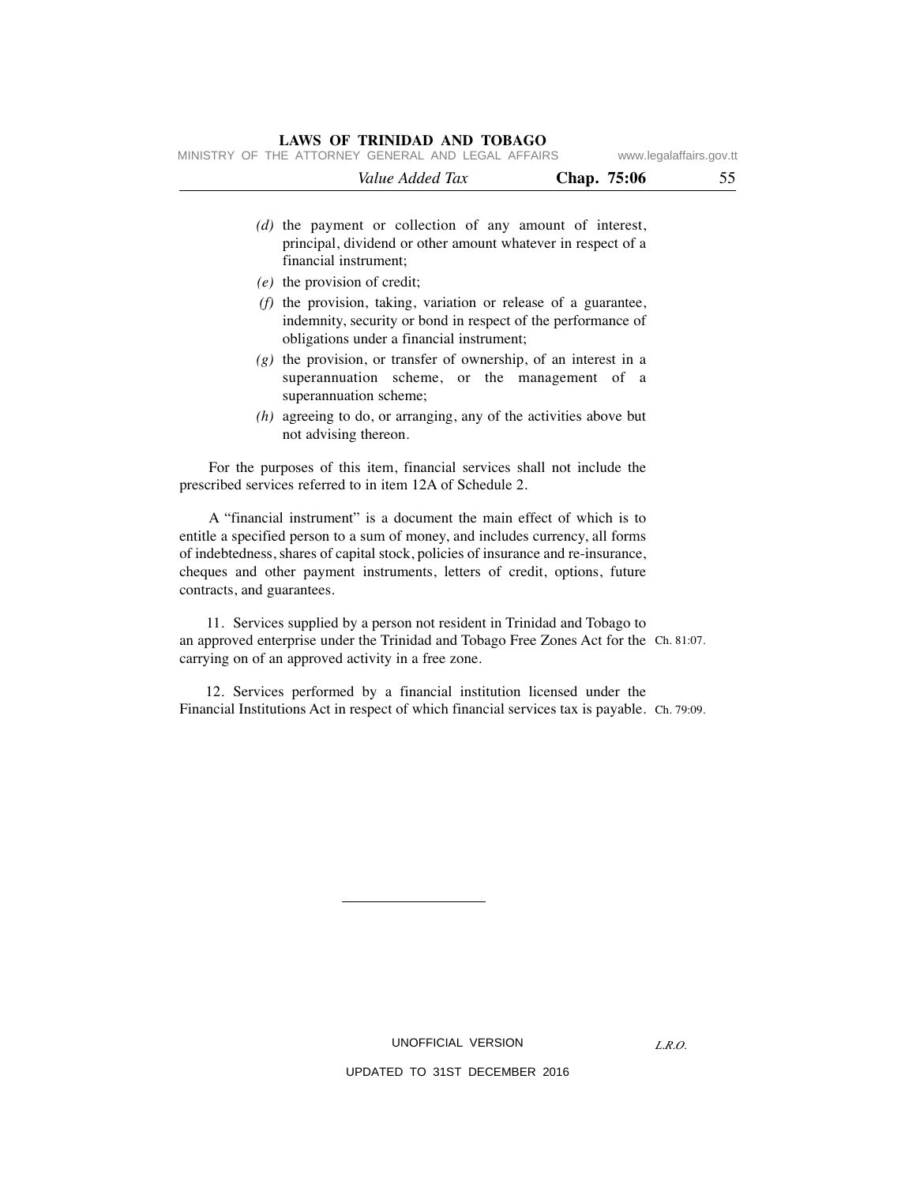*(d)* the payment or collection of any amount of interest, principal, dividend or other amount whatever in respect of a financial instrument;

*(e)* the provision of credit;

*(f)* the provision, taking, variation or release of a guarantee, indemnity, security or bond in respect of the performance of obligations under a financial instrument;

*(g)* the provision, or transfer of ownership, of an interest in a superannuation scheme, or the management of a superannuation scheme;

*(h)* agreeing to do, or arranging, any of the activities above but not advising thereon.

For the purposes of this item, financial services shall not include the prescribed services referred to in item 12A of Schedule 2.

A "financial instrument" is a document the main effect of which is to entitle a specified person to a sum of money, and includes currency, all forms of indebtedness, shares of capital stock, policies of insurance and re-insurance, cheques and other payment instruments, letters of credit, options, future contracts, and guarantees.

11. Services supplied by a person not resident in Trinidad and Tobago to an approved enterprise under the Trinidad and Tobago Free Zones Act for the carrying on of an approved activity in a free zone. Ch. 81:07.

12. Services performed by a financial institution licensed under the Financial Institutions Act in respect of which financial services tax is payable. Ch. 79:09.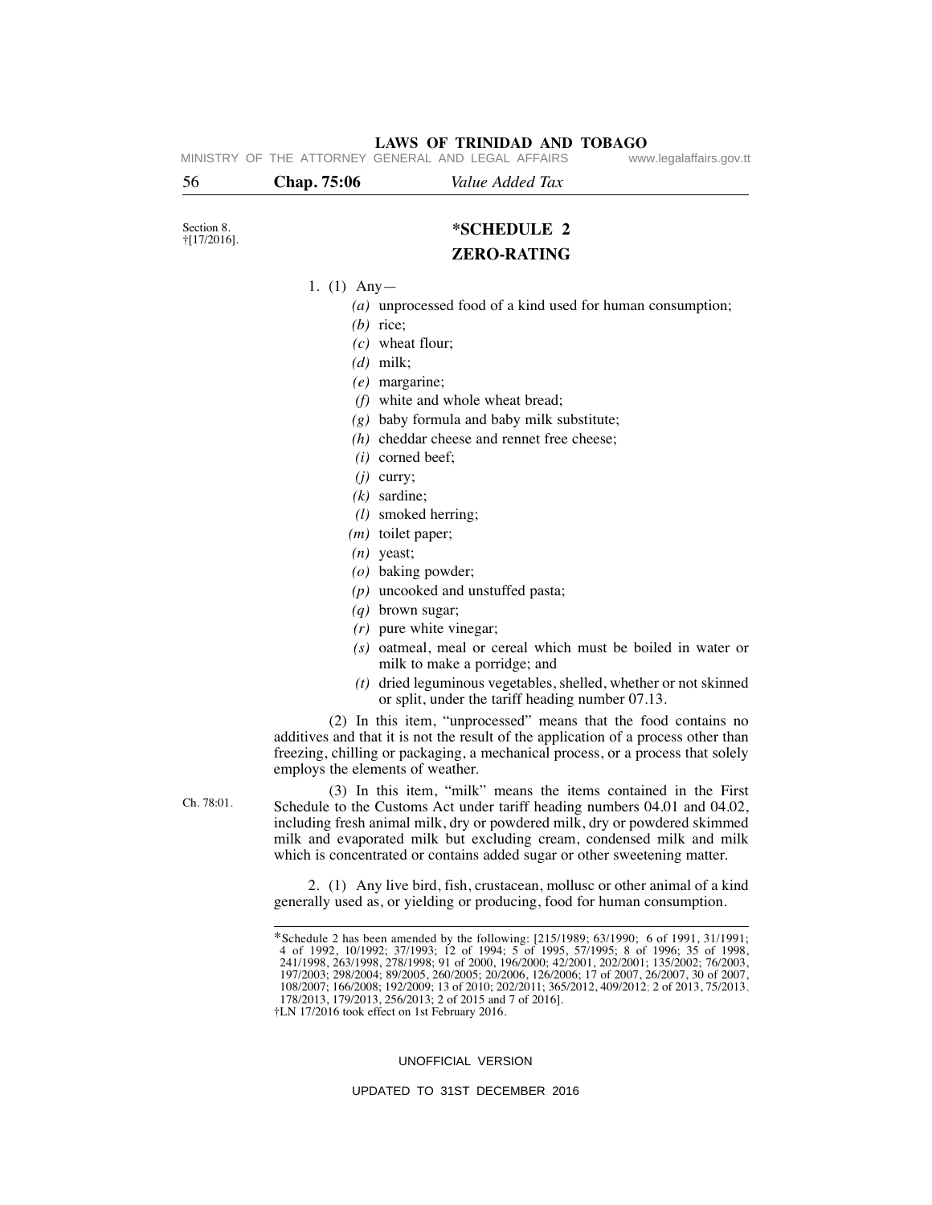Section 8.
†[17/2016].

# *SCHEDULE 2

## ZERO-RATING

1. (1) Any—

*(a)* unprocessed food of a kind used for human consumption;

*(b)* rice;

*(c)* wheat flour;

*(d)* milk;

*(e)* margarine;

*(f)* white and whole wheat bread;

*(g)* baby formula and baby milk substitute;

*(h)* cheddar cheese and rennet free cheese;

*(i)* corned beef;

*(j)* curry;

*(k)* sardine;

*(l)* smoked herring;

*(m)* toilet paper;

*(n)* yeast;

*(o)* baking powder;

*(p)* uncooked and unstuffed pasta;

*(q)* brown sugar;

*(r)* pure white vinegar;

*(s)* oatmeal, meal or cereal which must be boiled in water or milk to make a porridge; and

*(t)* dried leguminous vegetables, shelled, whether or not skinned or split, under the tariff heading number 07.13.

(2) In this item, "unprocessed" means that the food contains no additives and that it is not the result of the application of a process other than freezing, chilling or packaging, a mechanical process, or a process that solely employs the elements of weather.

Ch. 78:01.

(3) In this item, "milk" means the items contained in the First Schedule to the Customs Act under tariff heading numbers 04.01 and 04.02, including fresh animal milk, dry or powdered milk, dry or powdered skimmed milk and evaporated milk but excluding cream, condensed milk and milk which is concentrated or contains added sugar or other sweetening matter.

2. (1) Any live bird, fish, crustacean, mollusc or other animal of a kind generally used as, or yielding or producing, food for human consumption.

---

*Schedule 2 has been amended by the following: [215/1989; 63/1990; 6 of 1991, 31/1991; 4 of 1992, 10/1992; 37/1993; 12 of 1994; 5 of 1995, 57/1995; 8 of 1996; 35 of 1998, 241/1998, 263/1998, 278/1998; 91 of 2000, 196/2000; 42/2001, 202/2001; 135/2002; 76/2003, 197/2003; 298/2004; 89/2005, 260/2005; 20/2006, 126/2006; 17 of 2007, 26/2007, 30 of 2007, 108/2007; 166/2008; 192/2009; 13 of 2010; 202/2011; 365/2012, 409/2012; 2 of 2013, 75/2013, 178/2013, 179/2013, 256/2013; 2 of 2015 and 7 of 2016].

†LN 17/2016 took effect on 1st February 2016.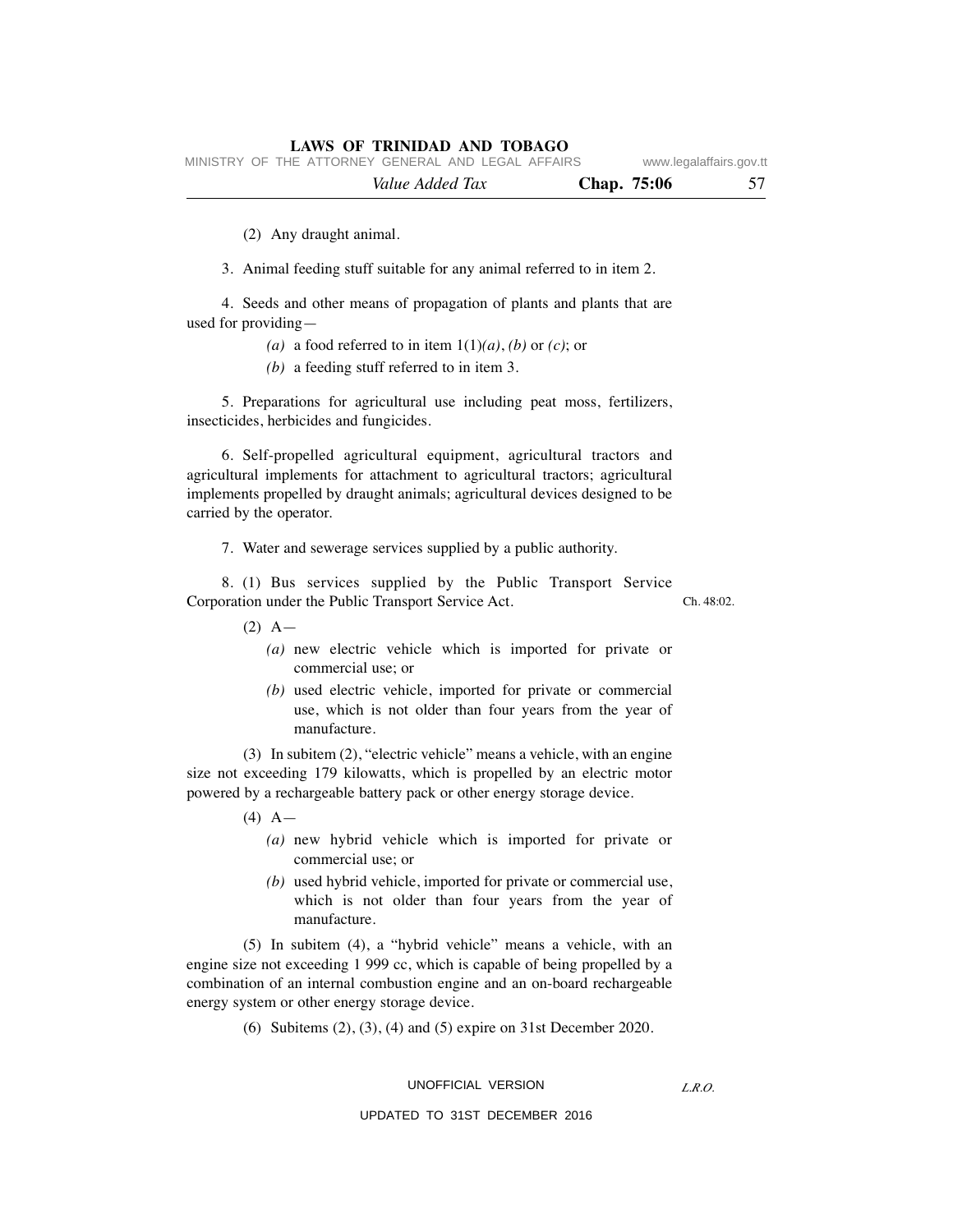(2) Any draught animal.

3. Animal feeding stuff suitable for any animal referred to in item 2.

4. Seeds and other means of propagation of plants and plants that are used for providing—

*(a)* a food referred to in item 1(1)*(a)*, *(b)* or *(c)*; or

*(b)* a feeding stuff referred to in item 3.

5. Preparations for agricultural use including peat moss, fertilizers, insecticides, herbicides and fungicides.

6. Self-propelled agricultural equipment, agricultural tractors and agricultural implements for attachment to agricultural tractors; agricultural implements propelled by draught animals; agricultural devices designed to be carried by the operator.

7. Water and sewerage services supplied by a public authority.

8. (1) Bus services supplied by the Public Transport Service Corporation under the Public Transport Service Act. Ch. 48:02.

(2) A—

*(a)* new electric vehicle which is imported for private or commercial use; or

*(b)* used electric vehicle, imported for private or commercial use, which is not older than four years from the year of manufacture.

(3) In subitem (2), "electric vehicle" means a vehicle, with an engine size not exceeding 179 kilowatts, which is propelled by an electric motor powered by a rechargeable battery pack or other energy storage device.

(4) A—

*(a)* new hybrid vehicle which is imported for private or commercial use; or

*(b)* used hybrid vehicle, imported for private or commercial use, which is not older than four years from the year of manufacture.

(5) In subitem (4), a "hybrid vehicle" means a vehicle, with an engine size not exceeding 1 999 cc, which is capable of being propelled by a combination of an internal combustion engine and an on-board rechargeable energy system or other energy storage device.

(6) Subitems (2), (3), (4) and (5) expire on 31st December 2020.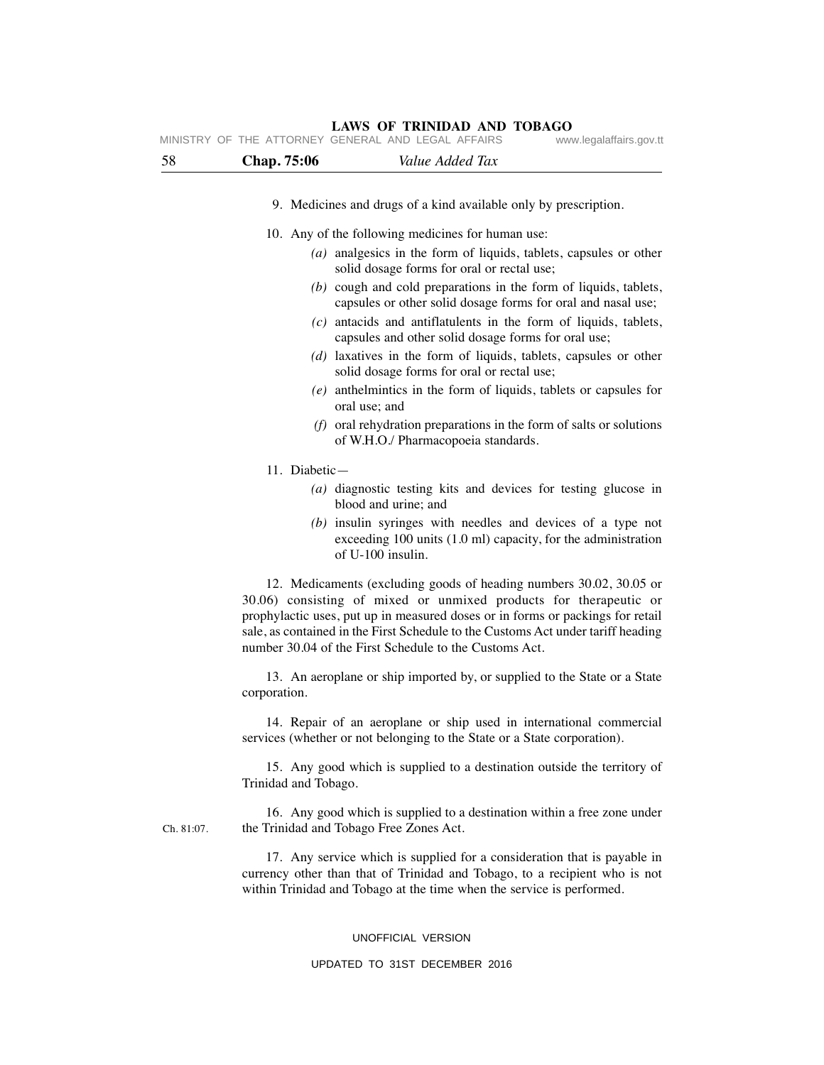9. Medicines and drugs of a kind available only by prescription.

10. Any of the following medicines for human use:

*(a)* analgesics in the form of liquids, tablets, capsules or other solid dosage forms for oral or rectal use;

*(b)* cough and cold preparations in the form of liquids, tablets, capsules or other solid dosage forms for oral and nasal use;

*(c)* antacids and antiflatulents in the form of liquids, tablets, capsules and other solid dosage forms for oral use;

*(d)* laxatives in the form of liquids, tablets, capsules or other solid dosage forms for oral or rectal use;

*(e)* anthelmintics in the form of liquids, tablets or capsules for oral use; and

*(f)* oral rehydration preparations in the form of salts or solutions of W.H.O./ Pharmacopoeia standards.

11. Diabetic—

*(a)* diagnostic testing kits and devices for testing glucose in blood and urine; and

*(b)* insulin syringes with needles and devices of a type not exceeding 100 units (1.0 ml) capacity, for the administration of U-100 insulin.

12. Medicaments (excluding goods of heading numbers 30.02, 30.05 or 30.06) consisting of mixed or unmixed products for therapeutic or prophylactic uses, put up in measured doses or in forms or packings for retail sale, as contained in the First Schedule to the Customs Act under tariff heading number 30.04 of the First Schedule to the Customs Act.

13. An aeroplane or ship imported by, or supplied to the State or a State corporation.

14. Repair of an aeroplane or ship used in international commercial services (whether or not belonging to the State or a State corporation).

15. Any good which is supplied to a destination outside the territory of Trinidad and Tobago.

Ch. 81:07.

16. Any good which is supplied to a destination within a free zone under the Trinidad and Tobago Free Zones Act.

17. Any service which is supplied for a consideration that is payable in currency other than that of Trinidad and Tobago, to a recipient who is not within Trinidad and Tobago at the time when the service is performed.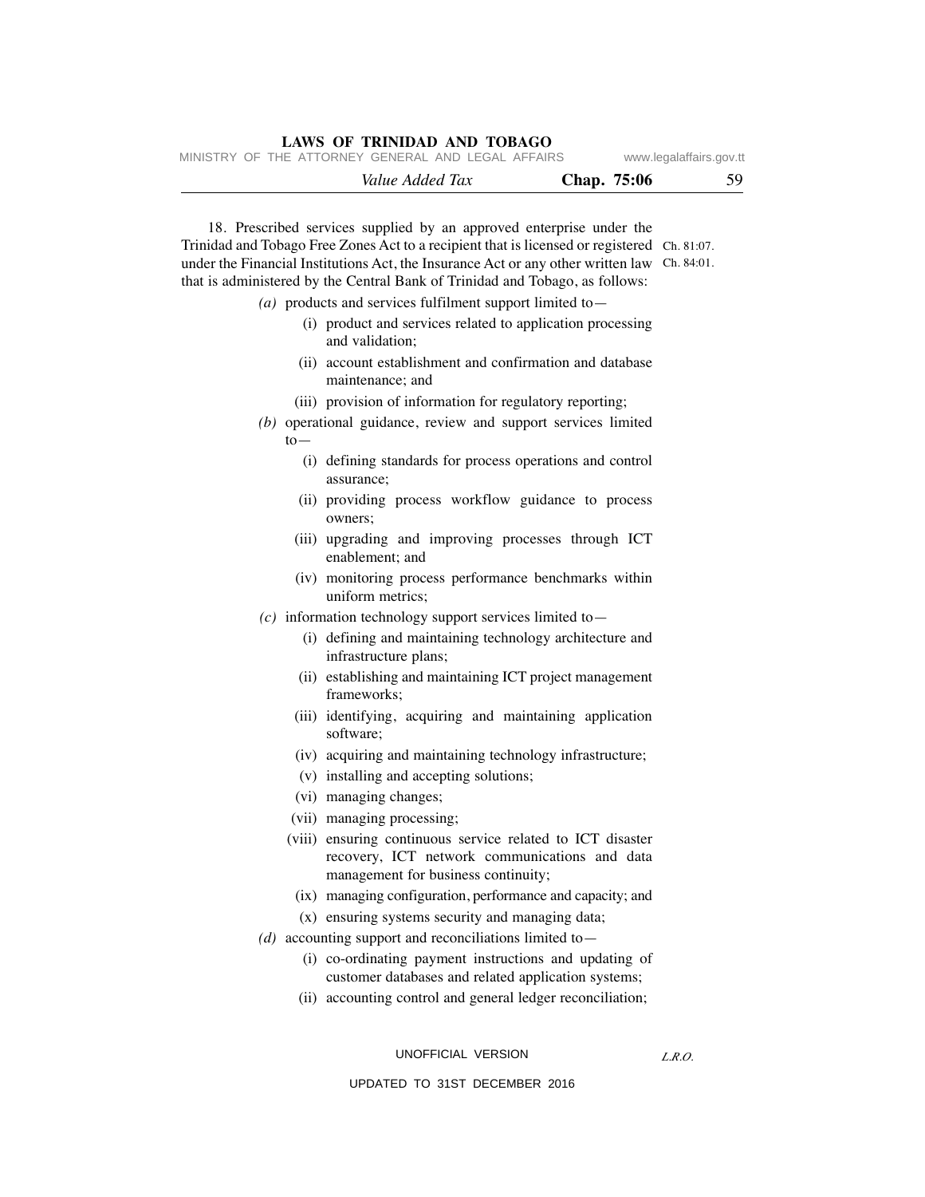18. Prescribed services supplied by an approved enterprise under the Trinidad and Tobago Free Zones Act to a recipient that is licensed or registered under the Financial Institutions Act, the Insurance Act or any other written law that is administered by the Central Bank of Trinidad and Tobago, as follows:

Ch. 81:07.
Ch. 84:01.

*(a)* products and services fulfilment support limited to—
- (i) product and services related to application processing and validation;
- (ii) account establishment and confirmation and database maintenance; and
- (iii) provision of information for regulatory reporting;

*(b)* operational guidance, review and support services limited to—
- (i) defining standards for process operations and control assurance;
- (ii) providing process workflow guidance to process owners;
- (iii) upgrading and improving processes through ICT enablement; and
- (iv) monitoring process performance benchmarks within uniform metrics;

*(c)* information technology support services limited to—
- (i) defining and maintaining technology architecture and infrastructure plans;
- (ii) establishing and maintaining ICT project management frameworks;
- (iii) identifying, acquiring and maintaining application software;
- (iv) acquiring and maintaining technology infrastructure;
- (v) installing and accepting solutions;
- (vi) managing changes;
- (vii) managing processing;
- (viii) ensuring continuous service related to ICT disaster recovery, ICT network communications and data management for business continuity;
- (ix) managing configuration, performance and capacity; and
- (x) ensuring systems security and managing data;

*(d)* accounting support and reconciliations limited to—
- (i) co-ordinating payment instructions and updating of customer databases and related application systems;
- (ii) accounting control and general ledger reconciliation;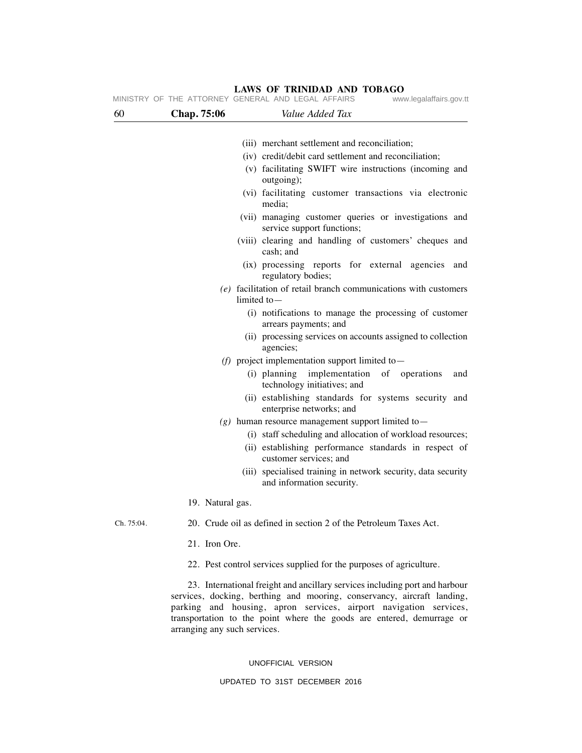(iii) merchant settlement and reconciliation;

(iv) credit/debit card settlement and reconciliation;

(v) facilitating SWIFT wire instructions (incoming and outgoing);

(vi) facilitating customer transactions via electronic media;

(vii) managing customer queries or investigations and service support functions;

(viii) clearing and handling of customers' cheques and cash; and

(ix) processing reports for external agencies and regulatory bodies;

*(e)* facilitation of retail branch communications with customers limited to—

(i) notifications to manage the processing of customer arrears payments; and

(ii) processing services on accounts assigned to collection agencies;

*(f)* project implementation support limited to—

(i) planning implementation of operations and technology initiatives; and

(ii) establishing standards for systems security and enterprise networks; and

*(g)* human resource management support limited to—

(i) staff scheduling and allocation of workload resources;

(ii) establishing performance standards in respect of customer services; and

(iii) specialised training in network security, data security and information security.

19. Natural gas.

Ch. 75:04.

20. Crude oil as defined in section 2 of the Petroleum Taxes Act.

21. Iron Ore.

22. Pest control services supplied for the purposes of agriculture.

23. International freight and ancillary services including port and harbour services, docking, berthing and mooring, conservancy, aircraft landing, parking and housing, apron services, airport navigation services, transportation to the point where the goods are entered, demurrage or arranging any such services.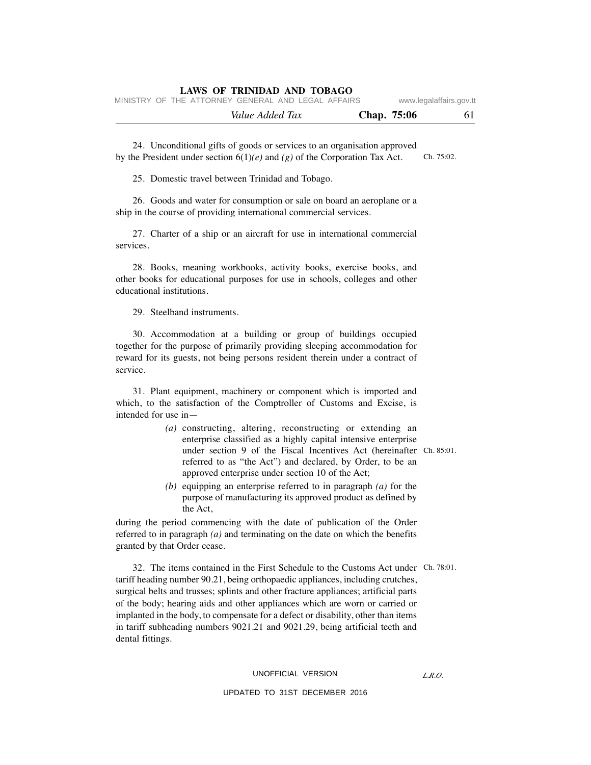24. Unconditional gifts of goods or services to an organisation approved by the President under section 6(1)*(e)* and *(g)* of the Corporation Tax Act. Ch. 75:02.

25. Domestic travel between Trinidad and Tobago.

26. Goods and water for consumption or sale on board an aeroplane or a ship in the course of providing international commercial services.

27. Charter of a ship or an aircraft for use in international commercial services.

28. Books, meaning workbooks, activity books, exercise books, and other books for educational purposes for use in schools, colleges and other educational institutions.

29. Steelband instruments.

30. Accommodation at a building or group of buildings occupied together for the purpose of primarily providing sleeping accommodation for reward for its guests, not being persons resident therein under a contract of service.

31. Plant equipment, machinery or component which is imported and which, to the satisfaction of the Comptroller of Customs and Excise, is intended for use in—

*(a)* constructing, altering, reconstructing or extending an enterprise classified as a highly capital intensive enterprise under section 9 of the Fiscal Incentives Act (hereinafter referred to as "the Act") and declared, by Order, to be an approved enterprise under section 10 of the Act; Ch. 85:01.

*(b)* equipping an enterprise referred to in paragraph *(a)* for the purpose of manufacturing its approved product as defined by the Act,

during the period commencing with the date of publication of the Order referred to in paragraph *(a)* and terminating on the date on which the benefits granted by that Order cease.

32. The items contained in the First Schedule to the Customs Act under tariff heading number 90.21, being orthopaedic appliances, including crutches, surgical belts and trusses; splints and other fracture appliances; artificial parts of the body; hearing aids and other appliances which are worn or carried or implanted in the body, to compensate for a defect or disability, other than items in tariff subheading numbers 9021.21 and 9021.29, being artificial teeth and dental fittings. Ch. 78:01.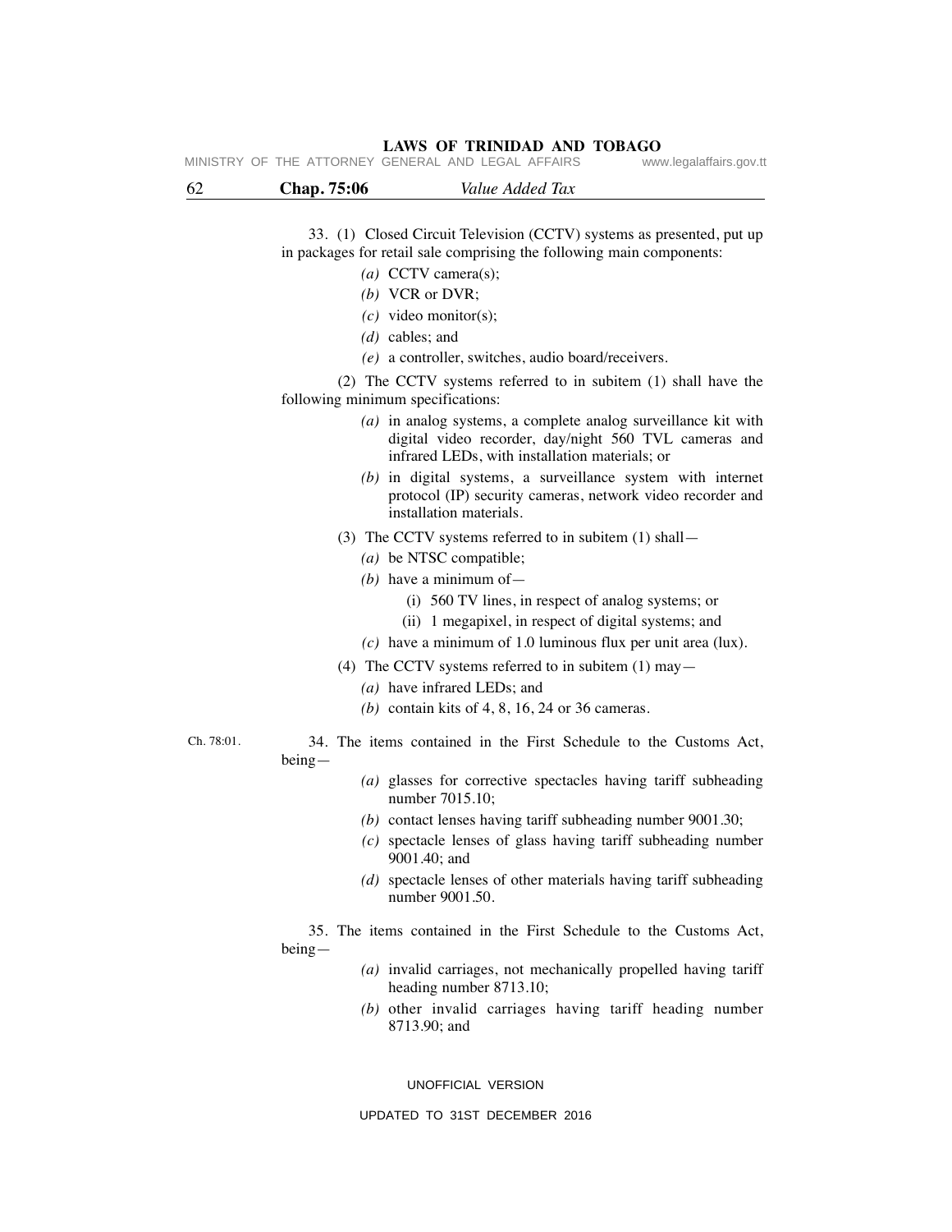33. (1) Closed Circuit Television (CCTV) systems as presented, put up in packages for retail sale comprising the following main components:

*(a)* CCTV camera(s);

*(b)* VCR or DVR;

*(c)* video monitor(s);

*(d)* cables; and

*(e)* a controller, switches, audio board/receivers.

(2) The CCTV systems referred to in subitem (1) shall have the following minimum specifications:

*(a)* in analog systems, a complete analog surveillance kit with digital video recorder, day/night 560 TVL cameras and infrared LEDs, with installation materials; or

*(b)* in digital systems, a surveillance system with internet protocol (IP) security cameras, network video recorder and installation materials.

(3) The CCTV systems referred to in subitem (1) shall—

*(a)* be NTSC compatible;

*(b)* have a minimum of—

(i) 560 TV lines, in respect of analog systems; or

(ii) 1 megapixel, in respect of digital systems; and

*(c)* have a minimum of 1.0 luminous flux per unit area (lux).

(4) The CCTV systems referred to in subitem (1) may—

*(a)* have infrared LEDs; and

*(b)* contain kits of 4, 8, 16, 24 or 36 cameras.

Ch. 78:01.

34. The items contained in the First Schedule to the Customs Act, being—

*(a)* glasses for corrective spectacles having tariff subheading number 7015.10;

*(b)* contact lenses having tariff subheading number 9001.30;

*(c)* spectacle lenses of glass having tariff subheading number 9001.40; and

*(d)* spectacle lenses of other materials having tariff subheading number 9001.50.

35. The items contained in the First Schedule to the Customs Act, being—

*(a)* invalid carriages, not mechanically propelled having tariff heading number 8713.10;

*(b)* other invalid carriages having tariff heading number 8713.90; and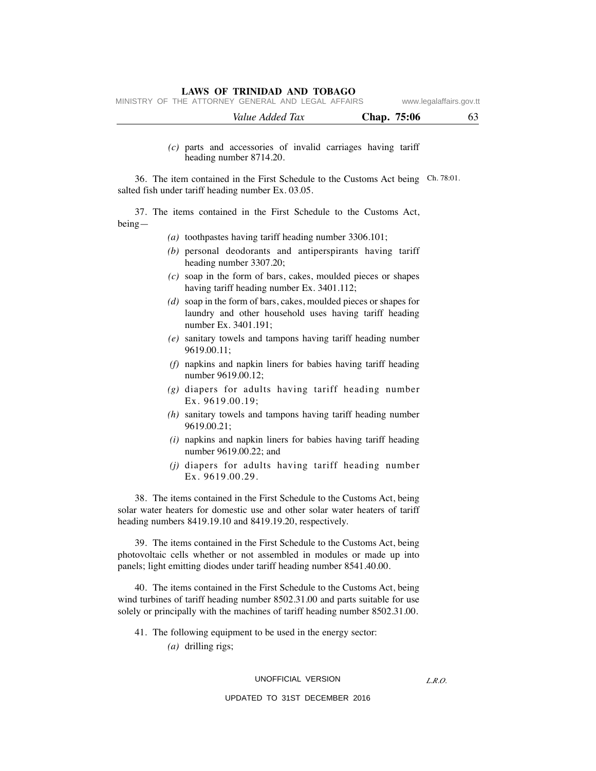(c) parts and accessories of invalid carriages having tariff heading number 8714.20.

36. The item contained in the First Schedule to the Customs Act being salted fish under tariff heading number Ex. 03.05. Ch. 78:01.

37. The items contained in the First Schedule to the Customs Act, being—

(a) toothpastes having tariff heading number 3306.101;

(b) personal deodorants and antiperspirants having tariff heading number 3307.20;

(c) soap in the form of bars, cakes, moulded pieces or shapes having tariff heading number Ex. 3401.112;

(d) soap in the form of bars, cakes, moulded pieces or shapes for laundry and other household uses having tariff heading number Ex. 3401.191;

(e) sanitary towels and tampons having tariff heading number 9619.00.11;

(f) napkins and napkin liners for babies having tariff heading number 9619.00.12;

(g) diapers for adults having tariff heading number Ex. 9619.00.19;

(h) sanitary towels and tampons having tariff heading number 9619.00.21;

(i) napkins and napkin liners for babies having tariff heading number 9619.00.22; and

(j) diapers for adults having tariff heading number Ex. 9619.00.29.

38. The items contained in the First Schedule to the Customs Act, being solar water heaters for domestic use and other solar water heaters of tariff heading numbers 8419.19.10 and 8419.19.20, respectively.

39. The items contained in the First Schedule to the Customs Act, being photovoltaic cells whether or not assembled in modules or made up into panels; light emitting diodes under tariff heading number 8541.40.00.

40. The items contained in the First Schedule to the Customs Act, being wind turbines of tariff heading number 8502.31.00 and parts suitable for use solely or principally with the machines of tariff heading number 8502.31.00.

41. The following equipment to be used in the energy sector:

(a) drilling rigs;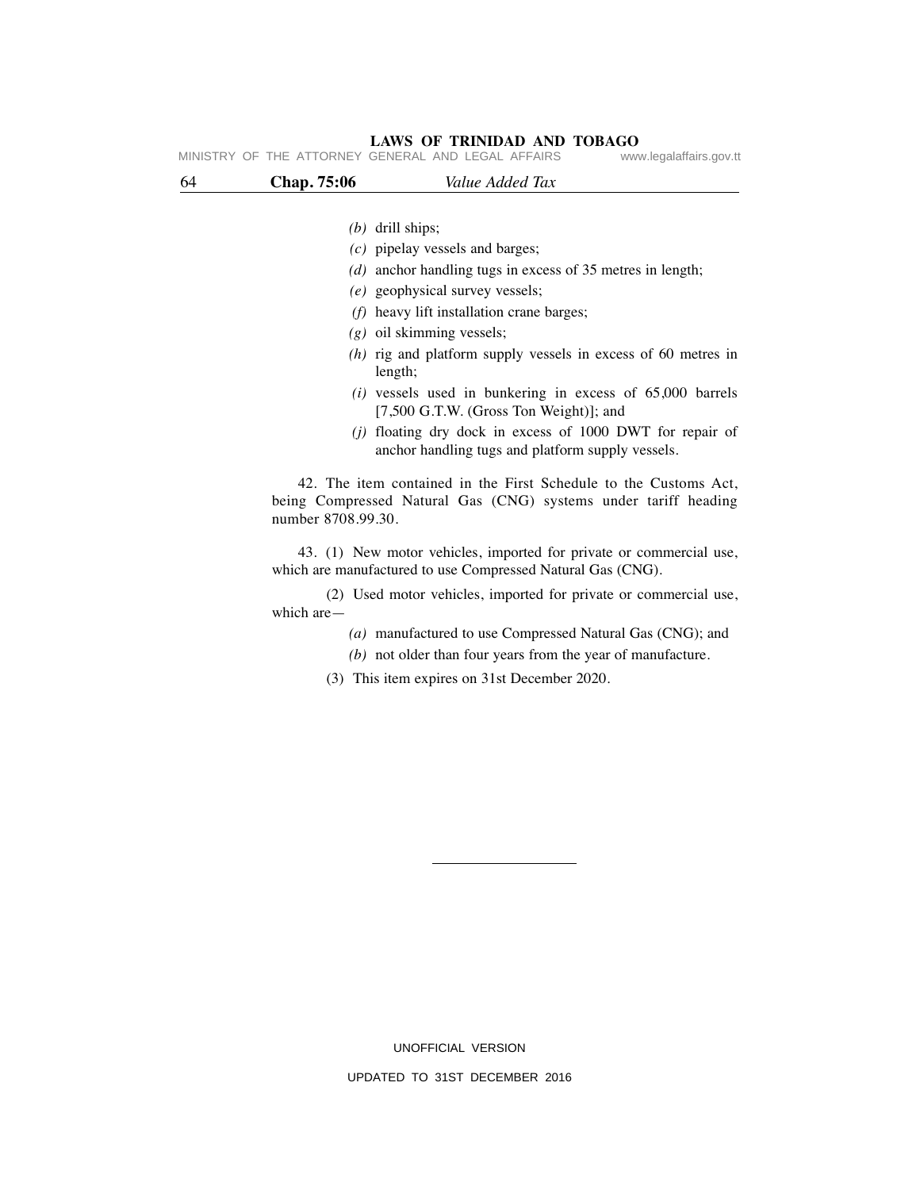*(b)* drill ships;

*(c)* pipelay vessels and barges;

*(d)* anchor handling tugs in excess of 35 metres in length;

*(e)* geophysical survey vessels;

*(f)* heavy lift installation crane barges;

*(g)* oil skimming vessels;

*(h)* rig and platform supply vessels in excess of 60 metres in length;

*(i)* vessels used in bunkering in excess of 65,000 barrels [7,500 G.T.W. (Gross Ton Weight)]; and

*(j)* floating dry dock in excess of 1000 DWT for repair of anchor handling tugs and platform supply vessels.

42. The item contained in the First Schedule to the Customs Act, being Compressed Natural Gas (CNG) systems under tariff heading number 8708.99.30.

43. (1) New motor vehicles, imported for private or commercial use, which are manufactured to use Compressed Natural Gas (CNG).

(2) Used motor vehicles, imported for private or commercial use, which are—

*(a)* manufactured to use Compressed Natural Gas (CNG); and

*(b)* not older than four years from the year of manufacture.

(3) This item expires on 31st December 2020.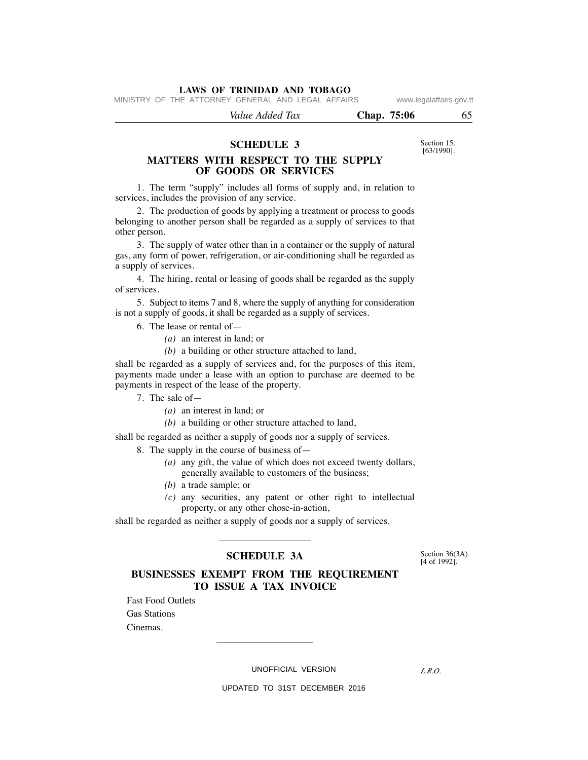## SCHEDULE 3

Section 15. [63/1990].

### MATTERS WITH RESPECT TO THE SUPPLY OF GOODS OR SERVICES

1. The term "supply" includes all forms of supply and, in relation to services, includes the provision of any service.

2. The production of goods by applying a treatment or process to goods belonging to another person shall be regarded as a supply of services to that other person.

3. The supply of water other than in a container or the supply of natural gas, any form of power, refrigeration, or air-conditioning shall be regarded as a supply of services.

4. The hiring, rental or leasing of goods shall be regarded as the supply of services.

5. Subject to items 7 and 8, where the supply of anything for consideration is not a supply of goods, it shall be regarded as a supply of services.

6. The lease or rental of—

*(a)* an interest in land; or

*(b)* a building or other structure attached to land,

shall be regarded as a supply of services and, for the purposes of this item, payments made under a lease with an option to purchase are deemed to be payments in respect of the lease of the property.

7. The sale of—

*(a)* an interest in land; or

*(b)* a building or other structure attached to land,

shall be regarded as neither a supply of goods nor a supply of services.

8. The supply in the course of business of—

*(a)* any gift, the value of which does not exceed twenty dollars, generally available to customers of the business;

*(b)* a trade sample; or

*(c)* any securities, any patent or other right to intellectual property, or any other chose-in-action,

shall be regarded as neither a supply of goods nor a supply of services.

---

## SCHEDULE 3A

Section 36(3A). [4 of 1992].

### BUSINESSES EXEMPT FROM THE REQUIREMENT TO ISSUE A TAX INVOICE

Fast Food Outlets

Gas Stations

Cinemas.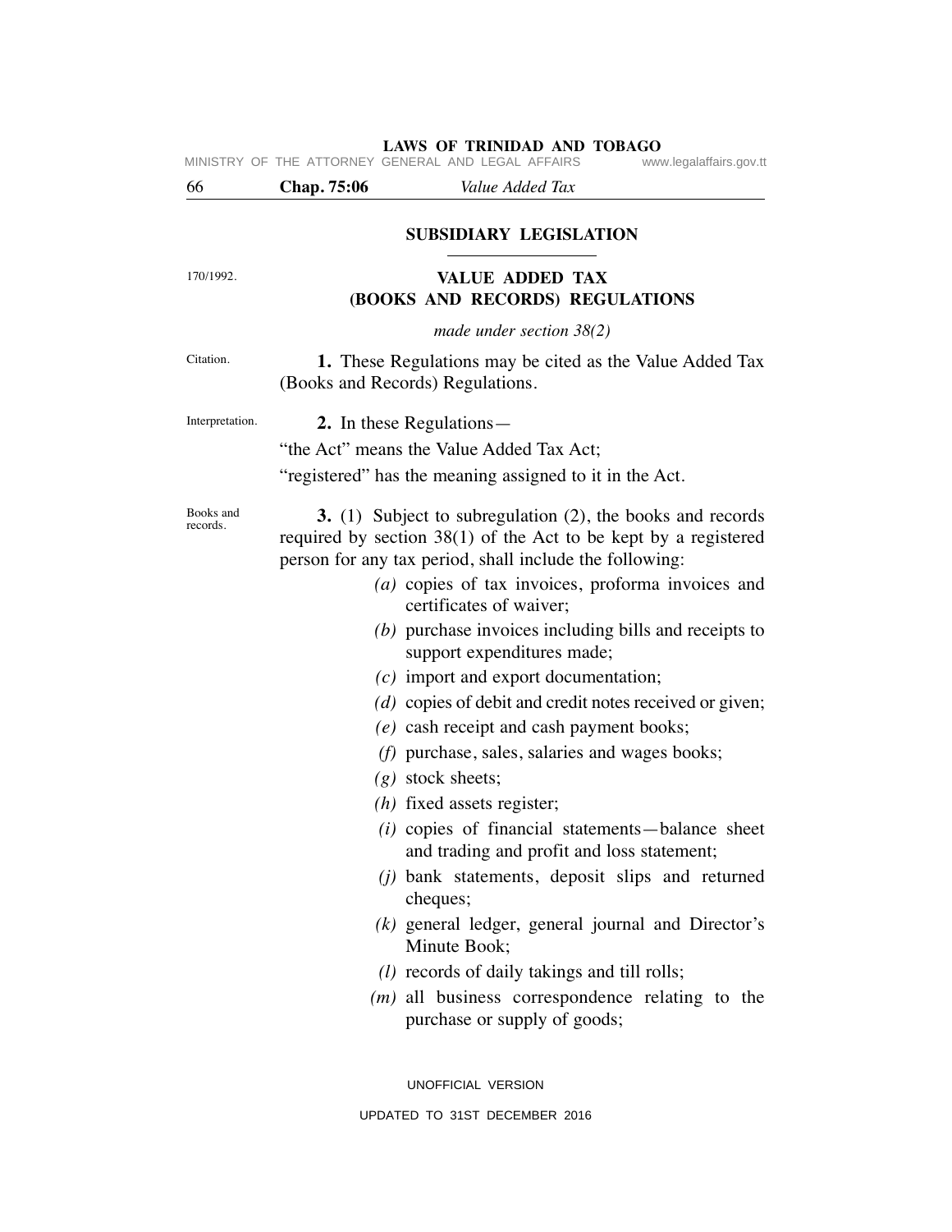## SUBSIDIARY LEGISLATION

170/1992.

## VALUE ADDED TAX (BOOKS AND RECORDS) REGULATIONS

*made under section 38(2)*

Citation.

**1.** These Regulations may be cited as the Value Added Tax (Books and Records) Regulations.

Interpretation.

**2.** In these Regulations—

"the Act" means the Value Added Tax Act;

"registered" has the meaning assigned to it in the Act.

Books and records.

**3.** (1) Subject to subregulation (2), the books and records required by section 38(1) of the Act to be kept by a registered person for any tax period, shall include the following:

*(a)* copies of tax invoices, proforma invoices and certificates of waiver;

*(b)* purchase invoices including bills and receipts to support expenditures made;

*(c)* import and export documentation;

*(d)* copies of debit and credit notes received or given;

*(e)* cash receipt and cash payment books;

*(f)* purchase, sales, salaries and wages books;

*(g)* stock sheets;

*(h)* fixed assets register;

*(i)* copies of financial statements—balance sheet and trading and profit and loss statement;

*(j)* bank statements, deposit slips and returned cheques;

*(k)* general ledger, general journal and Director's Minute Book;

*(l)* records of daily takings and till rolls;

*(m)* all business correspondence relating to the purchase or supply of goods;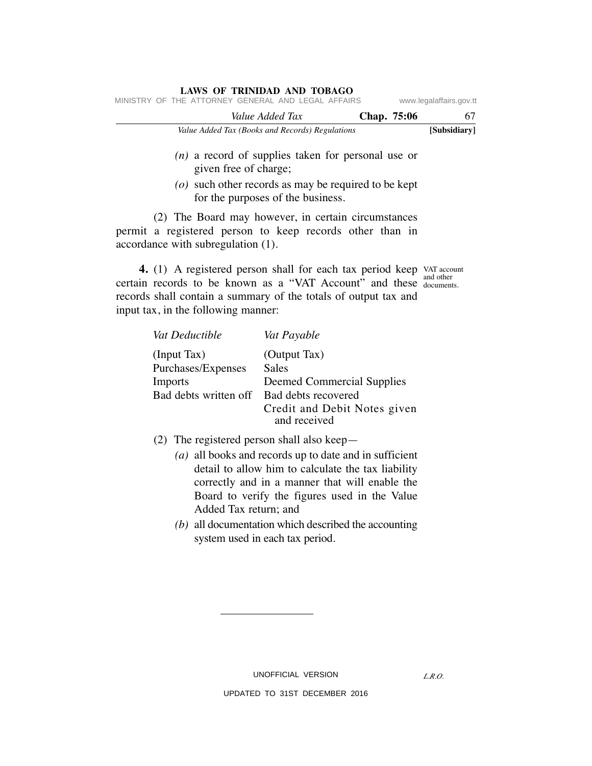(n) a record of supplies taken for personal use or given free of charge;

(o) such other records as may be required to be kept for the purposes of the business.

(2) The Board may however, in certain circumstances permit a registered person to keep records other than in accordance with subregulation (1).

VAT account and other documents.

**4.** (1) A registered person shall for each tax period keep certain records to be known as a "VAT Account" and these records shall contain a summary of the totals of output tax and input tax, in the following manner:

| *Vat Deductible* | *Vat Payable* |
|---|---|
| (Input Tax) | (Output Tax) |
| Purchases/Expenses | Sales |
| Imports | Deemed Commercial Supplies |
| Bad debts written off | Bad debts recovered |
| | Credit and Debit Notes given and received |

(2) The registered person shall also keep—

(a) all books and records up to date and in sufficient detail to allow him to calculate the tax liability correctly and in a manner that will enable the Board to verify the figures used in the Value Added Tax return; and

(b) all documentation which described the accounting system used in each tax period.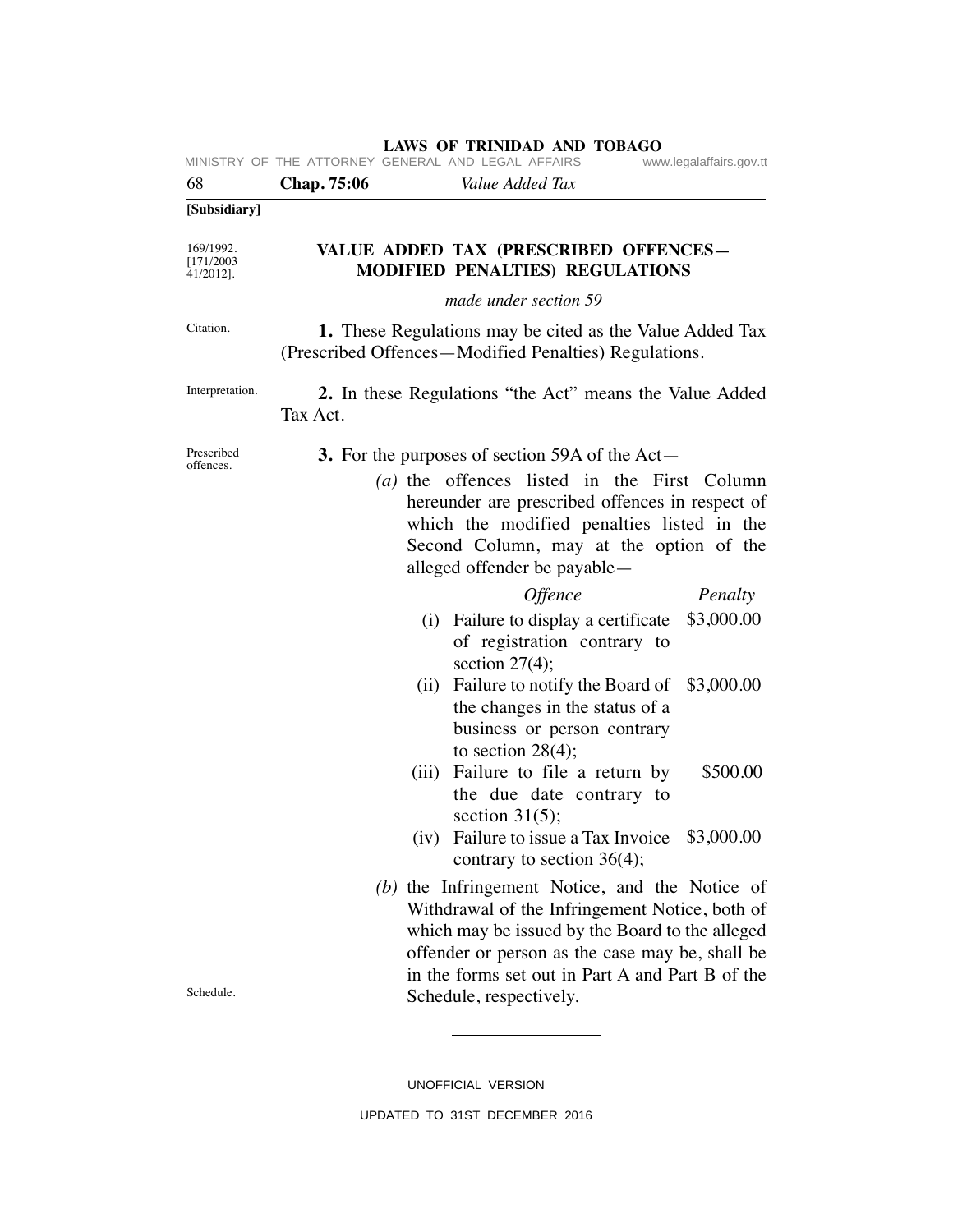**[Subsidiary]**

169/1992.
[171/2003
41/2012].

## VALUE ADDED TAX (PRESCRIBED OFFENCES— MODIFIED PENALTIES) REGULATIONS

*made under section 59*

Citation.

**1.** These Regulations may be cited as the Value Added Tax (Prescribed Offences—Modified Penalties) Regulations.

Interpretation.

**2.** In these Regulations "the Act" means the Value Added Tax Act.

Prescribed offences.

**3.** For the purposes of section 59A of the Act—

*(a)* the offences listed in the First Column hereunder are prescribed offences in respect of which the modified penalties listed in the Second Column, may at the option of the alleged offender be payable—

| *Offence* | *Penalty* |
|---|---|
| (i) Failure to display a certificate of registration contrary to section 27(4); | $3,000.00 |
| (ii) Failure to notify the Board of the changes in the status of a business or person contrary to section 28(4); | $3,000.00 |
| (iii) Failure to file a return by the due date contrary to section 31(5); | $500.00 |
| (iv) Failure to issue a Tax Invoice contrary to section 36(4); | $3,000.00 |

Schedule.

*(b)* the Infringement Notice, and the Notice of Withdrawal of the Infringement Notice, both of which may be issued by the Board to the alleged offender or person as the case may be, shall be in the forms set out in Part A and Part B of the Schedule, respectively.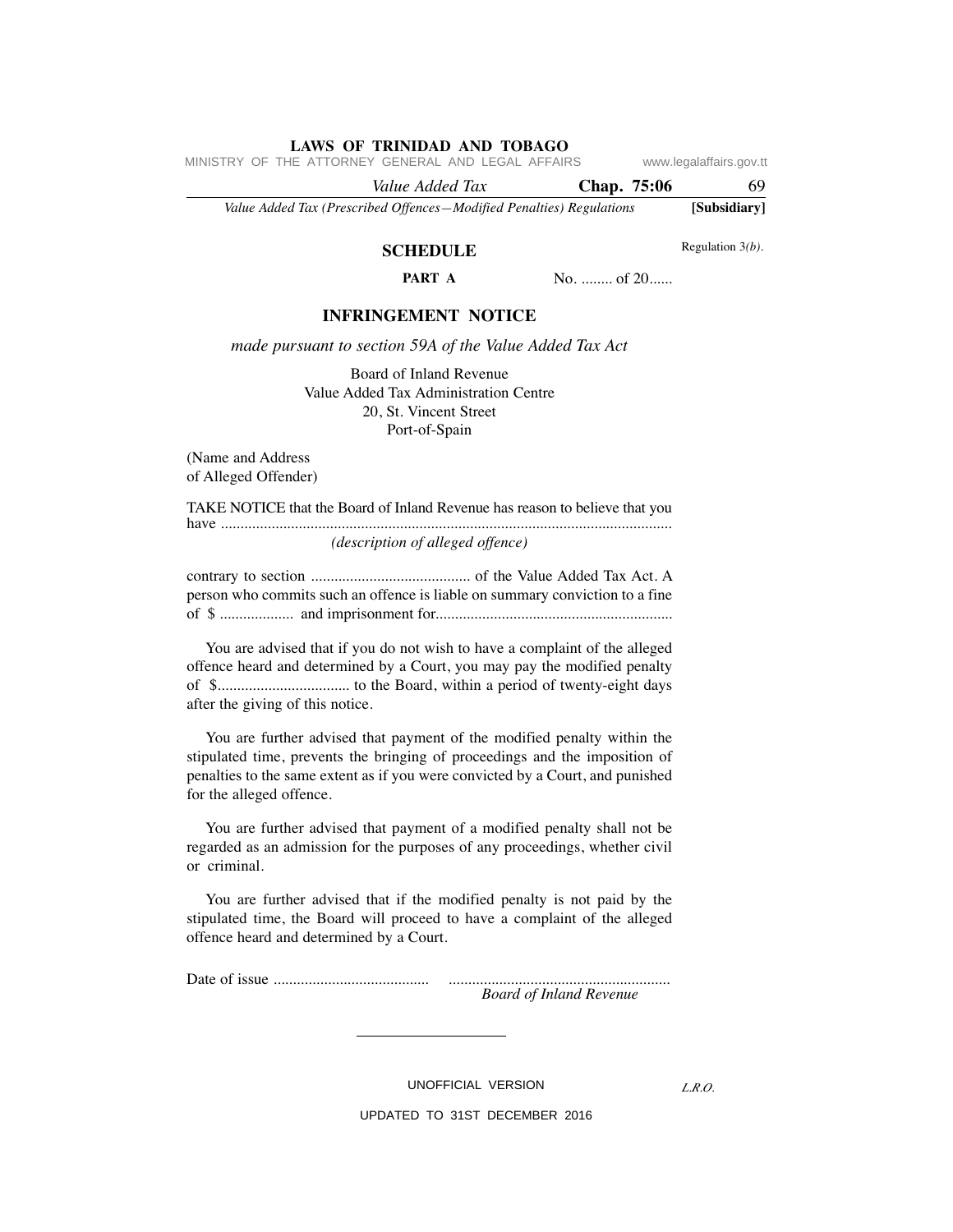## SCHEDULE

Regulation 3*(b)*.

**PART A** No. ........ of 20......

### INFRINGEMENT NOTICE

*made pursuant to section 59A of the Value Added Tax Act*

Board of Inland Revenue
Value Added Tax Administration Centre
20, St. Vincent Street
Port-of-Spain

(Name and Address
of Alleged Offender)

TAKE NOTICE that the Board of Inland Revenue has reason to believe that you have ....................................................................................................................
*(description of alleged offence)*

contrary to section ......................................... of the Value Added Tax Act. A person who commits such an offence is liable on summary conviction to a fine of $ ................... and imprisonment for............................................................

You are advised that if you do not wish to have a complaint of the alleged offence heard and determined by a Court, you may pay the modified penalty of $................................. to the Board, within a period of twenty-eight days after the giving of this notice.

You are further advised that payment of the modified penalty within the stipulated time, prevents the bringing of proceedings and the imposition of penalties to the same extent as if you were convicted by a Court, and punished for the alleged offence.

You are further advised that payment of a modified penalty shall not be regarded as an admission for the purposes of any proceedings, whether civil or criminal.

You are further advised that if the modified penalty is not paid by the stipulated time, the Board will proceed to have a complaint of the alleged offence heard and determined by a Court.

Date of issue ........................................ .........................................................
*Board of Inland Revenue*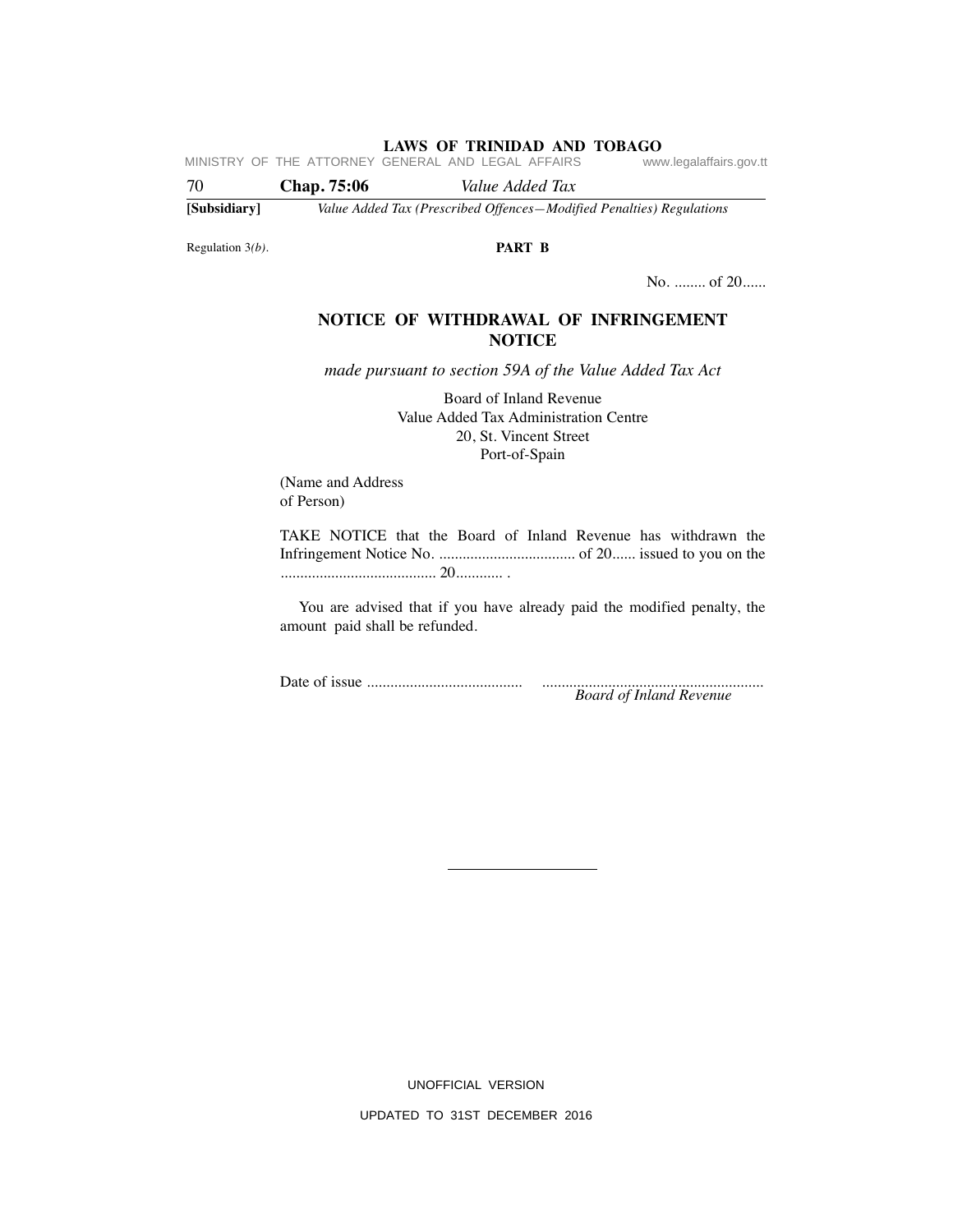Regulation 3*(b)*.

**PART B**

No. ........ of 20......

## NOTICE OF WITHDRAWAL OF INFRINGEMENT NOTICE

*made pursuant to section 59A of the Value Added Tax Act*

Board of Inland Revenue
Value Added Tax Administration Centre
20, St. Vincent Street
Port-of-Spain

(Name and Address
of Person)

TAKE NOTICE that the Board of Inland Revenue has withdrawn the Infringement Notice No. .................................. of 20...... issued to you on the ....................................... 20............ .

You are advised that if you have already paid the modified penalty, the amount paid shall be refunded.

Date of issue ........................................ .........................................................
*Board of Inland Revenue*